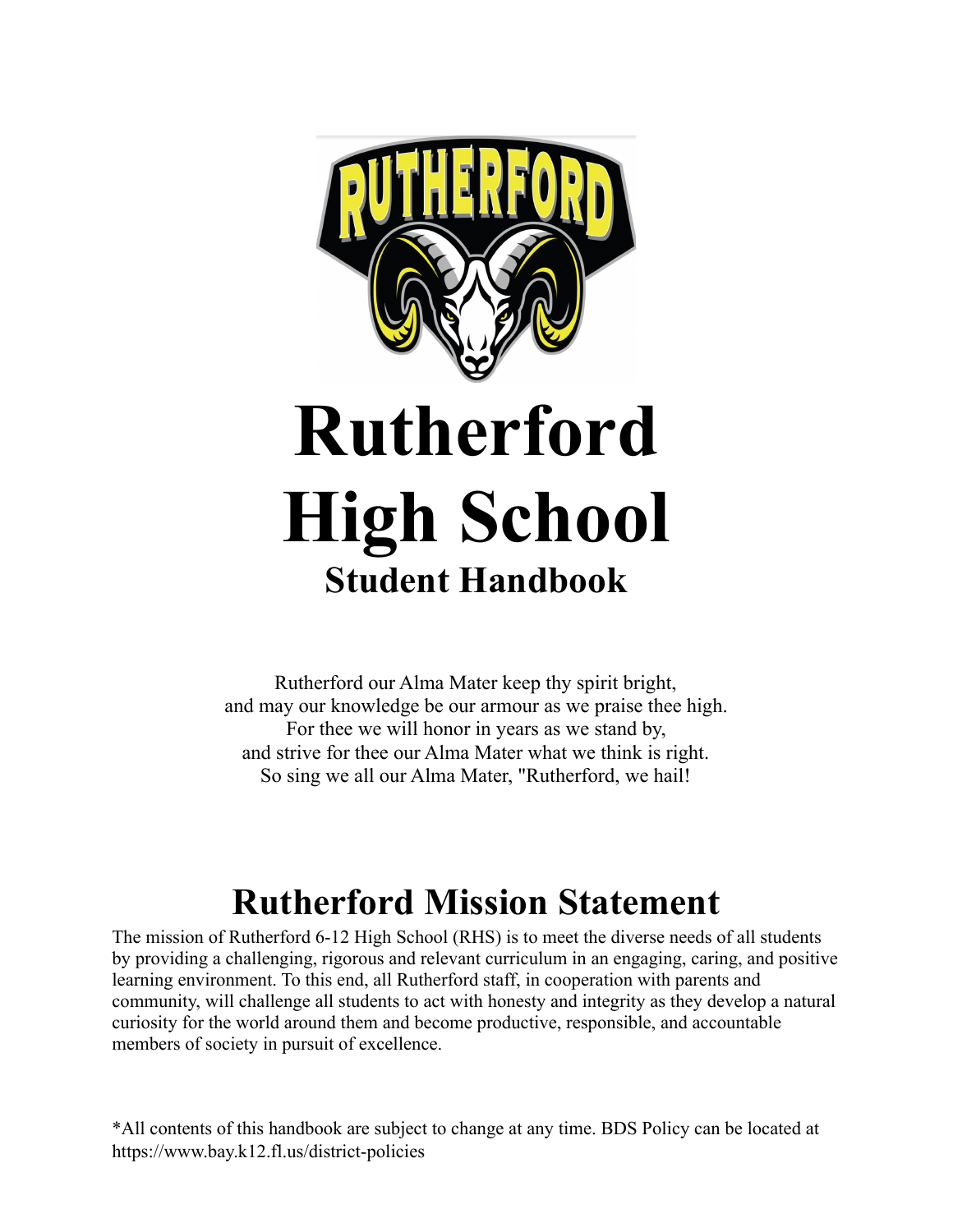# Rutherford High School

## Student Handbook

Rutherford our Alma Mater keep thy spirit bright,
and may our knowledge be our armour as we praise thee high.
For thee we will honor in years as we stand by,
and strive for thee our Alma Mater what we think is right.
So sing we all our Alma Mater, "Rutherford, we hail!

## Rutherford Mission Statement

The mission of Rutherford 6-12 High School (RHS) is to meet the diverse needs of all students by providing a challenging, rigorous and relevant curriculum in an engaging, caring, and positive learning environment. To this end, all Rutherford staff, in cooperation with parents and community, will challenge all students to act with honesty and integrity as they develop a natural curiosity for the world around them and become productive, responsible, and accountable members of society in pursuit of excellence.

*All contents of this handbook are subject to change at any time. BDS Policy can be located at https://www.bay.k12.fl.us/district-policies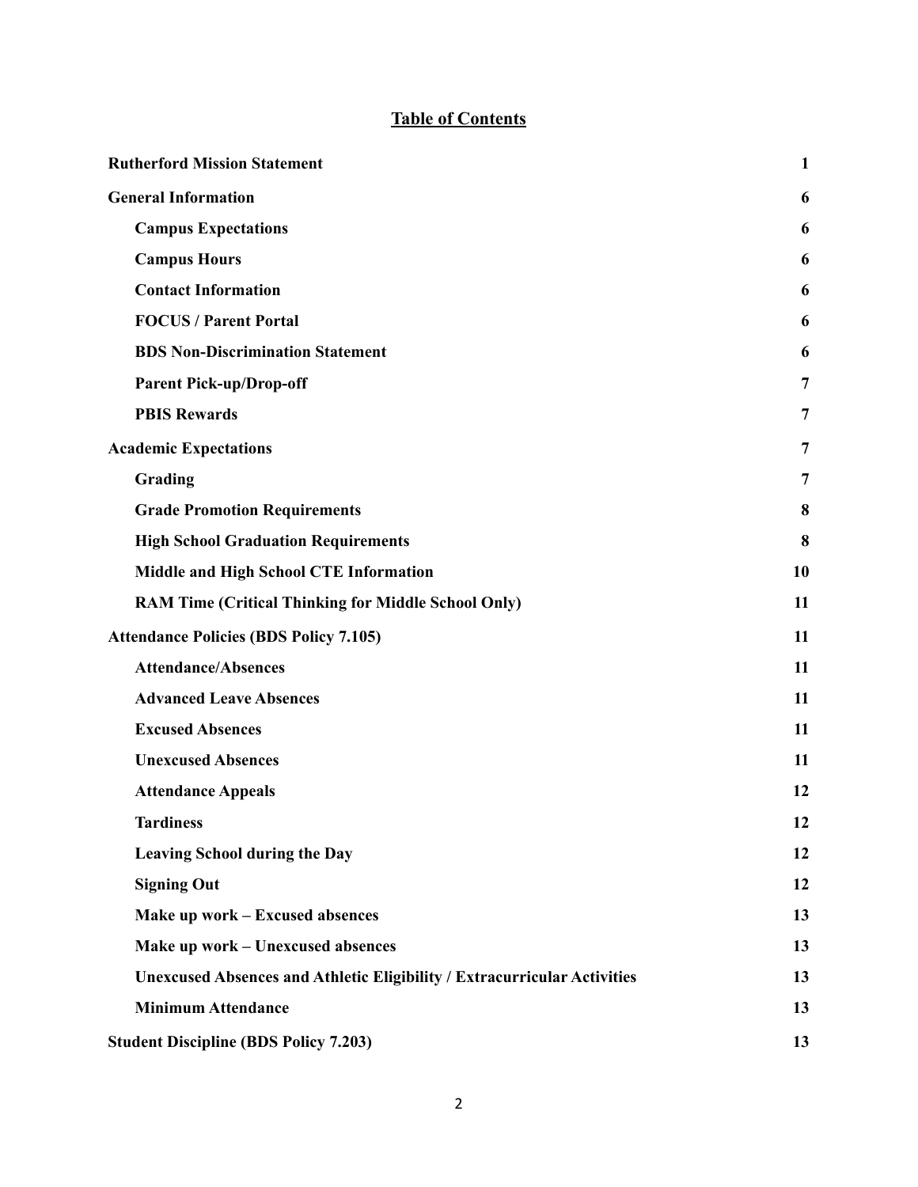## Table of Contents

| | |
|---|---|
| **Rutherford Mission Statement** | **1** |
| **General Information** | **6** |
| &nbsp;&nbsp;&nbsp;&nbsp;**Campus Expectations** | **6** |
| &nbsp;&nbsp;&nbsp;&nbsp;**Campus Hours** | **6** |
| &nbsp;&nbsp;&nbsp;&nbsp;**Contact Information** | **6** |
| &nbsp;&nbsp;&nbsp;&nbsp;**FOCUS / Parent Portal** | **6** |
| &nbsp;&nbsp;&nbsp;&nbsp;**BDS Non-Discrimination Statement** | **6** |
| &nbsp;&nbsp;&nbsp;&nbsp;**Parent Pick-up/Drop-off** | **7** |
| &nbsp;&nbsp;&nbsp;&nbsp;**PBIS Rewards** | **7** |
| **Academic Expectations** | **7** |
| &nbsp;&nbsp;&nbsp;&nbsp;**Grading** | **7** |
| &nbsp;&nbsp;&nbsp;&nbsp;**Grade Promotion Requirements** | **8** |
| &nbsp;&nbsp;&nbsp;&nbsp;**High School Graduation Requirements** | **8** |
| &nbsp;&nbsp;&nbsp;&nbsp;**Middle and High School CTE Information** | **10** |
| &nbsp;&nbsp;&nbsp;&nbsp;**RAM Time (Critical Thinking for Middle School Only)** | **11** |
| **Attendance Policies (BDS Policy 7.105)** | **11** |
| &nbsp;&nbsp;&nbsp;&nbsp;**Attendance/Absences** | **11** |
| &nbsp;&nbsp;&nbsp;&nbsp;**Advanced Leave Absences** | **11** |
| &nbsp;&nbsp;&nbsp;&nbsp;**Excused Absences** | **11** |
| &nbsp;&nbsp;&nbsp;&nbsp;**Unexcused Absences** | **11** |
| &nbsp;&nbsp;&nbsp;&nbsp;**Attendance Appeals** | **12** |
| &nbsp;&nbsp;&nbsp;&nbsp;**Tardiness** | **12** |
| &nbsp;&nbsp;&nbsp;&nbsp;**Leaving School during the Day** | **12** |
| &nbsp;&nbsp;&nbsp;&nbsp;**Signing Out** | **12** |
| &nbsp;&nbsp;&nbsp;&nbsp;**Make up work – Excused absences** | **13** |
| &nbsp;&nbsp;&nbsp;&nbsp;**Make up work – Unexcused absences** | **13** |
| &nbsp;&nbsp;&nbsp;&nbsp;**Unexcused Absences and Athletic Eligibility / Extracurricular Activities** | **13** |
| &nbsp;&nbsp;&nbsp;&nbsp;**Minimum Attendance** | **13** |
| **Student Discipline (BDS Policy 7.203)** | **13** |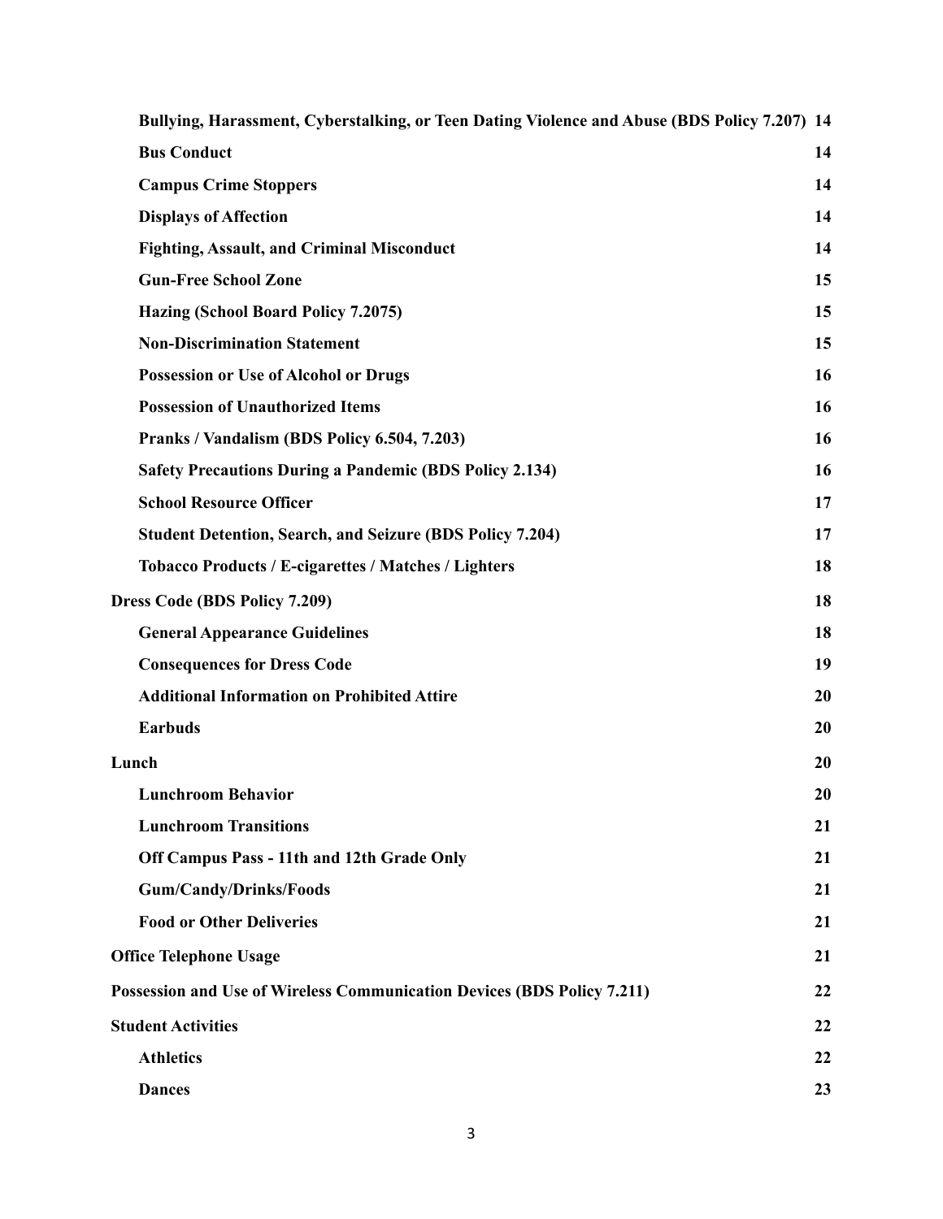| | |
|---|---|
| **Bullying, Harassment, Cyberstalking, or Teen Dating Violence and Abuse (BDS Policy 7.207)** | **14** |
| **Bus Conduct** | **14** |
| **Campus Crime Stoppers** | **14** |
| **Displays of Affection** | **14** |
| **Fighting, Assault, and Criminal Misconduct** | **14** |
| **Gun-Free School Zone** | **15** |
| **Hazing (School Board Policy 7.2075)** | **15** |
| **Non-Discrimination Statement** | **15** |
| **Possession or Use of Alcohol or Drugs** | **16** |
| **Possession of Unauthorized Items** | **16** |
| **Pranks / Vandalism (BDS Policy 6.504, 7.203)** | **16** |
| **Safety Precautions During a Pandemic (BDS Policy 2.134)** | **16** |
| **School Resource Officer** | **17** |
| **Student Detention, Search, and Seizure (BDS Policy 7.204)** | **17** |
| **Tobacco Products / E-cigarettes / Matches / Lighters** | **18** |
| **Dress Code (BDS Policy 7.209)** | **18** |
| **General Appearance Guidelines** | **18** |
| **Consequences for Dress Code** | **19** |
| **Additional Information on Prohibited Attire** | **20** |
| **Earbuds** | **20** |
| **Lunch** | **20** |
| **Lunchroom Behavior** | **20** |
| **Lunchroom Transitions** | **21** |
| **Off Campus Pass - 11th and 12th Grade Only** | **21** |
| **Gum/Candy/Drinks/Foods** | **21** |
| **Food or Other Deliveries** | **21** |
| **Office Telephone Usage** | **21** |
| **Possession and Use of Wireless Communication Devices (BDS Policy 7.211)** | **22** |
| **Student Activities** | **22** |
| **Athletics** | **22** |
| **Dances** | **23** |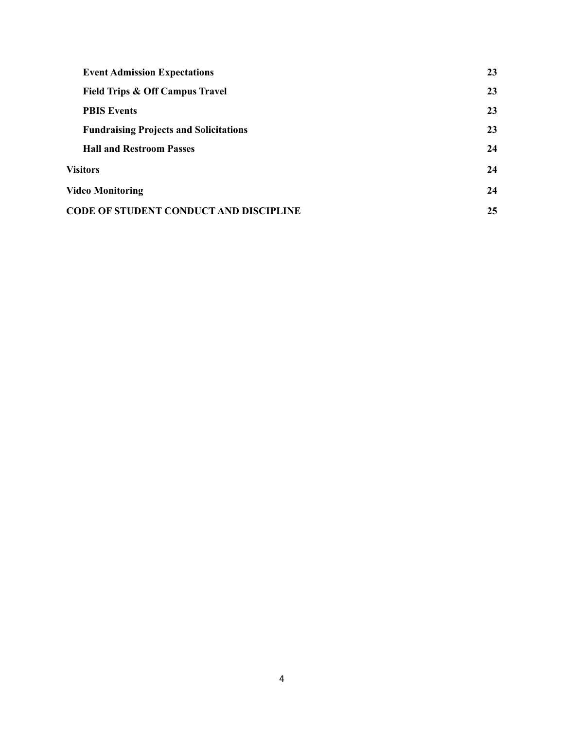| | |
|---|---|
| **Event Admission Expectations** | **23** |
| **Field Trips & Off Campus Travel** | **23** |
| **PBIS Events** | **23** |
| **Fundraising Projects and Solicitations** | **23** |
| **Hall and Restroom Passes** | **24** |
| **Visitors** | **24** |
| **Video Monitoring** | **24** |
| **CODE OF STUDENT CONDUCT AND DISCIPLINE** | **25** |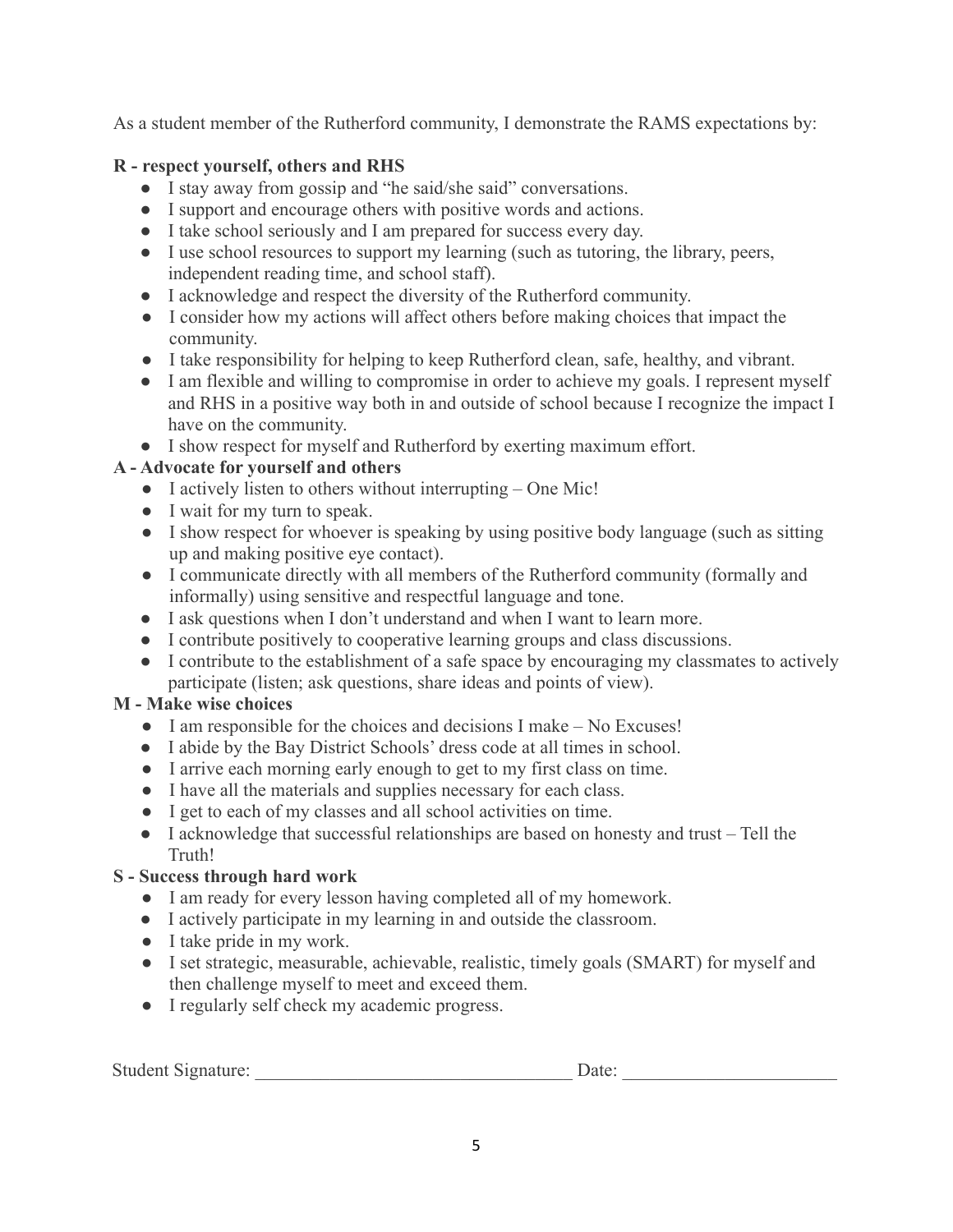As a student member of the Rutherford community, I demonstrate the RAMS expectations by:

**R - respect yourself, others and RHS**

- I stay away from gossip and “he said/she said” conversations.
- I support and encourage others with positive words and actions.
- I take school seriously and I am prepared for success every day.
- I use school resources to support my learning (such as tutoring, the library, peers, independent reading time, and school staff).
- I acknowledge and respect the diversity of the Rutherford community.
- I consider how my actions will affect others before making choices that impact the community.
- I take responsibility for helping to keep Rutherford clean, safe, healthy, and vibrant.
- I am flexible and willing to compromise in order to achieve my goals. I represent myself and RHS in a positive way both in and outside of school because I recognize the impact I have on the community.
- I show respect for myself and Rutherford by exerting maximum effort.

**A - Advocate for yourself and others**

- I actively listen to others without interrupting – One Mic!
- I wait for my turn to speak.
- I show respect for whoever is speaking by using positive body language (such as sitting up and making positive eye contact).
- I communicate directly with all members of the Rutherford community (formally and informally) using sensitive and respectful language and tone.
- I ask questions when I don’t understand and when I want to learn more.
- I contribute positively to cooperative learning groups and class discussions.
- I contribute to the establishment of a safe space by encouraging my classmates to actively participate (listen; ask questions, share ideas and points of view).

**M - Make wise choices**

- I am responsible for the choices and decisions I make – No Excuses!
- I abide by the Bay District Schools’ dress code at all times in school.
- I arrive each morning early enough to get to my first class on time.
- I have all the materials and supplies necessary for each class.
- I get to each of my classes and all school activities on time.
- I acknowledge that successful relationships are based on honesty and trust – Tell the Truth!

**S - Success through hard work**

- I am ready for every lesson having completed all of my homework.
- I actively participate in my learning in and outside the classroom.
- I take pride in my work.
- I set strategic, measurable, achievable, realistic, timely goals (SMART) for myself and then challenge myself to meet and exceed them.
- I regularly self check my academic progress.

Student Signature: ___________________________________ Date: _______________________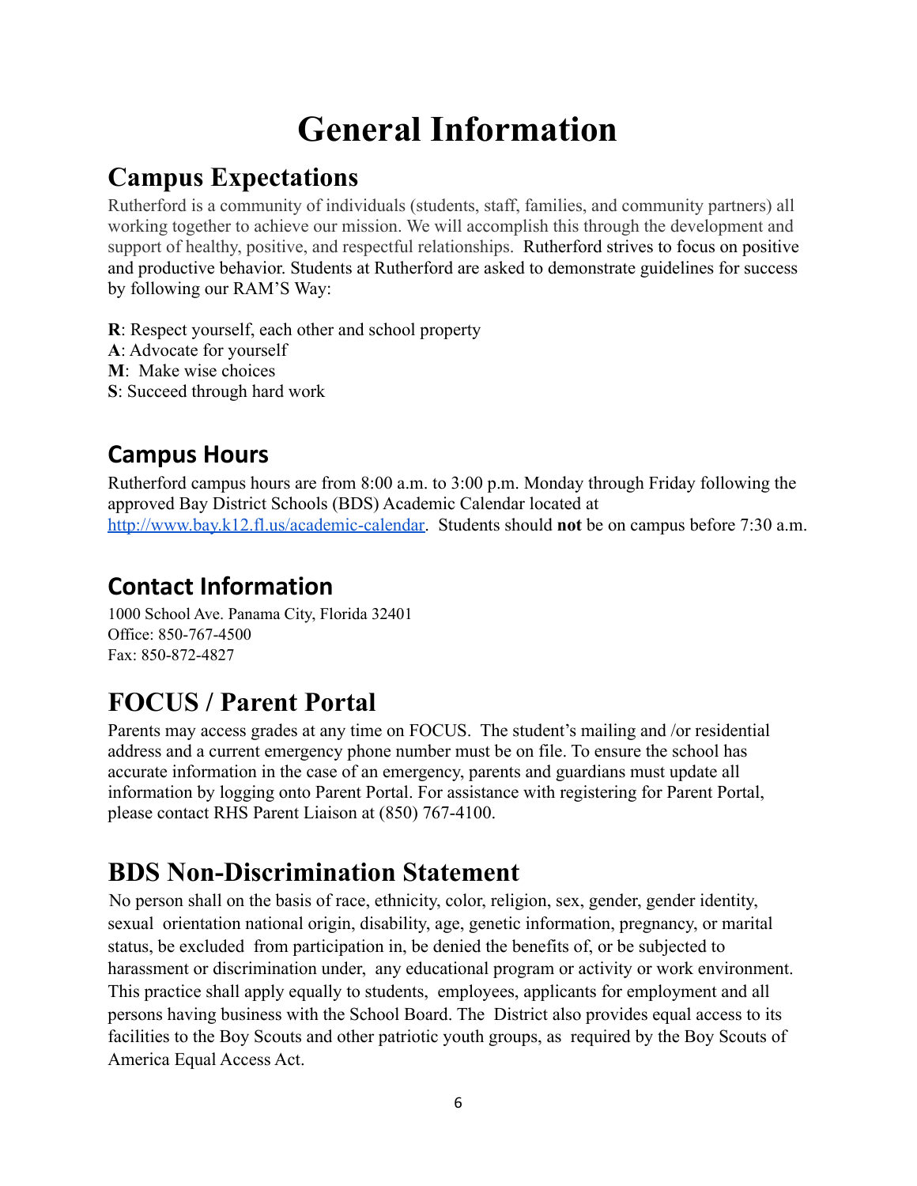# General Information

## Campus Expectations

Rutherford is a community of individuals (students, staff, families, and community partners) all working together to achieve our mission. We will accomplish this through the development and support of healthy, positive, and respectful relationships. Rutherford strives to focus on positive and productive behavior. Students at Rutherford are asked to demonstrate guidelines for success by following our RAM'S Way:

**R**: Respect yourself, each other and school property
**A**: Advocate for yourself
**M**: Make wise choices
**S**: Succeed through hard work

## Campus Hours

Rutherford campus hours are from 8:00 a.m. to 3:00 p.m. Monday through Friday following the approved Bay District Schools (BDS) Academic Calendar located at http://www.bay.k12.fl.us/academic-calendar. Students should **not** be on campus before 7:30 a.m.

## Contact Information

1000 School Ave. Panama City, Florida 32401
Office: 850-767-4500
Fax: 850-872-4827

## FOCUS / Parent Portal

Parents may access grades at any time on FOCUS. The student's mailing and /or residential address and a current emergency phone number must be on file. To ensure the school has accurate information in the case of an emergency, parents and guardians must update all information by logging onto Parent Portal. For assistance with registering for Parent Portal, please contact RHS Parent Liaison at (850) 767-4100.

## BDS Non-Discrimination Statement

No person shall on the basis of race, ethnicity, color, religion, sex, gender, gender identity, sexual orientation national origin, disability, age, genetic information, pregnancy, or marital status, be excluded from participation in, be denied the benefits of, or be subjected to harassment or discrimination under, any educational program or activity or work environment. This practice shall apply equally to students, employees, applicants for employment and all persons having business with the School Board. The District also provides equal access to its facilities to the Boy Scouts and other patriotic youth groups, as required by the Boy Scouts of America Equal Access Act.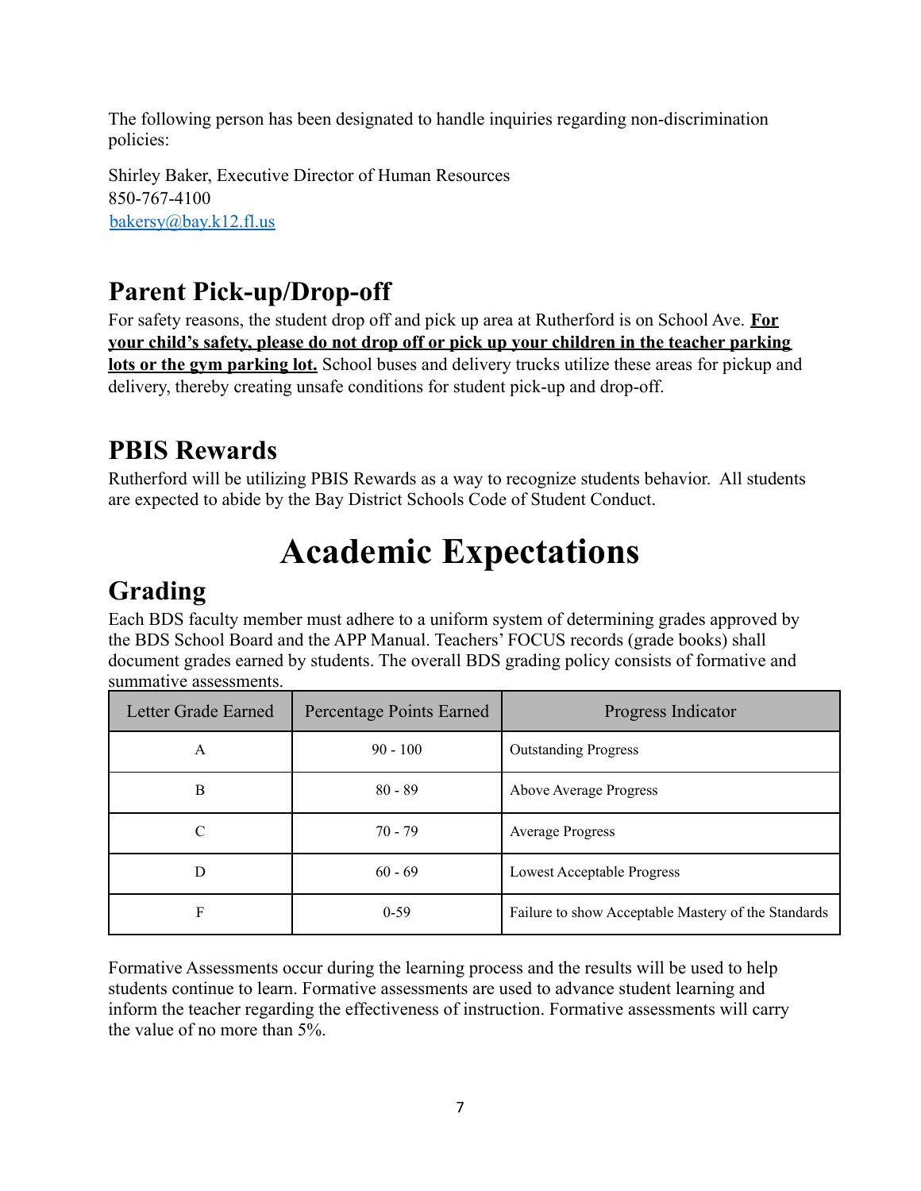The following person has been designated to handle inquiries regarding non-discrimination policies:

Shirley Baker, Executive Director of Human Resources
850-767-4100
bakersy@bay.k12.fl.us

## Parent Pick-up/Drop-off

For safety reasons, the student drop off and pick up area at Rutherford is on School Ave. **For your child's safety, please do not drop off or pick up your children in the teacher parking lots or the gym parking lot.** School buses and delivery trucks utilize these areas for pickup and delivery, thereby creating unsafe conditions for student pick-up and drop-off.

## PBIS Rewards

Rutherford will be utilizing PBIS Rewards as a way to recognize students behavior. All students are expected to abide by the Bay District Schools Code of Student Conduct.

# Academic Expectations

## Grading

Each BDS faculty member must adhere to a uniform system of determining grades approved by the BDS School Board and the APP Manual. Teachers' FOCUS records (grade books) shall document grades earned by students. The overall BDS grading policy consists of formative and summative assessments.

| Letter Grade Earned | Percentage Points Earned | Progress Indicator |
|---|---|---|
| A | 90 - 100 | Outstanding Progress |
| B | 80 - 89 | Above Average Progress |
| C | 70 - 79 | Average Progress |
| D | 60 - 69 | Lowest Acceptable Progress |
| F | 0-59 | Failure to show Acceptable Mastery of the Standards |

Formative Assessments occur during the learning process and the results will be used to help students continue to learn. Formative assessments are used to advance student learning and inform the teacher regarding the effectiveness of instruction. Formative assessments will carry the value of no more than 5%.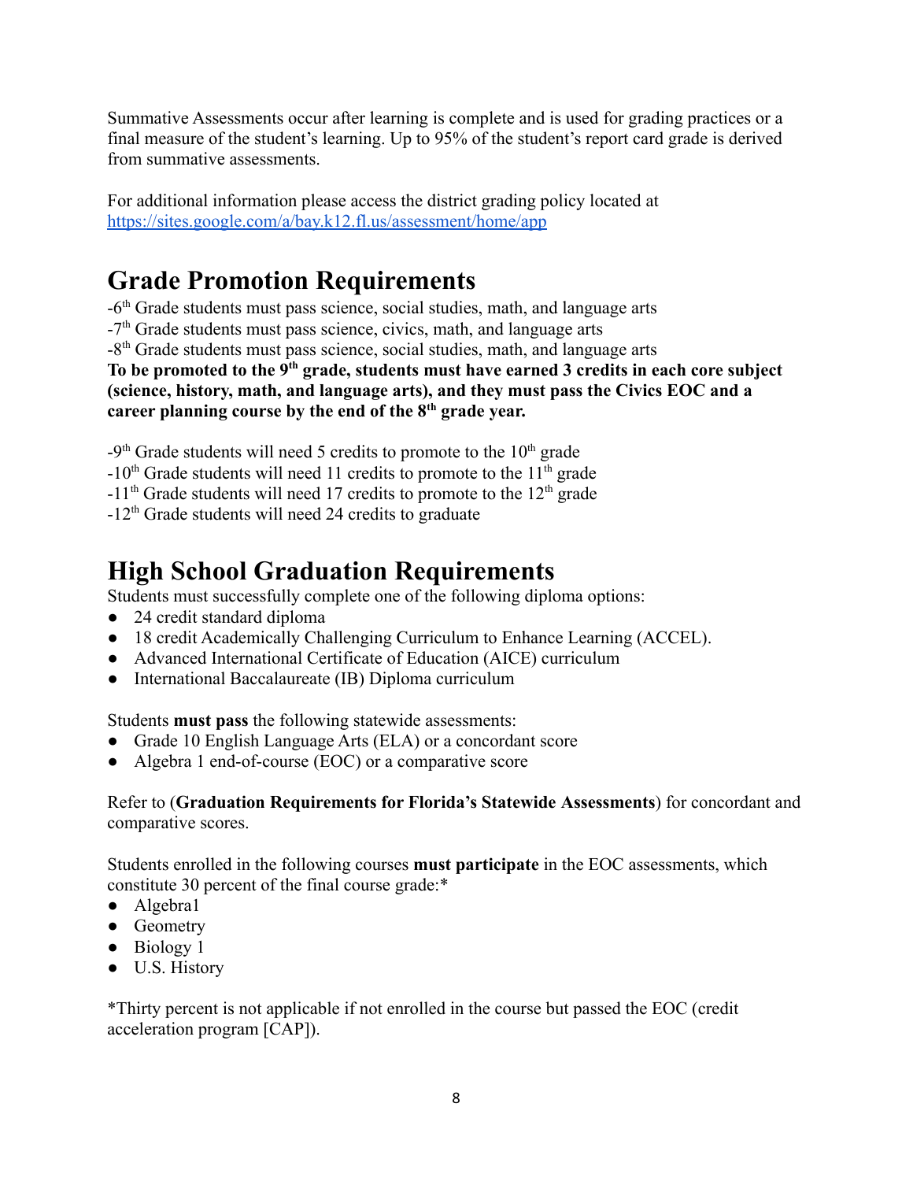Summative Assessments occur after learning is complete and is used for grading practices or a final measure of the student's learning. Up to 95% of the student's report card grade is derived from summative assessments.

For additional information please access the district grading policy located at https://sites.google.com/a/bay.k12.fl.us/assessment/home/app

# Grade Promotion Requirements

-6th Grade students must pass science, social studies, math, and language arts
-7th Grade students must pass science, civics, math, and language arts
-8th Grade students must pass science, social studies, math, and language arts
**To be promoted to the 9th grade, students must have earned 3 credits in each core subject (science, history, math, and language arts), and they must pass the Civics EOC and a career planning course by the end of the 8th grade year.**

-9th Grade students will need 5 credits to promote to the 10th grade
-10th Grade students will need 11 credits to promote to the 11th grade
-11th Grade students will need 17 credits to promote to the 12th grade
-12th Grade students will need 24 credits to graduate

# High School Graduation Requirements

Students must successfully complete one of the following diploma options:

- 24 credit standard diploma
- 18 credit Academically Challenging Curriculum to Enhance Learning (ACCEL).
- Advanced International Certificate of Education (AICE) curriculum
- International Baccalaureate (IB) Diploma curriculum

Students **must pass** the following statewide assessments:

- Grade 10 English Language Arts (ELA) or a concordant score
- Algebra 1 end-of-course (EOC) or a comparative score

Refer to (**Graduation Requirements for Florida's Statewide Assessments**) for concordant and comparative scores.

Students enrolled in the following courses **must participate** in the EOC assessments, which constitute 30 percent of the final course grade:*

- Algebra1
- Geometry
- Biology 1
- U.S. History

*Thirty percent is not applicable if not enrolled in the course but passed the EOC (credit acceleration program [CAP]).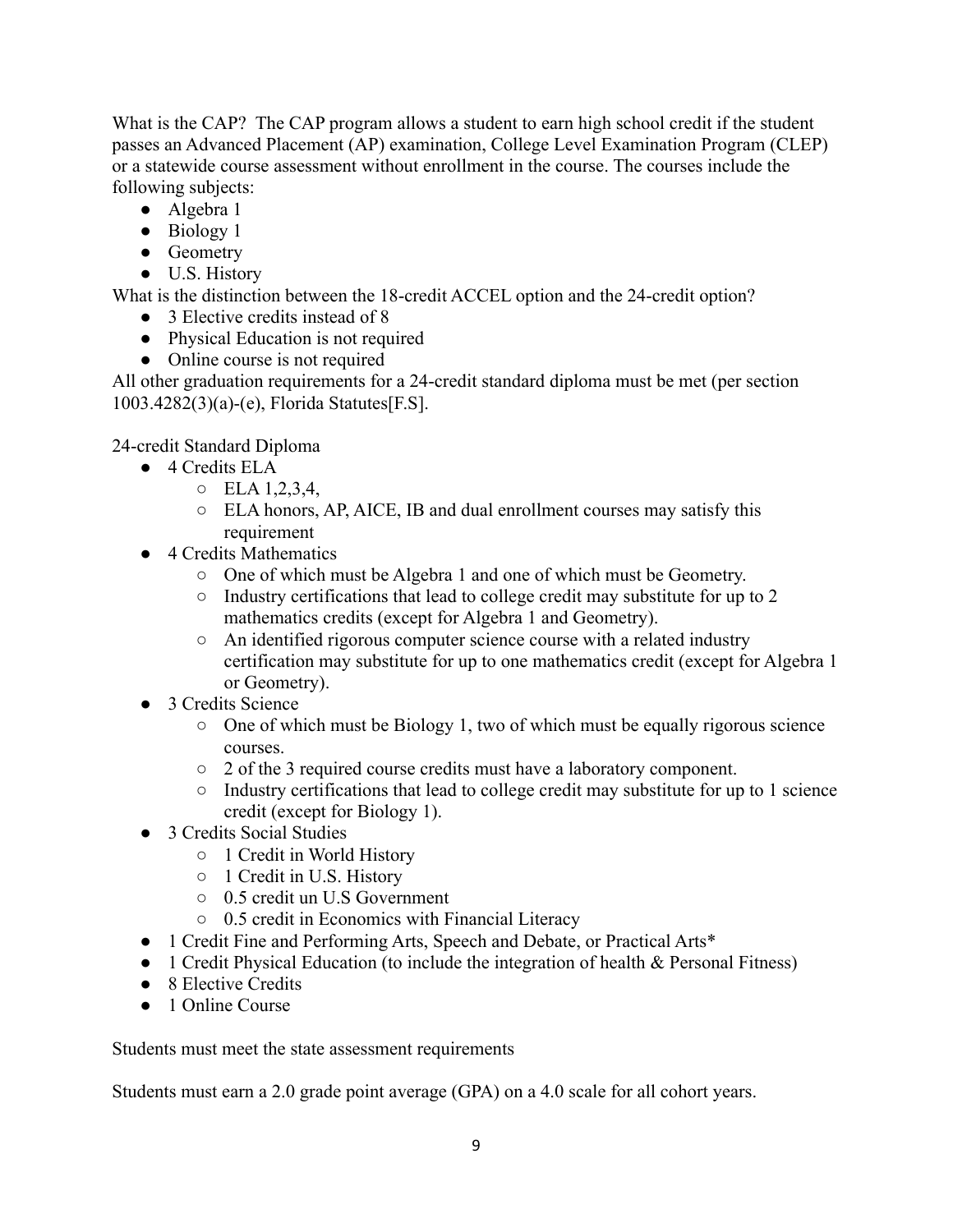What is the CAP? The CAP program allows a student to earn high school credit if the student passes an Advanced Placement (AP) examination, College Level Examination Program (CLEP) or a statewide course assessment without enrollment in the course. The courses include the following subjects:

- Algebra 1
- Biology 1
- Geometry
- U.S. History

What is the distinction between the 18-credit ACCEL option and the 24-credit option?

- 3 Elective credits instead of 8
- Physical Education is not required
- Online course is not required

All other graduation requirements for a 24-credit standard diploma must be met (per section 1003.4282(3)(a)-(e), Florida Statutes[F.S].

24-credit Standard Diploma

- 4 Credits ELA
  - ELA 1,2,3,4,
  - ELA honors, AP, AICE, IB and dual enrollment courses may satisfy this requirement
- 4 Credits Mathematics
  - One of which must be Algebra 1 and one of which must be Geometry.
  - Industry certifications that lead to college credit may substitute for up to 2 mathematics credits (except for Algebra 1 and Geometry).
  - An identified rigorous computer science course with a related industry certification may substitute for up to one mathematics credit (except for Algebra 1 or Geometry).
- 3 Credits Science
  - One of which must be Biology 1, two of which must be equally rigorous science courses.
  - 2 of the 3 required course credits must have a laboratory component.
  - Industry certifications that lead to college credit may substitute for up to 1 science credit (except for Biology 1).
- 3 Credits Social Studies
  - 1 Credit in World History
  - 1 Credit in U.S. History
  - 0.5 credit un U.S Government
  - 0.5 credit in Economics with Financial Literacy
- 1 Credit Fine and Performing Arts, Speech and Debate, or Practical Arts*
- 1 Credit Physical Education (to include the integration of health & Personal Fitness)
- 8 Elective Credits
- 1 Online Course

Students must meet the state assessment requirements

Students must earn a 2.0 grade point average (GPA) on a 4.0 scale for all cohort years.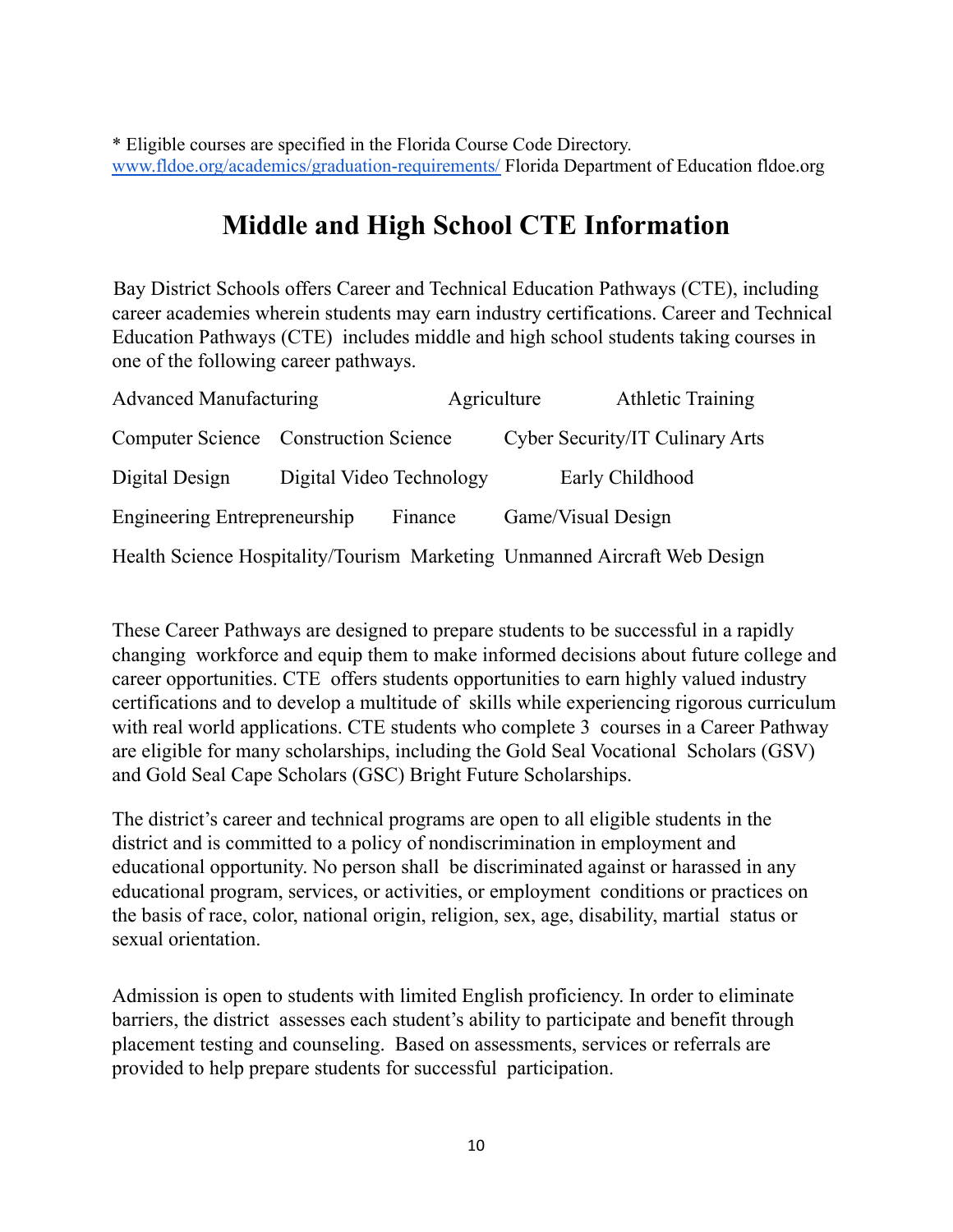* Eligible courses are specified in the Florida Course Code Directory. [www.fldoe.org/academics/graduation-requirements/](http://www.fldoe.org/academics/graduation-requirements/) Florida Department of Education fldoe.org

# Middle and High School CTE Information

Bay District Schools offers Career and Technical Education Pathways (CTE), including career academies wherein students may earn industry certifications. Career and Technical Education Pathways (CTE) includes middle and high school students taking courses in one of the following career pathways.

Advanced Manufacturing Agriculture Athletic Training

Computer Science Construction Science Cyber Security/IT Culinary Arts

Digital Design Digital Video Technology Early Childhood

Engineering Entrepreneurship Finance Game/Visual Design

Health Science Hospitality/Tourism Marketing Unmanned Aircraft Web Design

These Career Pathways are designed to prepare students to be successful in a rapidly changing workforce and equip them to make informed decisions about future college and career opportunities. CTE offers students opportunities to earn highly valued industry certifications and to develop a multitude of skills while experiencing rigorous curriculum with real world applications. CTE students who complete 3 courses in a Career Pathway are eligible for many scholarships, including the Gold Seal Vocational Scholars (GSV) and Gold Seal Cape Scholars (GSC) Bright Future Scholarships.

The district's career and technical programs are open to all eligible students in the district and is committed to a policy of nondiscrimination in employment and educational opportunity. No person shall be discriminated against or harassed in any educational program, services, or activities, or employment conditions or practices on the basis of race, color, national origin, religion, sex, age, disability, martial status or sexual orientation.

Admission is open to students with limited English proficiency. In order to eliminate barriers, the district assesses each student's ability to participate and benefit through placement testing and counseling. Based on assessments, services or referrals are provided to help prepare students for successful participation.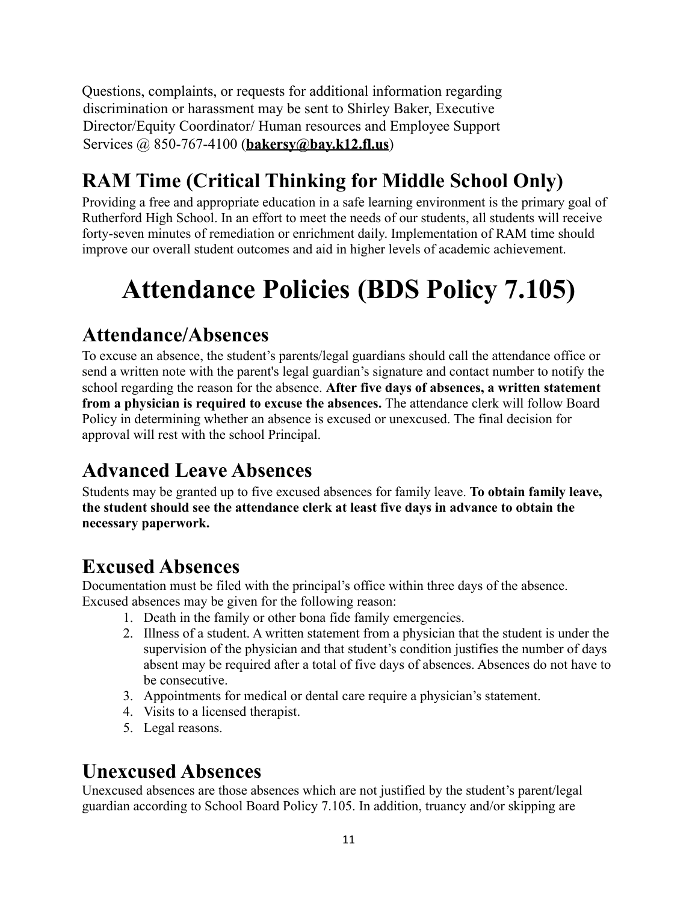Questions, complaints, or requests for additional information regarding discrimination or harassment may be sent to Shirley Baker, Executive Director/Equity Coordinator/ Human resources and Employee Support Services @ 850-767-4100 (**bakersy@bay.k12.fl.us**)

## RAM Time (Critical Thinking for Middle School Only)

Providing a free and appropriate education in a safe learning environment is the primary goal of Rutherford High School. In an effort to meet the needs of our students, all students will receive forty-seven minutes of remediation or enrichment daily. Implementation of RAM time should improve our overall student outcomes and aid in higher levels of academic achievement.

# Attendance Policies (BDS Policy 7.105)

## Attendance/Absences

To excuse an absence, the student's parents/legal guardians should call the attendance office or send a written note with the parent's legal guardian's signature and contact number to notify the school regarding the reason for the absence. **After five days of absences, a written statement from a physician is required to excuse the absences.** The attendance clerk will follow Board Policy in determining whether an absence is excused or unexcused. The final decision for approval will rest with the school Principal.

## Advanced Leave Absences

Students may be granted up to five excused absences for family leave. **To obtain family leave, the student should see the attendance clerk at least five days in advance to obtain the necessary paperwork.**

## Excused Absences

Documentation must be filed with the principal's office within three days of the absence. Excused absences may be given for the following reason:

1. Death in the family or other bona fide family emergencies.
2. Illness of a student. A written statement from a physician that the student is under the supervision of the physician and that student's condition justifies the number of days absent may be required after a total of five days of absences. Absences do not have to be consecutive.
3. Appointments for medical or dental care require a physician's statement.
4. Visits to a licensed therapist.
5. Legal reasons.

## Unexcused Absences

Unexcused absences are those absences which are not justified by the student's parent/legal guardian according to School Board Policy 7.105. In addition, truancy and/or skipping are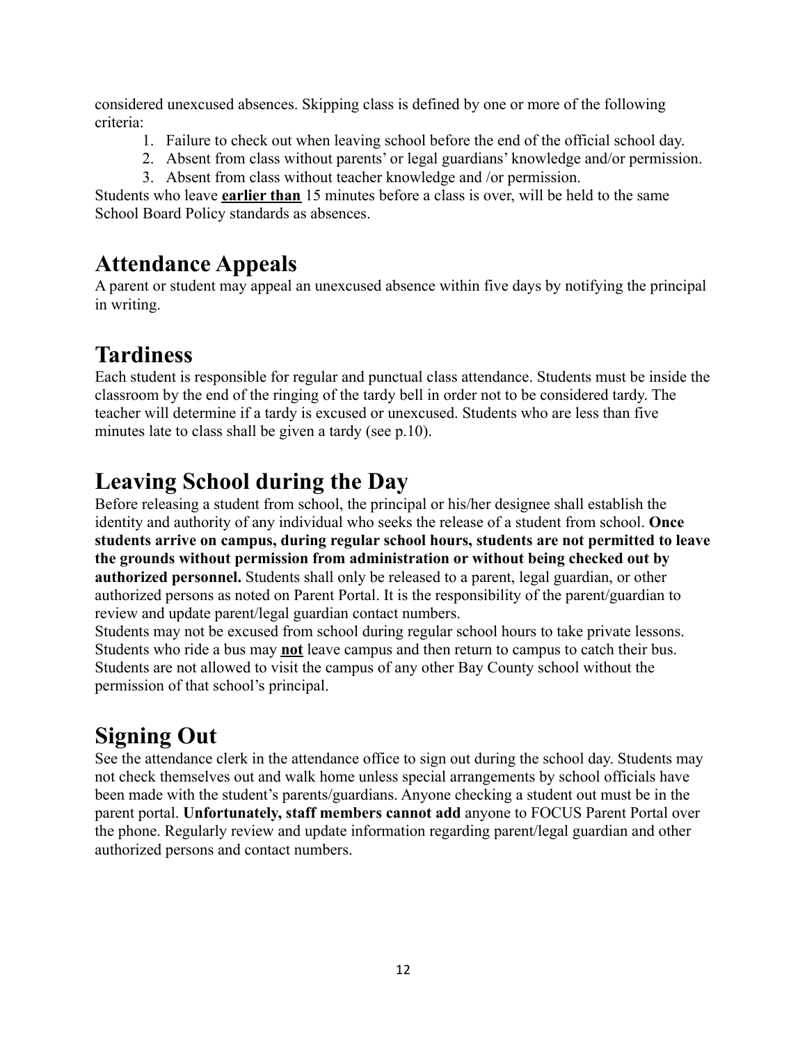considered unexcused absences. Skipping class is defined by one or more of the following criteria:

1. Failure to check out when leaving school before the end of the official school day.
2. Absent from class without parents' or legal guardians' knowledge and/or permission.
3. Absent from class without teacher knowledge and /or permission.

Students who leave **earlier than** 15 minutes before a class is over, will be held to the same School Board Policy standards as absences.

## Attendance Appeals

A parent or student may appeal an unexcused absence within five days by notifying the principal in writing.

## Tardiness

Each student is responsible for regular and punctual class attendance. Students must be inside the classroom by the end of the ringing of the tardy bell in order not to be considered tardy. The teacher will determine if a tardy is excused or unexcused. Students who are less than five minutes late to class shall be given a tardy (see p.10).

## Leaving School during the Day

Before releasing a student from school, the principal or his/her designee shall establish the identity and authority of any individual who seeks the release of a student from school. **Once students arrive on campus, during regular school hours, students are not permitted to leave the grounds without permission from administration or without being checked out by authorized personnel.** Students shall only be released to a parent, legal guardian, or other authorized persons as noted on Parent Portal. It is the responsibility of the parent/guardian to review and update parent/legal guardian contact numbers.

Students may not be excused from school during regular school hours to take private lessons. Students who ride a bus may **not** leave campus and then return to campus to catch their bus. Students are not allowed to visit the campus of any other Bay County school without the permission of that school's principal.

## Signing Out

See the attendance clerk in the attendance office to sign out during the school day. Students may not check themselves out and walk home unless special arrangements by school officials have been made with the student's parents/guardians. Anyone checking a student out must be in the parent portal. **Unfortunately, staff members cannot add** anyone to FOCUS Parent Portal over the phone. Regularly review and update information regarding parent/legal guardian and other authorized persons and contact numbers.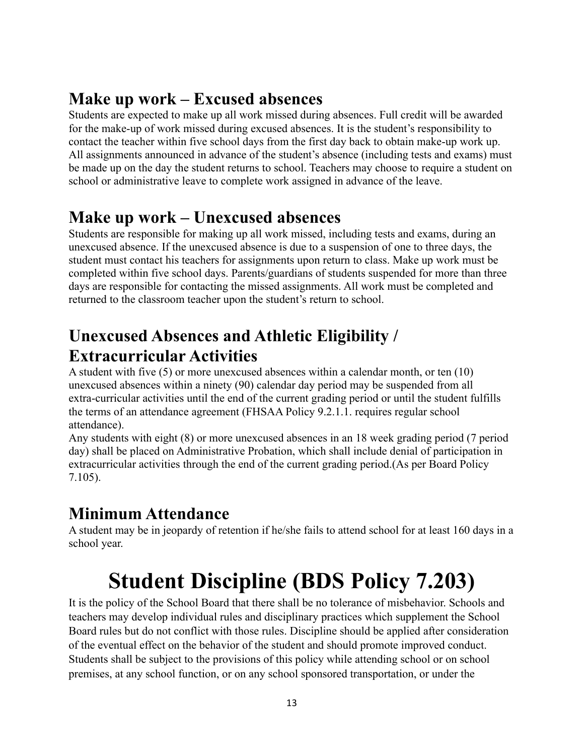## Make up work – Excused absences

Students are expected to make up all work missed during absences. Full credit will be awarded for the make-up of work missed during excused absences. It is the student's responsibility to contact the teacher within five school days from the first day back to obtain make-up work up. All assignments announced in advance of the student's absence (including tests and exams) must be made up on the day the student returns to school. Teachers may choose to require a student on school or administrative leave to complete work assigned in advance of the leave.

## Make up work – Unexcused absences

Students are responsible for making up all work missed, including tests and exams, during an unexcused absence. If the unexcused absence is due to a suspension of one to three days, the student must contact his teachers for assignments upon return to class. Make up work must be completed within five school days. Parents/guardians of students suspended for more than three days are responsible for contacting the missed assignments. All work must be completed and returned to the classroom teacher upon the student's return to school.

## Unexcused Absences and Athletic Eligibility / Extracurricular Activities

A student with five (5) or more unexcused absences within a calendar month, or ten (10) unexcused absences within a ninety (90) calendar day period may be suspended from all extra-curricular activities until the end of the current grading period or until the student fulfills the terms of an attendance agreement (FHSAA Policy 9.2.1.1. requires regular school attendance).

Any students with eight (8) or more unexcused absences in an 18 week grading period (7 period day) shall be placed on Administrative Probation, which shall include denial of participation in extracurricular activities through the end of the current grading period.(As per Board Policy 7.105).

## Minimum Attendance

A student may be in jeopardy of retention if he/she fails to attend school for at least 160 days in a school year.

# Student Discipline (BDS Policy 7.203)

It is the policy of the School Board that there shall be no tolerance of misbehavior. Schools and teachers may develop individual rules and disciplinary practices which supplement the School Board rules but do not conflict with those rules. Discipline should be applied after consideration of the eventual effect on the behavior of the student and should promote improved conduct. Students shall be subject to the provisions of this policy while attending school or on school premises, at any school function, or on any school sponsored transportation, or under the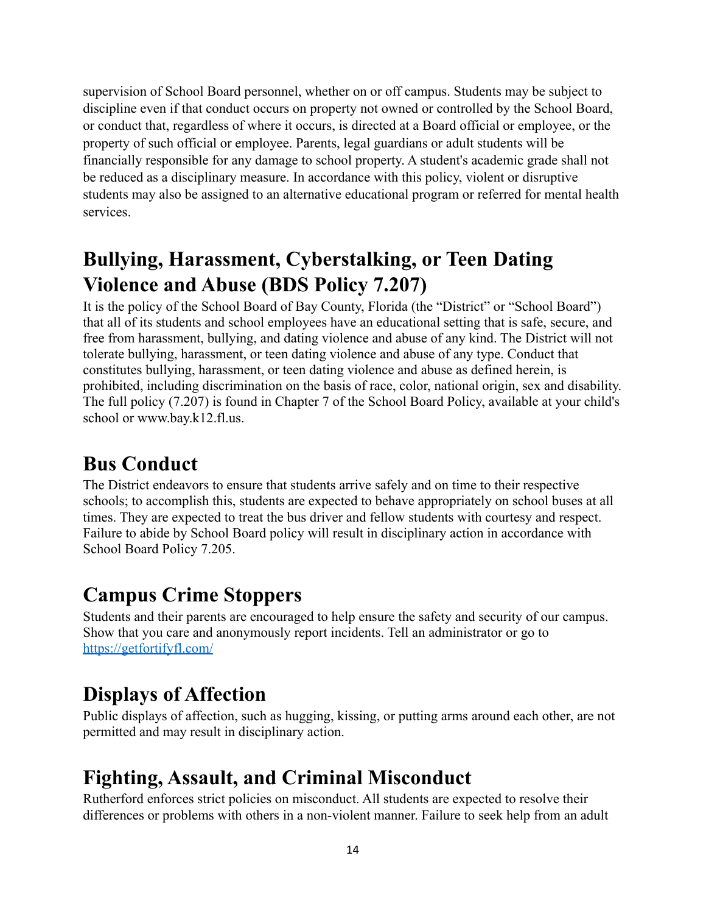supervision of School Board personnel, whether on or off campus. Students may be subject to discipline even if that conduct occurs on property not owned or controlled by the School Board, or conduct that, regardless of where it occurs, is directed at a Board official or employee, or the property of such official or employee. Parents, legal guardians or adult students will be financially responsible for any damage to school property. A student's academic grade shall not be reduced as a disciplinary measure. In accordance with this policy, violent or disruptive students may also be assigned to an alternative educational program or referred for mental health services.

## Bullying, Harassment, Cyberstalking, or Teen Dating Violence and Abuse (BDS Policy 7.207)

It is the policy of the School Board of Bay County, Florida (the "District" or "School Board") that all of its students and school employees have an educational setting that is safe, secure, and free from harassment, bullying, and dating violence and abuse of any kind. The District will not tolerate bullying, harassment, or teen dating violence and abuse of any type. Conduct that constitutes bullying, harassment, or teen dating violence and abuse as defined herein, is prohibited, including discrimination on the basis of race, color, national origin, sex and disability. The full policy (7.207) is found in Chapter 7 of the School Board Policy, available at your child's school or www.bay.k12.fl.us.

## Bus Conduct

The District endeavors to ensure that students arrive safely and on time to their respective schools; to accomplish this, students are expected to behave appropriately on school buses at all times. They are expected to treat the bus driver and fellow students with courtesy and respect. Failure to abide by School Board policy will result in disciplinary action in accordance with School Board Policy 7.205.

## Campus Crime Stoppers

Students and their parents are encouraged to help ensure the safety and security of our campus. Show that you care and anonymously report incidents. Tell an administrator or go to [https://getfortifyfl.com/](https://getfortifyfl.com/)

## Displays of Affection

Public displays of affection, such as hugging, kissing, or putting arms around each other, are not permitted and may result in disciplinary action.

## Fighting, Assault, and Criminal Misconduct

Rutherford enforces strict policies on misconduct. All students are expected to resolve their differences or problems with others in a non-violent manner. Failure to seek help from an adult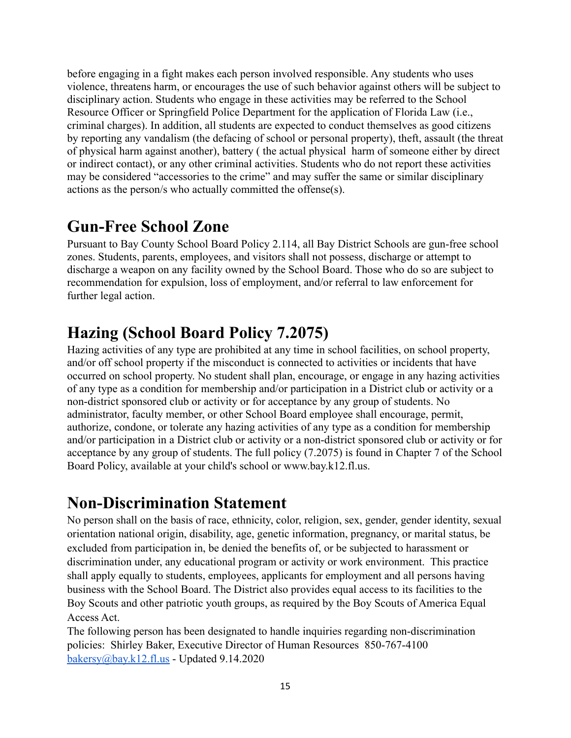before engaging in a fight makes each person involved responsible. Any students who uses violence, threatens harm, or encourages the use of such behavior against others will be subject to disciplinary action. Students who engage in these activities may be referred to the School Resource Officer or Springfield Police Department for the application of Florida Law (i.e., criminal charges). In addition, all students are expected to conduct themselves as good citizens by reporting any vandalism (the defacing of school or personal property), theft, assault (the threat of physical harm against another), battery ( the actual physical harm of someone either by direct or indirect contact), or any other criminal activities. Students who do not report these activities may be considered "accessories to the crime" and may suffer the same or similar disciplinary actions as the person/s who actually committed the offense(s).

## Gun-Free School Zone

Pursuant to Bay County School Board Policy 2.114, all Bay District Schools are gun-free school zones. Students, parents, employees, and visitors shall not possess, discharge or attempt to discharge a weapon on any facility owned by the School Board. Those who do so are subject to recommendation for expulsion, loss of employment, and/or referral to law enforcement for further legal action.

## Hazing (School Board Policy 7.2075)

Hazing activities of any type are prohibited at any time in school facilities, on school property, and/or off school property if the misconduct is connected to activities or incidents that have occurred on school property. No student shall plan, encourage, or engage in any hazing activities of any type as a condition for membership and/or participation in a District club or activity or a non-district sponsored club or activity or for acceptance by any group of students. No administrator, faculty member, or other School Board employee shall encourage, permit, authorize, condone, or tolerate any hazing activities of any type as a condition for membership and/or participation in a District club or activity or a non-district sponsored club or activity or for acceptance by any group of students. The full policy (7.2075) is found in Chapter 7 of the School Board Policy, available at your child's school or www.bay.k12.fl.us.

## Non-Discrimination Statement

No person shall on the basis of race, ethnicity, color, religion, sex, gender, gender identity, sexual orientation national origin, disability, age, genetic information, pregnancy, or marital status, be excluded from participation in, be denied the benefits of, or be subjected to harassment or discrimination under, any educational program or activity or work environment. This practice shall apply equally to students, employees, applicants for employment and all persons having business with the School Board. The District also provides equal access to its facilities to the Boy Scouts and other patriotic youth groups, as required by the Boy Scouts of America Equal Access Act.

The following person has been designated to handle inquiries regarding non-discrimination policies: Shirley Baker, Executive Director of Human Resources 850-767-4100 bakersy@bay.k12.fl.us - Updated 9.14.2020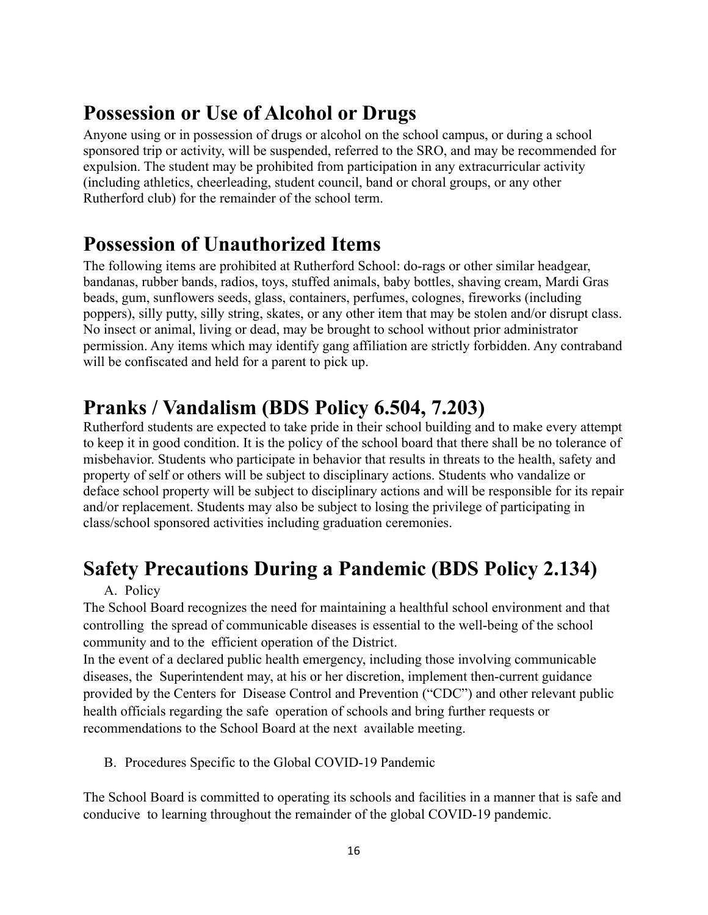## Possession or Use of Alcohol or Drugs

Anyone using or in possession of drugs or alcohol on the school campus, or during a school sponsored trip or activity, will be suspended, referred to the SRO, and may be recommended for expulsion. The student may be prohibited from participation in any extracurricular activity (including athletics, cheerleading, student council, band or choral groups, or any other Rutherford club) for the remainder of the school term.

## Possession of Unauthorized Items

The following items are prohibited at Rutherford School: do-rags or other similar headgear, bandanas, rubber bands, radios, toys, stuffed animals, baby bottles, shaving cream, Mardi Gras beads, gum, sunflowers seeds, glass, containers, perfumes, colognes, fireworks (including poppers), silly putty, silly string, skates, or any other item that may be stolen and/or disrupt class. No insect or animal, living or dead, may be brought to school without prior administrator permission. Any items which may identify gang affiliation are strictly forbidden. Any contraband will be confiscated and held for a parent to pick up.

## Pranks / Vandalism (BDS Policy 6.504, 7.203)

Rutherford students are expected to take pride in their school building and to make every attempt to keep it in good condition. It is the policy of the school board that there shall be no tolerance of misbehavior. Students who participate in behavior that results in threats to the health, safety and property of self or others will be subject to disciplinary actions. Students who vandalize or deface school property will be subject to disciplinary actions and will be responsible for its repair and/or replacement. Students may also be subject to losing the privilege of participating in class/school sponsored activities including graduation ceremonies.

## Safety Precautions During a Pandemic (BDS Policy 2.134)

A. Policy

The School Board recognizes the need for maintaining a healthful school environment and that controlling the spread of communicable diseases is essential to the well-being of the school community and to the efficient operation of the District.

In the event of a declared public health emergency, including those involving communicable diseases, the Superintendent may, at his or her discretion, implement then-current guidance provided by the Centers for Disease Control and Prevention ("CDC") and other relevant public health officials regarding the safe operation of schools and bring further requests or recommendations to the School Board at the next available meeting.

B. Procedures Specific to the Global COVID-19 Pandemic

The School Board is committed to operating its schools and facilities in a manner that is safe and conducive to learning throughout the remainder of the global COVID-19 pandemic.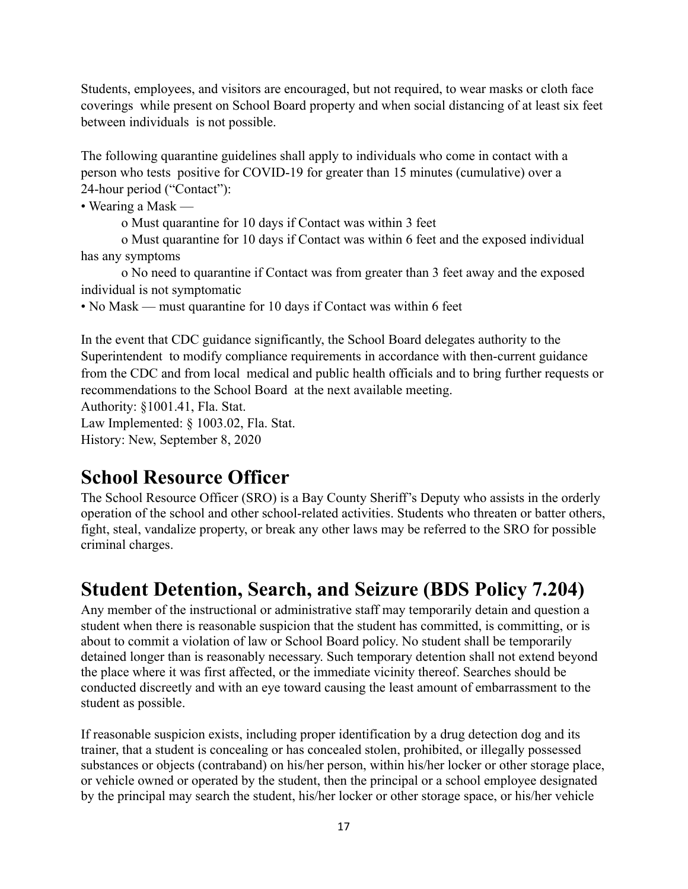Students, employees, and visitors are encouraged, but not required, to wear masks or cloth face coverings while present on School Board property and when social distancing of at least six feet between individuals is not possible.

The following quarantine guidelines shall apply to individuals who come in contact with a person who tests positive for COVID-19 for greater than 15 minutes (cumulative) over a 24-hour period ("Contact"):

- Wearing a Mask —
  - Must quarantine for 10 days if Contact was within 3 feet
  - Must quarantine for 10 days if Contact was within 6 feet and the exposed individual has any symptoms
  - No need to quarantine if Contact was from greater than 3 feet away and the exposed individual is not symptomatic
- No Mask — must quarantine for 10 days if Contact was within 6 feet

In the event that CDC guidance significantly, the School Board delegates authority to the Superintendent to modify compliance requirements in accordance with then-current guidance from the CDC and from local medical and public health officials and to bring further requests or recommendations to the School Board at the next available meeting.
Authority: §1001.41, Fla. Stat.
Law Implemented: § 1003.02, Fla. Stat.
History: New, September 8, 2020

## School Resource Officer

The School Resource Officer (SRO) is a Bay County Sheriff's Deputy who assists in the orderly operation of the school and other school-related activities. Students who threaten or batter others, fight, steal, vandalize property, or break any other laws may be referred to the SRO for possible criminal charges.

## Student Detention, Search, and Seizure (BDS Policy 7.204)

Any member of the instructional or administrative staff may temporarily detain and question a student when there is reasonable suspicion that the student has committed, is committing, or is about to commit a violation of law or School Board policy. No student shall be temporarily detained longer than is reasonably necessary. Such temporary detention shall not extend beyond the place where it was first affected, or the immediate vicinity thereof. Searches should be conducted discreetly and with an eye toward causing the least amount of embarrassment to the student as possible.

If reasonable suspicion exists, including proper identification by a drug detection dog and its trainer, that a student is concealing or has concealed stolen, prohibited, or illegally possessed substances or objects (contraband) on his/her person, within his/her locker or other storage place, or vehicle owned or operated by the student, then the principal or a school employee designated by the principal may search the student, his/her locker or other storage space, or his/her vehicle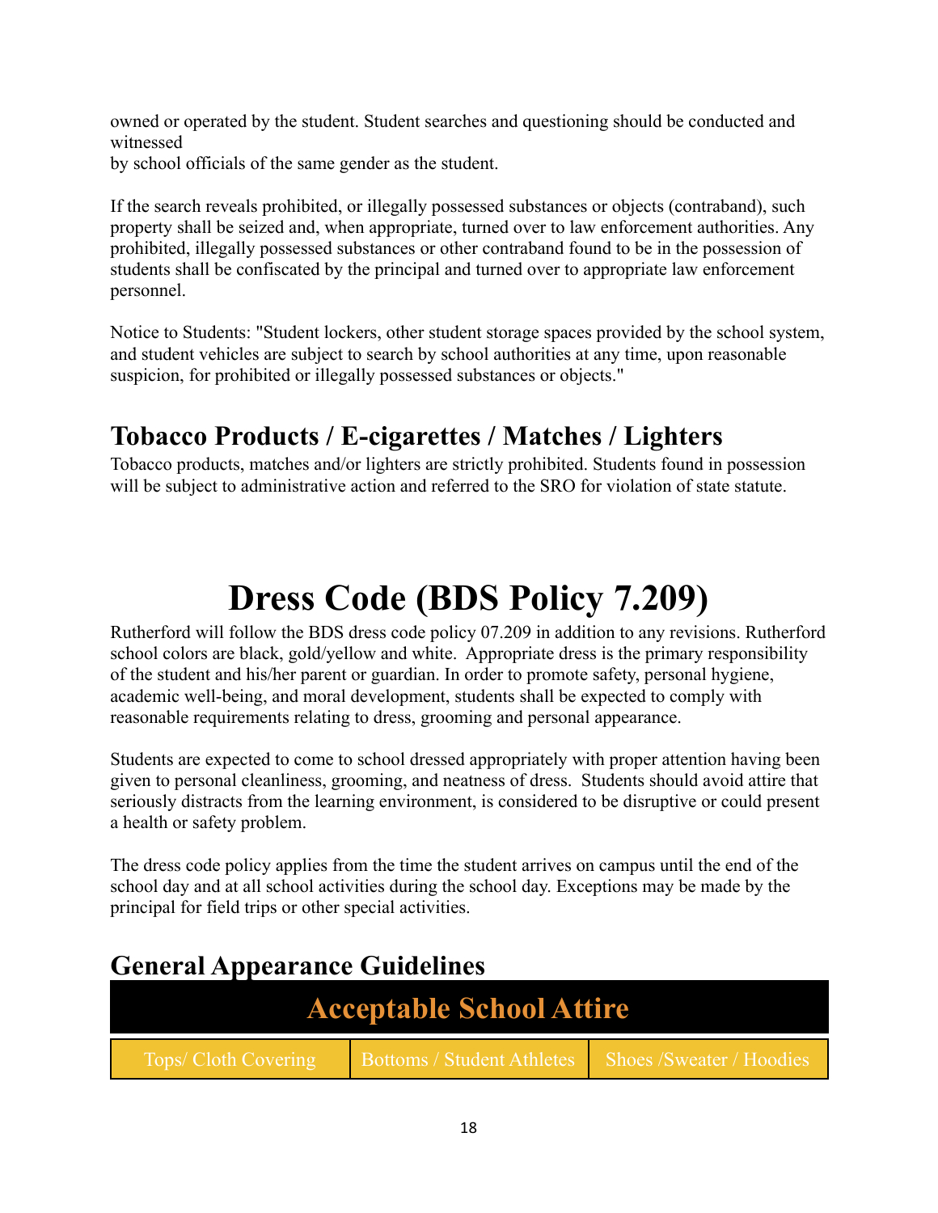owned or operated by the student. Student searches and questioning should be conducted and witnessed
by school officials of the same gender as the student.

If the search reveals prohibited, or illegally possessed substances or objects (contraband), such property shall be seized and, when appropriate, turned over to law enforcement authorities. Any prohibited, illegally possessed substances or other contraband found to be in the possession of students shall be confiscated by the principal and turned over to appropriate law enforcement personnel.

Notice to Students: "Student lockers, other student storage spaces provided by the school system, and student vehicles are subject to search by school authorities at any time, upon reasonable suspicion, for prohibited or illegally possessed substances or objects."

## Tobacco Products / E-cigarettes / Matches / Lighters

Tobacco products, matches and/or lighters are strictly prohibited. Students found in possession will be subject to administrative action and referred to the SRO for violation of state statute.

# Dress Code (BDS Policy 7.209)

Rutherford will follow the BDS dress code policy 07.209 in addition to any revisions. Rutherford school colors are black, gold/yellow and white. Appropriate dress is the primary responsibility of the student and his/her parent or guardian. In order to promote safety, personal hygiene, academic well-being, and moral development, students shall be expected to comply with reasonable requirements relating to dress, grooming and personal appearance.

Students are expected to come to school dressed appropriately with proper attention having been given to personal cleanliness, grooming, and neatness of dress. Students should avoid attire that seriously distracts from the learning environment, is considered to be disruptive or could present a health or safety problem.

The dress code policy applies from the time the student arrives on campus until the end of the school day and at all school activities during the school day. Exceptions may be made by the principal for field trips or other special activities.

## General Appearance Guidelines

| Acceptable School Attire | | |
|---|---|---|
| Tops/ Cloth Covering | Bottoms / Student Athletes | Shoes /Sweater / Hoodies |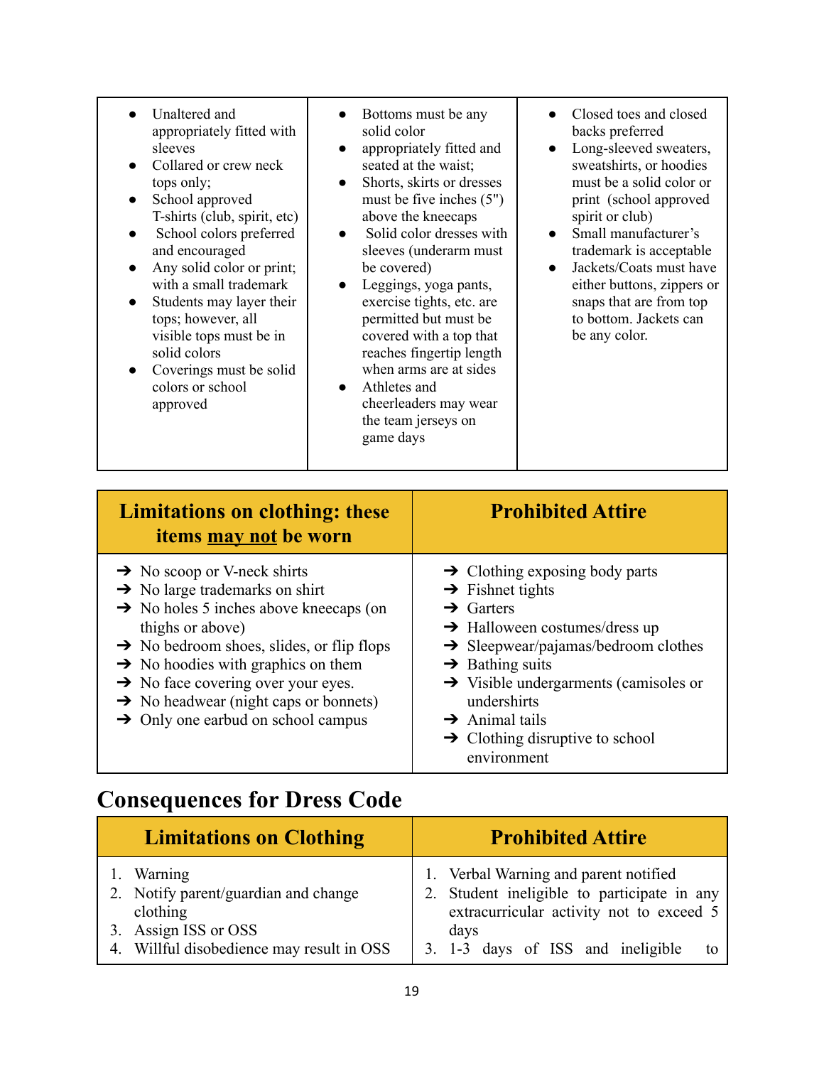| | | |
|---|---|---|
| • Unaltered and appropriately fitted with sleeves<br>• Collared or crew neck tops only;<br>• School approved T-shirts (club, spirit, etc)<br>• School colors preferred and encouraged<br>• Any solid color or print; with a small trademark<br>• Students may layer their tops; however, all visible tops must be in solid colors<br>• Coverings must be solid colors or school approved | • Bottoms must be any solid color<br>• appropriately fitted and seated at the waist;<br>• Shorts, skirts or dresses must be five inches (5") above the kneecaps<br>• Solid color dresses with sleeves (underarm must be covered)<br>• Leggings, yoga pants, exercise tights, etc. are permitted but must be covered with a top that reaches fingertip length when arms are at sides<br>• Athletes and cheerleaders may wear the team jerseys on game days | • Closed toes and closed backs preferred<br>• Long-sleeved sweaters, sweatshirts, or hoodies must be a solid color or print (school approved spirit or club)<br>• Small manufacturer's trademark is acceptable<br>• Jackets/Coats must have either buttons, zippers or snaps that are from top to bottom. Jackets can be any color. |

| **Limitations on clothing: these items <u>may not</u> be worn** | **Prohibited Attire** |
|---|---|
| ➔ No scoop or V-neck shirts<br>➔ No large trademarks on shirt<br>➔ No holes 5 inches above kneecaps (on thighs or above)<br>➔ No bedroom shoes, slides, or flip flops<br>➔ No hoodies with graphics on them<br>➔ No face covering over your eyes.<br>➔ No headwear (night caps or bonnets)<br>➔ Only one earbud on school campus | ➔ Clothing exposing body parts<br>➔ Fishnet tights<br>➔ Garters<br>➔ Halloween costumes/dress up<br>➔ Sleepwear/pajamas/bedroom clothes<br>➔ Bathing suits<br>➔ Visible undergarments (camisoles or undershirts<br>➔ Animal tails<br>➔ Clothing disruptive to school environment |

## Consequences for Dress Code

| **Limitations on Clothing** | **Prohibited Attire** |
|---|---|
| 1. Warning<br>2. Notify parent/guardian and change clothing<br>3. Assign ISS or OSS<br>4. Willful disobedience may result in OSS | 1. Verbal Warning and parent notified<br>2. Student ineligible to participate in any extracurricular activity not to exceed 5 days<br>3. 1-3 days of ISS and ineligible to |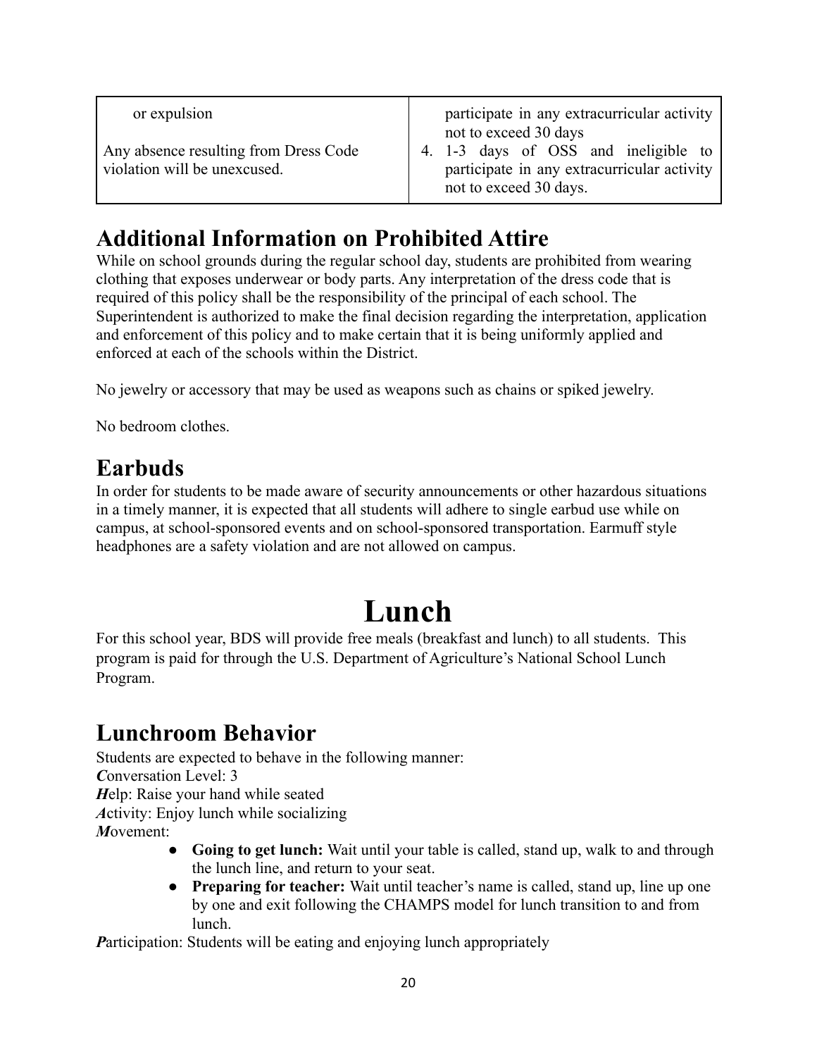| | |
|---|---|
| or expulsion<br><br>Any absence resulting from Dress Code violation will be unexcused. | participate in any extracurricular activity not to exceed 30 days<br>4. 1-3 days of OSS and ineligible to participate in any extracurricular activity not to exceed 30 days. |

## Additional Information on Prohibited Attire

While on school grounds during the regular school day, students are prohibited from wearing clothing that exposes underwear or body parts. Any interpretation of the dress code that is required of this policy shall be the responsibility of the principal of each school. The Superintendent is authorized to make the final decision regarding the interpretation, application and enforcement of this policy and to make certain that it is being uniformly applied and enforced at each of the schools within the District.

No jewelry or accessory that may be used as weapons such as chains or spiked jewelry.

No bedroom clothes.

## Earbuds

In order for students to be made aware of security announcements or other hazardous situations in a timely manner, it is expected that all students will adhere to single earbud use while on campus, at school-sponsored events and on school-sponsored transportation. Earmuff style headphones are a safety violation and are not allowed on campus.

# Lunch

For this school year, BDS will provide free meals (breakfast and lunch) to all students. This program is paid for through the U.S. Department of Agriculture's National School Lunch Program.

## Lunchroom Behavior

Students are expected to behave in the following manner:
***C***onversation Level: 3
***H***elp: Raise your hand while seated
***A***ctivity: Enjoy lunch while socializing
***M***ovement:

- **Going to get lunch:** Wait until your table is called, stand up, walk to and through the lunch line, and return to your seat.
- **Preparing for teacher:** Wait until teacher's name is called, stand up, line up one by one and exit following the CHAMPS model for lunch transition to and from lunch.

***P***articipation: Students will be eating and enjoying lunch appropriately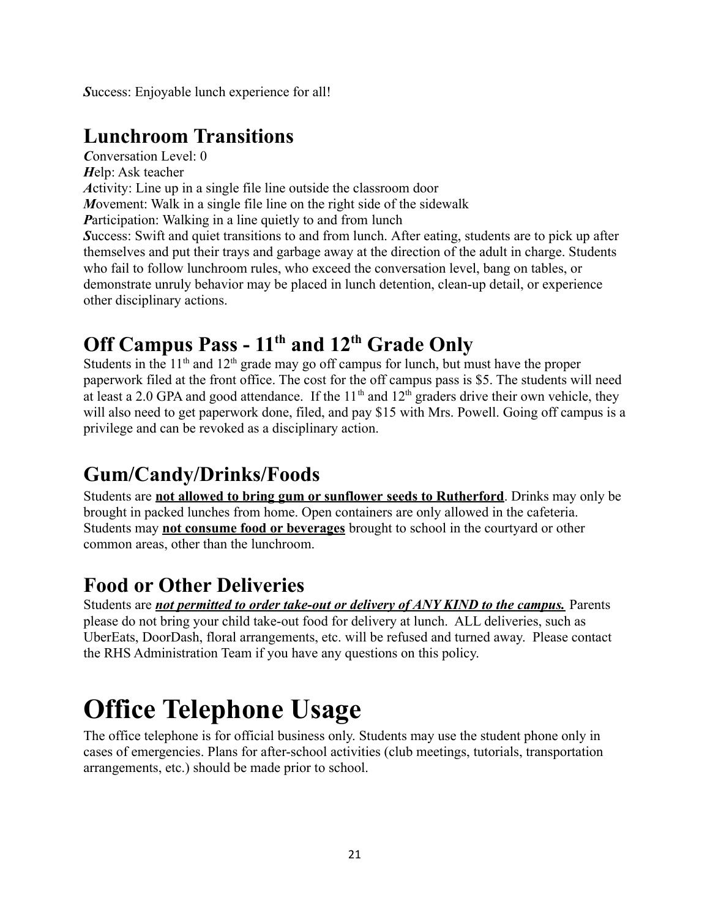***S***uccess: Enjoyable lunch experience for all!

## Lunchroom Transitions

***C***onversation Level: 0
***H***elp: Ask teacher
***A***ctivity: Line up in a single file line outside the classroom door
***M***ovement: Walk in a single file line on the right side of the sidewalk
***P***articipation: Walking in a line quietly to and from lunch
***S***uccess: Swift and quiet transitions to and from lunch. After eating, students are to pick up after themselves and put their trays and garbage away at the direction of the adult in charge. Students who fail to follow lunchroom rules, who exceed the conversation level, bang on tables, or demonstrate unruly behavior may be placed in lunch detention, clean-up detail, or experience other disciplinary actions.

## Off Campus Pass - 11th and 12th Grade Only

Students in the 11th and 12th grade may go off campus for lunch, but must have the proper paperwork filed at the front office. The cost for the off campus pass is $5. The students will need at least a 2.0 GPA and good attendance. If the 11th and 12th graders drive their own vehicle, they will also need to get paperwork done, filed, and pay $15 with Mrs. Powell. Going off campus is a privilege and can be revoked as a disciplinary action.

## Gum/Candy/Drinks/Foods

Students are **<u>not allowed to bring gum or sunflower seeds to Rutherford</u>**. Drinks may only be brought in packed lunches from home. Open containers are only allowed in the cafeteria. Students may **<u>not consume food or beverages</u>** brought to school in the courtyard or other common areas, other than the lunchroom.

## Food or Other Deliveries

Students are ***<u>not permitted to order take-out or delivery of ANY KIND to the campus.</u>*** Parents please do not bring your child take-out food for delivery at lunch. ALL deliveries, such as UberEats, DoorDash, floral arrangements, etc. will be refused and turned away. Please contact the RHS Administration Team if you have any questions on this policy.

# Office Telephone Usage

The office telephone is for official business only. Students may use the student phone only in cases of emergencies. Plans for after-school activities (club meetings, tutorials, transportation arrangements, etc.) should be made prior to school.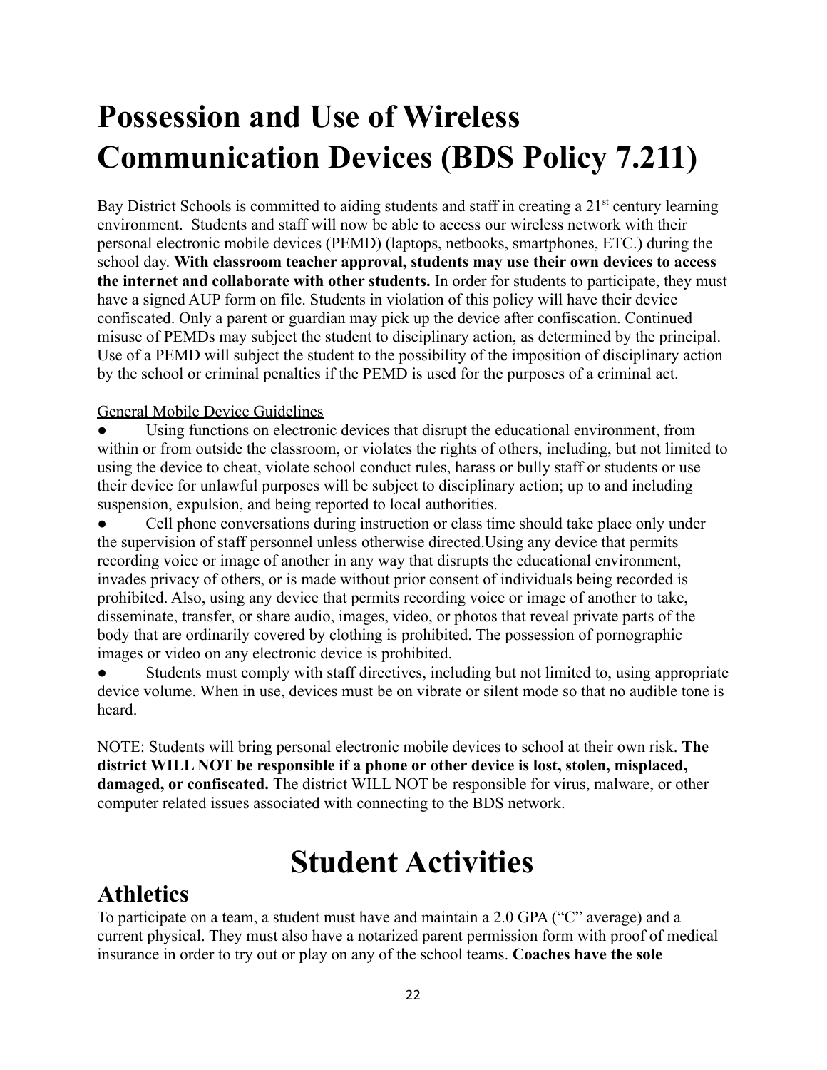# Possession and Use of Wireless Communication Devices (BDS Policy 7.211)

Bay District Schools is committed to aiding students and staff in creating a 21st century learning environment. Students and staff will now be able to access our wireless network with their personal electronic mobile devices (PEMD) (laptops, netbooks, smartphones, ETC.) during the school day. **With classroom teacher approval, students may use their own devices to access the internet and collaborate with other students.** In order for students to participate, they must have a signed AUP form on file. Students in violation of this policy will have their device confiscated. Only a parent or guardian may pick up the device after confiscation. Continued misuse of PEMDs may subject the student to disciplinary action, as determined by the principal. Use of a PEMD will subject the student to the possibility of the imposition of disciplinary action by the school or criminal penalties if the PEMD is used for the purposes of a criminal act.

General Mobile Device Guidelines

- Using functions on electronic devices that disrupt the educational environment, from within or from outside the classroom, or violates the rights of others, including, but not limited to using the device to cheat, violate school conduct rules, harass or bully staff or students or use their device for unlawful purposes will be subject to disciplinary action; up to and including suspension, expulsion, and being reported to local authorities.
- Cell phone conversations during instruction or class time should take place only under the supervision of staff personnel unless otherwise directed.Using any device that permits recording voice or image of another in any way that disrupts the educational environment, invades privacy of others, or is made without prior consent of individuals being recorded is prohibited. Also, using any device that permits recording voice or image of another to take, disseminate, transfer, or share audio, images, video, or photos that reveal private parts of the body that are ordinarily covered by clothing is prohibited. The possession of pornographic images or video on any electronic device is prohibited.
- Students must comply with staff directives, including but not limited to, using appropriate device volume. When in use, devices must be on vibrate or silent mode so that no audible tone is heard.

NOTE: Students will bring personal electronic mobile devices to school at their own risk. **The district WILL NOT be responsible if a phone or other device is lost, stolen, misplaced, damaged, or confiscated.** The district WILL NOT be responsible for virus, malware, or other computer related issues associated with connecting to the BDS network.

# Student Activities

## Athletics

To participate on a team, a student must have and maintain a 2.0 GPA ("C" average) and a current physical. They must also have a notarized parent permission form with proof of medical insurance in order to try out or play on any of the school teams. **Coaches have the sole**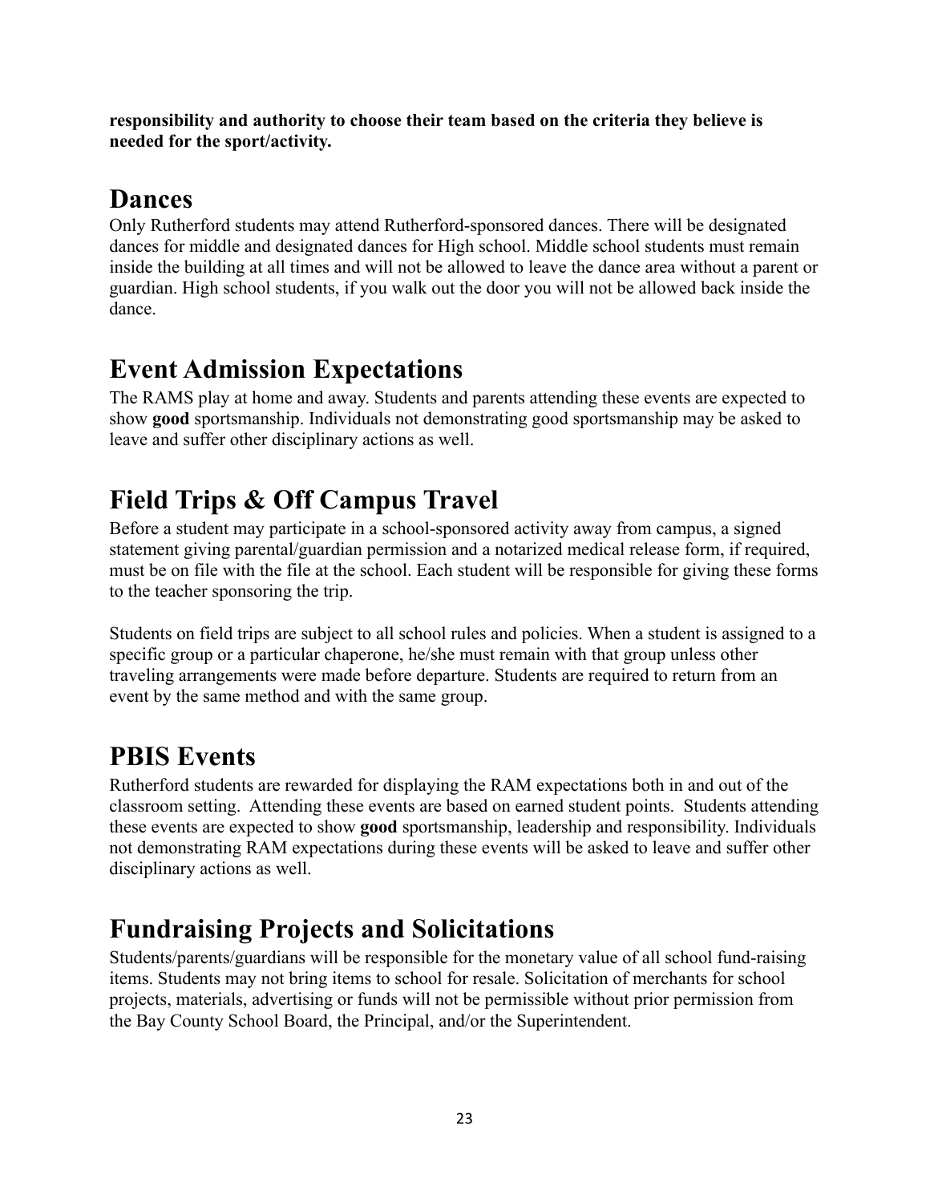**responsibility and authority to choose their team based on the criteria they believe is needed for the sport/activity.**

## Dances

Only Rutherford students may attend Rutherford-sponsored dances. There will be designated dances for middle and designated dances for High school. Middle school students must remain inside the building at all times and will not be allowed to leave the dance area without a parent or guardian. High school students, if you walk out the door you will not be allowed back inside the dance.

## Event Admission Expectations

The RAMS play at home and away. Students and parents attending these events are expected to show **good** sportsmanship. Individuals not demonstrating good sportsmanship may be asked to leave and suffer other disciplinary actions as well.

## Field Trips & Off Campus Travel

Before a student may participate in a school-sponsored activity away from campus, a signed statement giving parental/guardian permission and a notarized medical release form, if required, must be on file with the file at the school. Each student will be responsible for giving these forms to the teacher sponsoring the trip.

Students on field trips are subject to all school rules and policies. When a student is assigned to a specific group or a particular chaperone, he/she must remain with that group unless other traveling arrangements were made before departure. Students are required to return from an event by the same method and with the same group.

## PBIS Events

Rutherford students are rewarded for displaying the RAM expectations both in and out of the classroom setting. Attending these events are based on earned student points. Students attending these events are expected to show **good** sportsmanship, leadership and responsibility. Individuals not demonstrating RAM expectations during these events will be asked to leave and suffer other disciplinary actions as well.

## Fundraising Projects and Solicitations

Students/parents/guardians will be responsible for the monetary value of all school fund-raising items. Students may not bring items to school for resale. Solicitation of merchants for school projects, materials, advertising or funds will not be permissible without prior permission from the Bay County School Board, the Principal, and/or the Superintendent.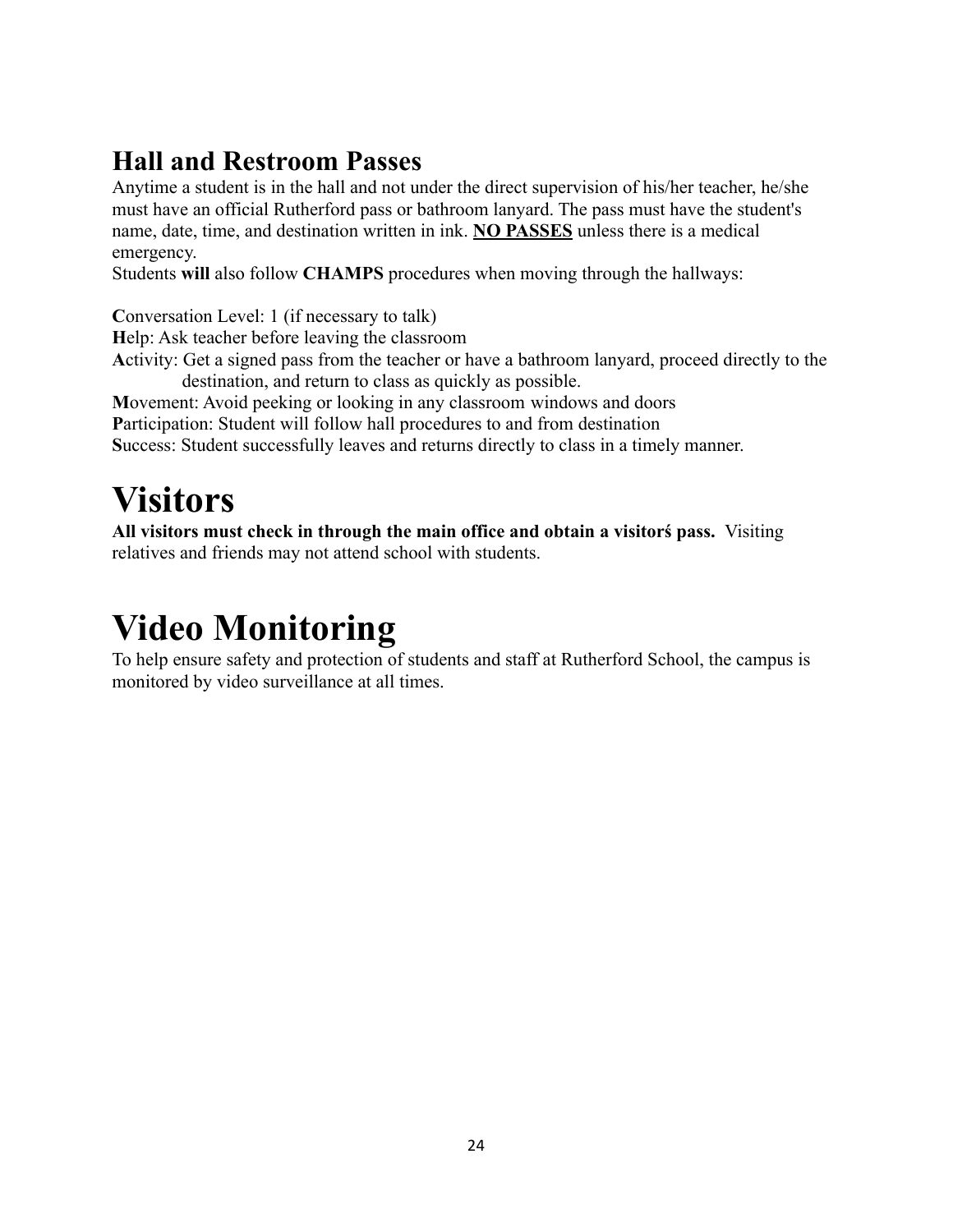## Hall and Restroom Passes

Anytime a student is in the hall and not under the direct supervision of his/her teacher, he/she must have an official Rutherford pass or bathroom lanyard. The pass must have the student's name, date, time, and destination written in ink. **NO PASSES** unless there is a medical emergency.

Students **will** also follow **CHAMPS** procedures when moving through the hallways:

**C**onversation Level: 1 (if necessary to talk)
**H**elp: Ask teacher before leaving the classroom
**A**ctivity: Get a signed pass from the teacher or have a bathroom lanyard, proceed directly to the destination, and return to class as quickly as possible.
**M**ovement: Avoid peeking or looking in any classroom windows and doors
**P**articipation: Student will follow hall procedures to and from destination
**S**uccess: Student successfully leaves and returns directly to class in a timely manner.

# Visitors

**All visitors must check in through the main office and obtain a visitorś pass.** Visiting relatives and friends may not attend school with students.

# Video Monitoring

To help ensure safety and protection of students and staff at Rutherford School, the campus is monitored by video surveillance at all times.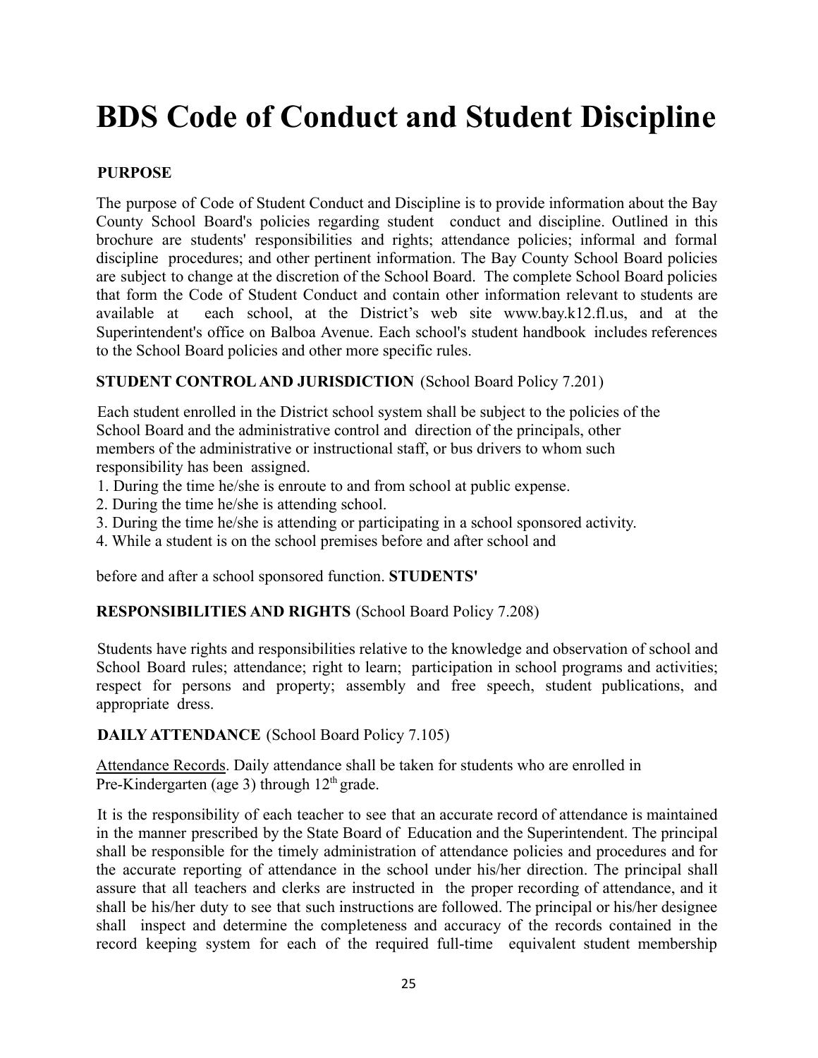# BDS Code of Conduct and Student Discipline

**PURPOSE**

The purpose of Code of Student Conduct and Discipline is to provide information about the Bay County School Board's policies regarding student conduct and discipline. Outlined in this brochure are students' responsibilities and rights; attendance policies; informal and formal discipline procedures; and other pertinent information. The Bay County School Board policies are subject to change at the discretion of the School Board. The complete School Board policies that form the Code of Student Conduct and contain other information relevant to students are available at each school, at the District's web site www.bay.k12.fl.us, and at the Superintendent's office on Balboa Avenue. Each school's student handbook includes references to the School Board policies and other more specific rules.

**STUDENT CONTROL AND JURISDICTION** (School Board Policy 7.201)

Each student enrolled in the District school system shall be subject to the policies of the School Board and the administrative control and direction of the principals, other members of the administrative or instructional staff, or bus drivers to whom such responsibility has been assigned.

1. During the time he/she is enroute to and from school at public expense.
2. During the time he/she is attending school.
3. During the time he/she is attending or participating in a school sponsored activity.
4. While a student is on the school premises before and after school and

before and after a school sponsored function.

**STUDENTS' RESPONSIBILITIES AND RIGHTS** (School Board Policy 7.208)

Students have rights and responsibilities relative to the knowledge and observation of school and School Board rules; attendance; right to learn; participation in school programs and activities; respect for persons and property; assembly and free speech, student publications, and appropriate dress.

**DAILY ATTENDANCE** (School Board Policy 7.105)

Attendance Records. Daily attendance shall be taken for students who are enrolled in Pre-Kindergarten (age 3) through 12th grade.

It is the responsibility of each teacher to see that an accurate record of attendance is maintained in the manner prescribed by the State Board of Education and the Superintendent. The principal shall be responsible for the timely administration of attendance policies and procedures and for the accurate reporting of attendance in the school under his/her direction. The principal shall assure that all teachers and clerks are instructed in the proper recording of attendance, and it shall be his/her duty to see that such instructions are followed. The principal or his/her designee shall inspect and determine the completeness and accuracy of the records contained in the record keeping system for each of the required full-time equivalent student membership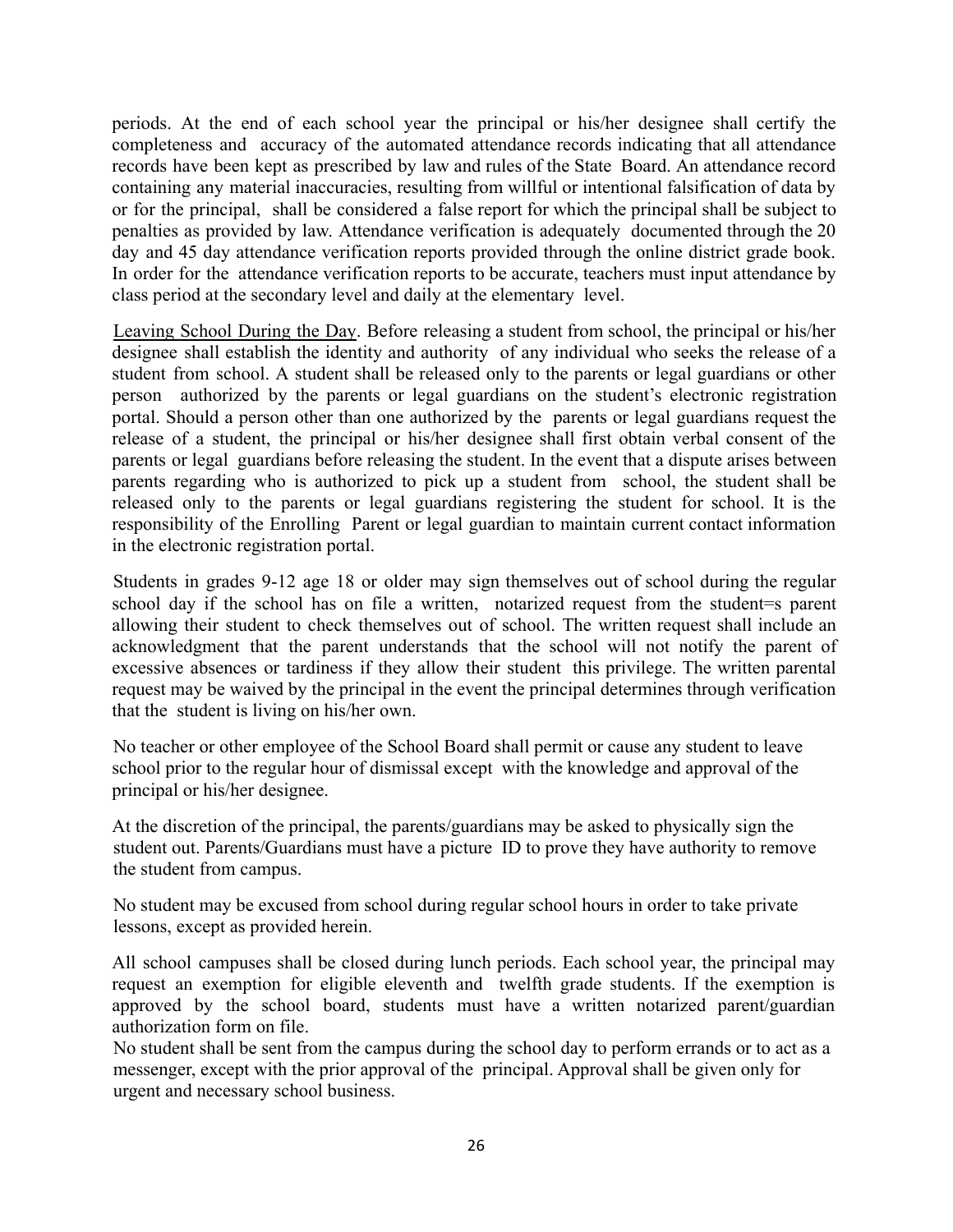periods. At the end of each school year the principal or his/her designee shall certify the completeness and accuracy of the automated attendance records indicating that all attendance records have been kept as prescribed by law and rules of the State Board. An attendance record containing any material inaccuracies, resulting from willful or intentional falsification of data by or for the principal, shall be considered a false report for which the principal shall be subject to penalties as provided by law. Attendance verification is adequately documented through the 20 day and 45 day attendance verification reports provided through the online district grade book. In order for the attendance verification reports to be accurate, teachers must input attendance by class period at the secondary level and daily at the elementary level.

Leaving School During the Day. Before releasing a student from school, the principal or his/her designee shall establish the identity and authority of any individual who seeks the release of a student from school. A student shall be released only to the parents or legal guardians or other person authorized by the parents or legal guardians on the student's electronic registration portal. Should a person other than one authorized by the parents or legal guardians request the release of a student, the principal or his/her designee shall first obtain verbal consent of the parents or legal guardians before releasing the student. In the event that a dispute arises between parents regarding who is authorized to pick up a student from school, the student shall be released only to the parents or legal guardians registering the student for school. It is the responsibility of the Enrolling Parent or legal guardian to maintain current contact information in the electronic registration portal.

Students in grades 9-12 age 18 or older may sign themselves out of school during the regular school day if the school has on file a written, notarized request from the student=s parent allowing their student to check themselves out of school. The written request shall include an acknowledgment that the parent understands that the school will not notify the parent of excessive absences or tardiness if they allow their student this privilege. The written parental request may be waived by the principal in the event the principal determines through verification that the student is living on his/her own.

No teacher or other employee of the School Board shall permit or cause any student to leave school prior to the regular hour of dismissal except with the knowledge and approval of the principal or his/her designee.

At the discretion of the principal, the parents/guardians may be asked to physically sign the student out. Parents/Guardians must have a picture ID to prove they have authority to remove the student from campus.

No student may be excused from school during regular school hours in order to take private lessons, except as provided herein.

All school campuses shall be closed during lunch periods. Each school year, the principal may request an exemption for eligible eleventh and twelfth grade students. If the exemption is approved by the school board, students must have a written notarized parent/guardian authorization form on file.

No student shall be sent from the campus during the school day to perform errands or to act as a messenger, except with the prior approval of the principal. Approval shall be given only for urgent and necessary school business.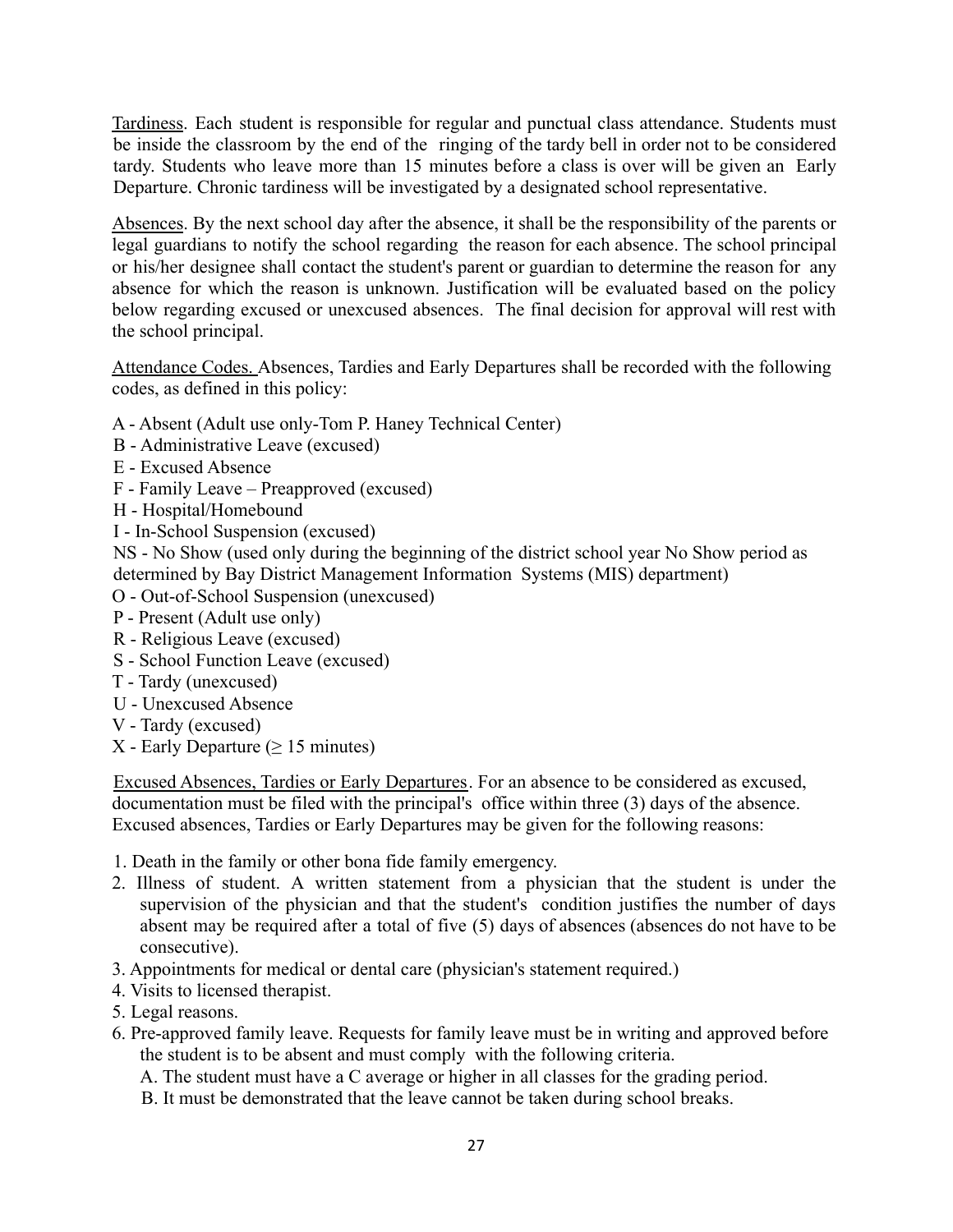Tardiness. Each student is responsible for regular and punctual class attendance. Students must be inside the classroom by the end of the ringing of the tardy bell in order not to be considered tardy. Students who leave more than 15 minutes before a class is over will be given an Early Departure. Chronic tardiness will be investigated by a designated school representative.

Absences. By the next school day after the absence, it shall be the responsibility of the parents or legal guardians to notify the school regarding the reason for each absence. The school principal or his/her designee shall contact the student's parent or guardian to determine the reason for any absence for which the reason is unknown. Justification will be evaluated based on the policy below regarding excused or unexcused absences. The final decision for approval will rest with the school principal.

Attendance Codes. Absences, Tardies and Early Departures shall be recorded with the following codes, as defined in this policy:

A - Absent (Adult use only-Tom P. Haney Technical Center)
B - Administrative Leave (excused)
E - Excused Absence
F - Family Leave – Preapproved (excused)
H - Hospital/Homebound
I - In-School Suspension (excused)
NS - No Show (used only during the beginning of the district school year No Show period as determined by Bay District Management Information Systems (MIS) department)
O - Out-of-School Suspension (unexcused)
P - Present (Adult use only)
R - Religious Leave (excused)
S - School Function Leave (excused)
T - Tardy (unexcused)
U - Unexcused Absence
V - Tardy (excused)
X - Early Departure ($\geq$ 15 minutes)

Excused Absences, Tardies or Early Departures. For an absence to be considered as excused, documentation must be filed with the principal's office within three (3) days of the absence. Excused absences, Tardies or Early Departures may be given for the following reasons:

1. Death in the family or other bona fide family emergency.
2. Illness of student. A written statement from a physician that the student is under the supervision of the physician and that the student's condition justifies the number of days absent may be required after a total of five (5) days of absences (absences do not have to be consecutive).
3. Appointments for medical or dental care (physician's statement required.)
4. Visits to licensed therapist.
5. Legal reasons.
6. Pre-approved family leave. Requests for family leave must be in writing and approved before the student is to be absent and must comply with the following criteria.
   A. The student must have a C average or higher in all classes for the grading period.
   B. It must be demonstrated that the leave cannot be taken during school breaks.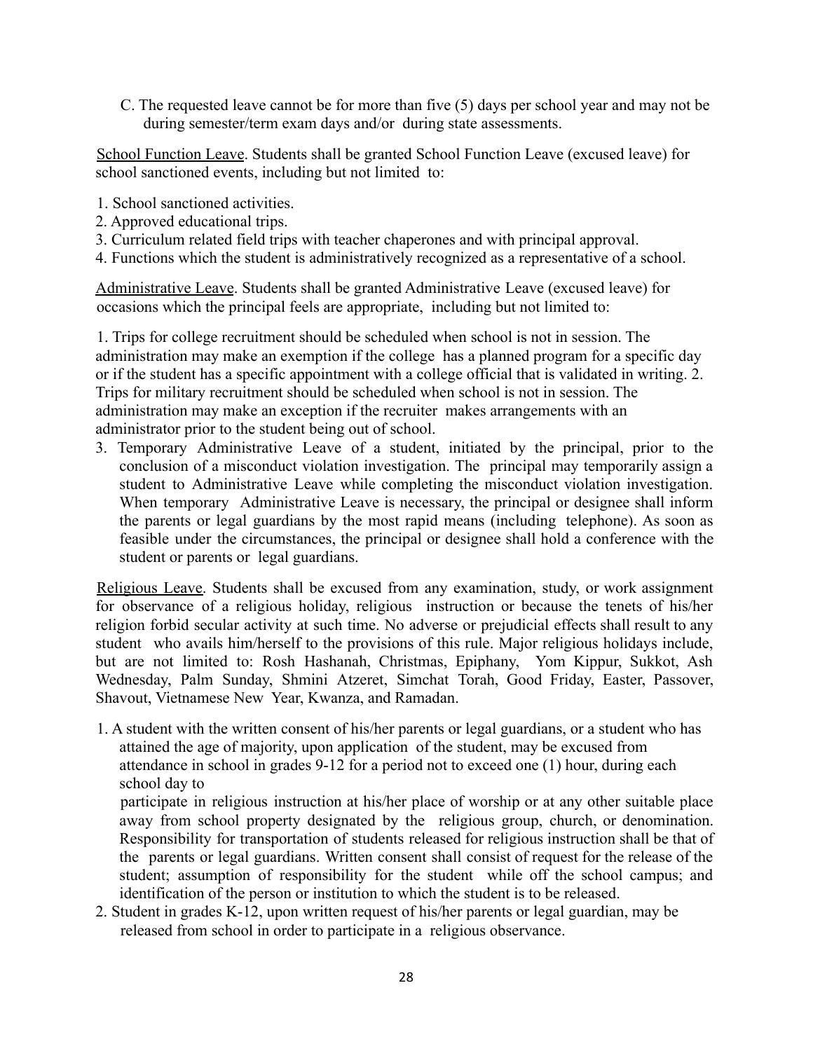C. The requested leave cannot be for more than five (5) days per school year and may not be during semester/term exam days and/or during state assessments.

<u>School Function Leave</u>. Students shall be granted School Function Leave (excused leave) for school sanctioned events, including but not limited to:

1. School sanctioned activities.
2. Approved educational trips.
3. Curriculum related field trips with teacher chaperones and with principal approval.
4. Functions which the student is administratively recognized as a representative of a school.

<u>Administrative Leave</u>. Students shall be granted Administrative Leave (excused leave) for occasions which the principal feels are appropriate, including but not limited to:

1. Trips for college recruitment should be scheduled when school is not in session. The administration may make an exemption if the college has a planned program for a specific day or if the student has a specific appointment with a college official that is validated in writing. 2. Trips for military recruitment should be scheduled when school is not in session. The administration may make an exception if the recruiter makes arrangements with an administrator prior to the student being out of school.
3. Temporary Administrative Leave of a student, initiated by the principal, prior to the conclusion of a misconduct violation investigation. The principal may temporarily assign a student to Administrative Leave while completing the misconduct violation investigation. When temporary Administrative Leave is necessary, the principal or designee shall inform the parents or legal guardians by the most rapid means (including telephone). As soon as feasible under the circumstances, the principal or designee shall hold a conference with the student or parents or legal guardians.

<u>Religious Leave</u>. Students shall be excused from any examination, study, or work assignment for observance of a religious holiday, religious instruction or because the tenets of his/her religion forbid secular activity at such time. No adverse or prejudicial effects shall result to any student who avails him/herself to the provisions of this rule. Major religious holidays include, but are not limited to: Rosh Hashanah, Christmas, Epiphany, Yom Kippur, Sukkot, Ash Wednesday, Palm Sunday, Shmini Atzeret, Simchat Torah, Good Friday, Easter, Passover, Shavout, Vietnamese New Year, Kwanza, and Ramadan.

1. A student with the written consent of his/her parents or legal guardians, or a student who has attained the age of majority, upon application of the student, may be excused from attendance in school in grades 9-12 for a period not to exceed one (1) hour, during each school day to participate in religious instruction at his/her place of worship or at any other suitable place away from school property designated by the religious group, church, or denomination. Responsibility for transportation of students released for religious instruction shall be that of the parents or legal guardians. Written consent shall consist of request for the release of the student; assumption of responsibility for the student while off the school campus; and identification of the person or institution to which the student is to be released.
2. Student in grades K-12, upon written request of his/her parents or legal guardian, may be released from school in order to participate in a religious observance.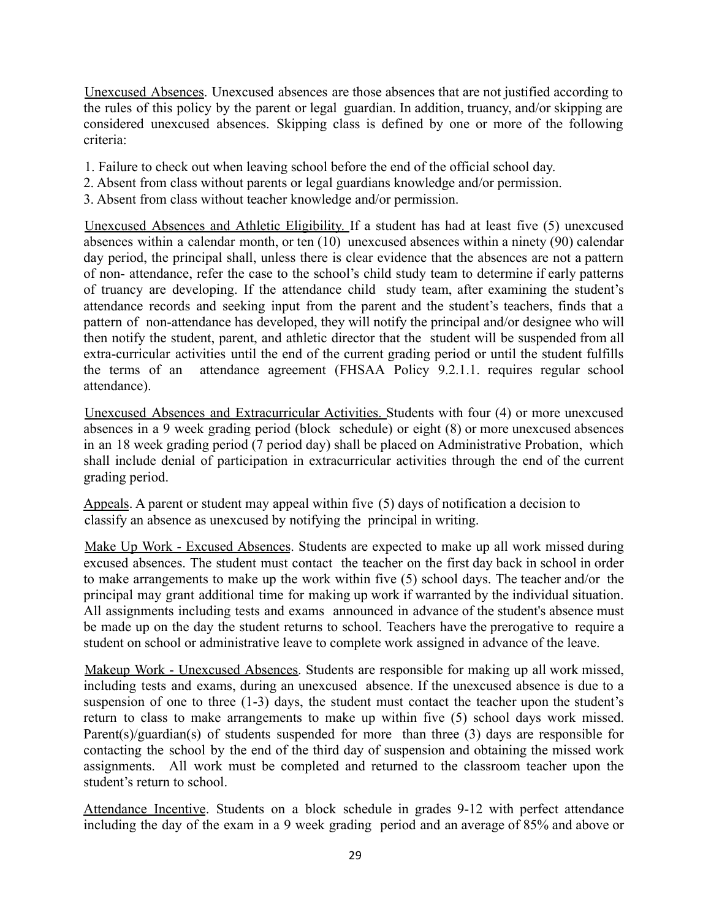Unexcused Absences. Unexcused absences are those absences that are not justified according to the rules of this policy by the parent or legal guardian. In addition, truancy, and/or skipping are considered unexcused absences. Skipping class is defined by one or more of the following criteria:

1. Failure to check out when leaving school before the end of the official school day.
2. Absent from class without parents or legal guardians knowledge and/or permission.
3. Absent from class without teacher knowledge and/or permission.

Unexcused Absences and Athletic Eligibility. If a student has had at least five (5) unexcused absences within a calendar month, or ten (10) unexcused absences within a ninety (90) calendar day period, the principal shall, unless there is clear evidence that the absences are not a pattern of non- attendance, refer the case to the school's child study team to determine if early patterns of truancy are developing. If the attendance child study team, after examining the student's attendance records and seeking input from the parent and the student's teachers, finds that a pattern of non-attendance has developed, they will notify the principal and/or designee who will then notify the student, parent, and athletic director that the student will be suspended from all extra-curricular activities until the end of the current grading period or until the student fulfills the terms of an attendance agreement (FHSAA Policy 9.2.1.1. requires regular school attendance).

Unexcused Absences and Extracurricular Activities. Students with four (4) or more unexcused absences in a 9 week grading period (block schedule) or eight (8) or more unexcused absences in an 18 week grading period (7 period day) shall be placed on Administrative Probation, which shall include denial of participation in extracurricular activities through the end of the current grading period.

Appeals. A parent or student may appeal within five (5) days of notification a decision to classify an absence as unexcused by notifying the principal in writing.

Make Up Work - Excused Absences. Students are expected to make up all work missed during excused absences. The student must contact the teacher on the first day back in school in order to make arrangements to make up the work within five (5) school days. The teacher and/or the principal may grant additional time for making up work if warranted by the individual situation. All assignments including tests and exams announced in advance of the student's absence must be made up on the day the student returns to school. Teachers have the prerogative to require a student on school or administrative leave to complete work assigned in advance of the leave.

Makeup Work - Unexcused Absences. Students are responsible for making up all work missed, including tests and exams, during an unexcused absence. If the unexcused absence is due to a suspension of one to three (1-3) days, the student must contact the teacher upon the student's return to class to make arrangements to make up within five (5) school days work missed. Parent(s)/guardian(s) of students suspended for more than three (3) days are responsible for contacting the school by the end of the third day of suspension and obtaining the missed work assignments. All work must be completed and returned to the classroom teacher upon the student's return to school.

Attendance Incentive. Students on a block schedule in grades 9-12 with perfect attendance including the day of the exam in a 9 week grading period and an average of 85% and above or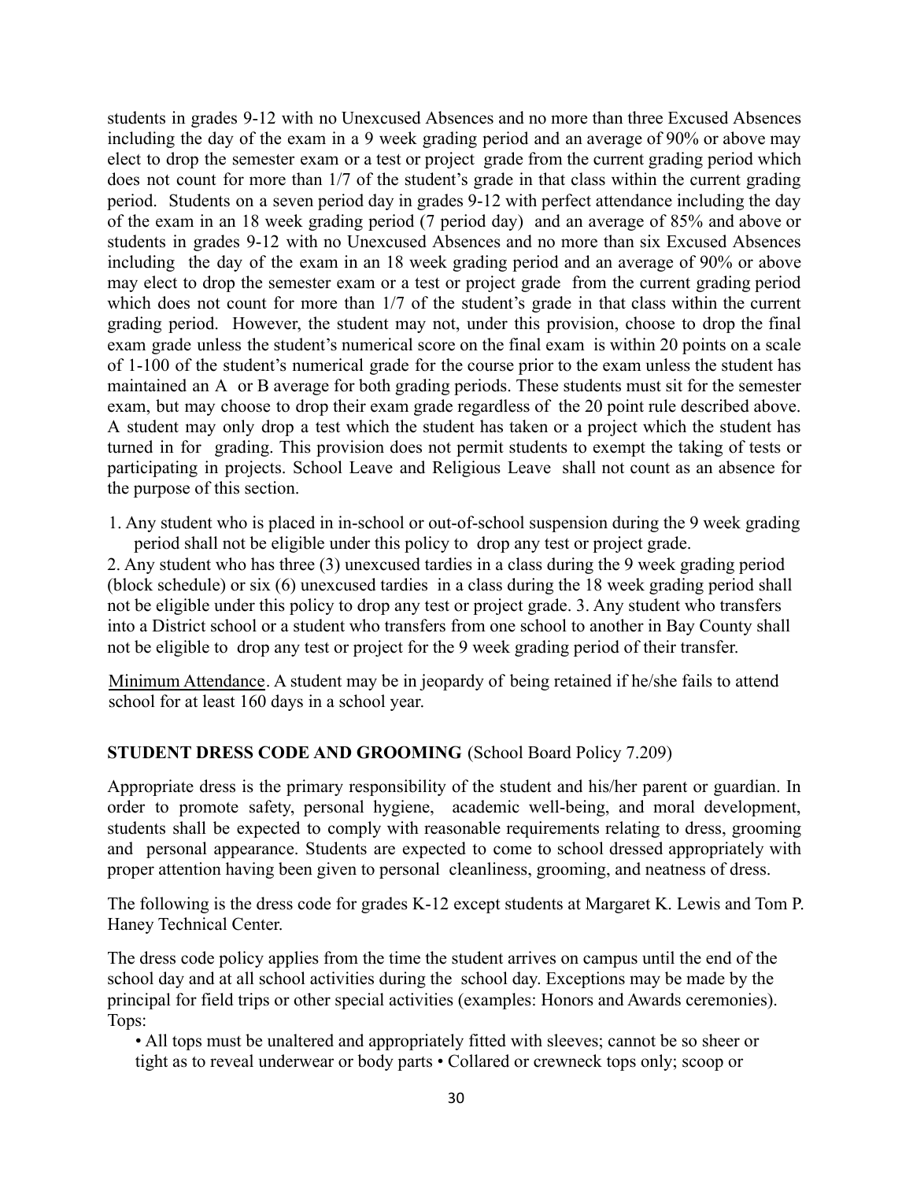students in grades 9-12 with no Unexcused Absences and no more than three Excused Absences including the day of the exam in a 9 week grading period and an average of 90% or above may elect to drop the semester exam or a test or project grade from the current grading period which does not count for more than 1/7 of the student's grade in that class within the current grading period. Students on a seven period day in grades 9-12 with perfect attendance including the day of the exam in an 18 week grading period (7 period day) and an average of 85% and above or students in grades 9-12 with no Unexcused Absences and no more than six Excused Absences including the day of the exam in an 18 week grading period and an average of 90% or above may elect to drop the semester exam or a test or project grade from the current grading period which does not count for more than 1/7 of the student's grade in that class within the current grading period. However, the student may not, under this provision, choose to drop the final exam grade unless the student's numerical score on the final exam is within 20 points on a scale of 1-100 of the student's numerical grade for the course prior to the exam unless the student has maintained an A or B average for both grading periods. These students must sit for the semester exam, but may choose to drop their exam grade regardless of the 20 point rule described above. A student may only drop a test which the student has taken or a project which the student has turned in for grading. This provision does not permit students to exempt the taking of tests or participating in projects. School Leave and Religious Leave shall not count as an absence for the purpose of this section.

1. Any student who is placed in in-school or out-of-school suspension during the 9 week grading period shall not be eligible under this policy to drop any test or project grade.

2. Any student who has three (3) unexcused tardies in a class during the 9 week grading period (block schedule) or six (6) unexcused tardies in a class during the 18 week grading period shall not be eligible under this policy to drop any test or project grade. 3. Any student who transfers into a District school or a student who transfers from one school to another in Bay County shall not be eligible to drop any test or project for the 9 week grading period of their transfer.

Minimum Attendance. A student may be in jeopardy of being retained if he/she fails to attend school for at least 160 days in a school year.

**STUDENT DRESS CODE AND GROOMING** (School Board Policy 7.209)

Appropriate dress is the primary responsibility of the student and his/her parent or guardian. In order to promote safety, personal hygiene, academic well-being, and moral development, students shall be expected to comply with reasonable requirements relating to dress, grooming and personal appearance. Students are expected to come to school dressed appropriately with proper attention having been given to personal cleanliness, grooming, and neatness of dress.

The following is the dress code for grades K-12 except students at Margaret K. Lewis and Tom P. Haney Technical Center.

The dress code policy applies from the time the student arrives on campus until the end of the school day and at all school activities during the school day. Exceptions may be made by the principal for field trips or other special activities (examples: Honors and Awards ceremonies).
Tops:

- All tops must be unaltered and appropriately fitted with sleeves; cannot be so sheer or tight as to reveal underwear or body parts • Collared or crewneck tops only; scoop or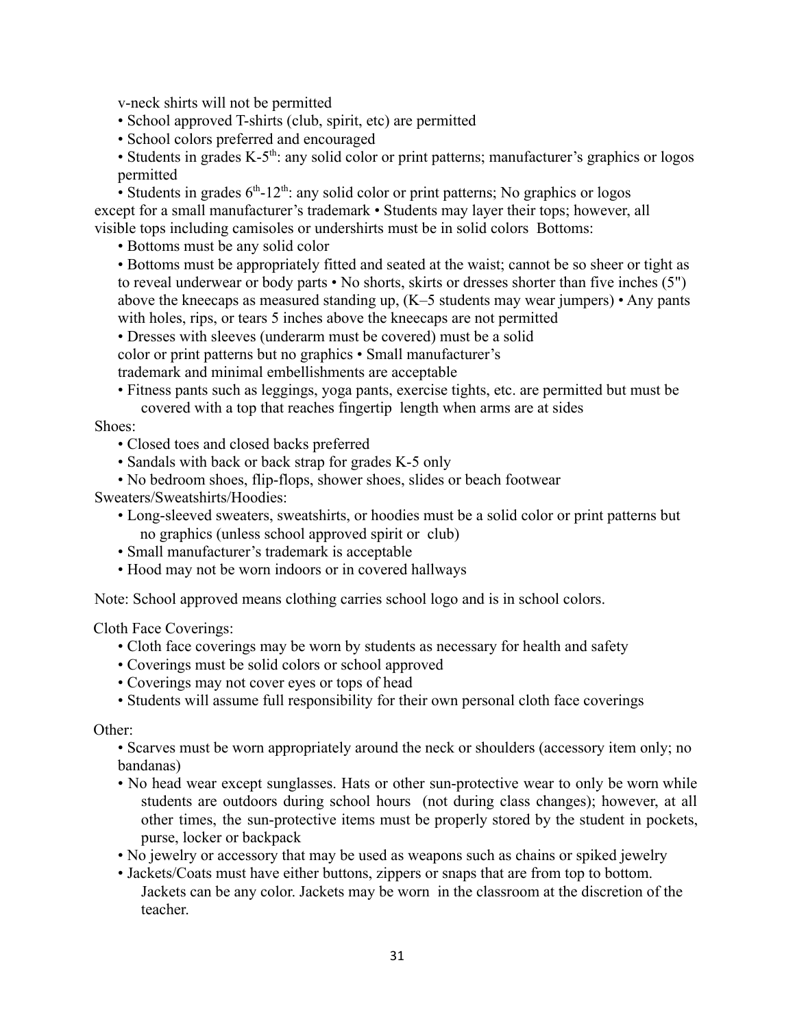v-neck shirts will not be permitted

- School approved T-shirts (club, spirit, etc) are permitted
- School colors preferred and encouraged
- Students in grades K-5th: any solid color or print patterns; manufacturer's graphics or logos permitted
- Students in grades 6th-12th: any solid color or print patterns; No graphics or logos except for a small manufacturer's trademark
- Students may layer their tops; however, all visible tops including camisoles or undershirts must be in solid colors

Bottoms:

- Bottoms must be any solid color
- Bottoms must be appropriately fitted and seated at the waist; cannot be so sheer or tight as to reveal underwear or body parts
- No shorts, skirts or dresses shorter than five inches (5") above the kneecaps as measured standing up, (K–5 students may wear jumpers)
- Any pants with holes, rips, or tears 5 inches above the kneecaps are not permitted
- Dresses with sleeves (underarm must be covered) must be a solid color or print patterns but no graphics
- Small manufacturer's trademark and minimal embellishments are acceptable
- Fitness pants such as leggings, yoga pants, exercise tights, etc. are permitted but must be covered with a top that reaches fingertip length when arms are at sides

Shoes:

- Closed toes and closed backs preferred
- Sandals with back or back strap for grades K-5 only
- No bedroom shoes, flip-flops, shower shoes, slides or beach footwear

Sweaters/Sweatshirts/Hoodies:

- Long-sleeved sweaters, sweatshirts, or hoodies must be a solid color or print patterns but no graphics (unless school approved spirit or club)
- Small manufacturer's trademark is acceptable
- Hood may not be worn indoors or in covered hallways

Note: School approved means clothing carries school logo and is in school colors.

Cloth Face Coverings:

- Cloth face coverings may be worn by students as necessary for health and safety
- Coverings must be solid colors or school approved
- Coverings may not cover eyes or tops of head
- Students will assume full responsibility for their own personal cloth face coverings

Other:

- Scarves must be worn appropriately around the neck or shoulders (accessory item only; no bandanas)
- No head wear except sunglasses. Hats or other sun-protective wear to only be worn while students are outdoors during school hours (not during class changes); however, at all other times, the sun-protective items must be properly stored by the student in pockets, purse, locker or backpack
- No jewelry or accessory that may be used as weapons such as chains or spiked jewelry
- Jackets/Coats must have either buttons, zippers or snaps that are from top to bottom. Jackets can be any color. Jackets may be worn in the classroom at the discretion of the teacher.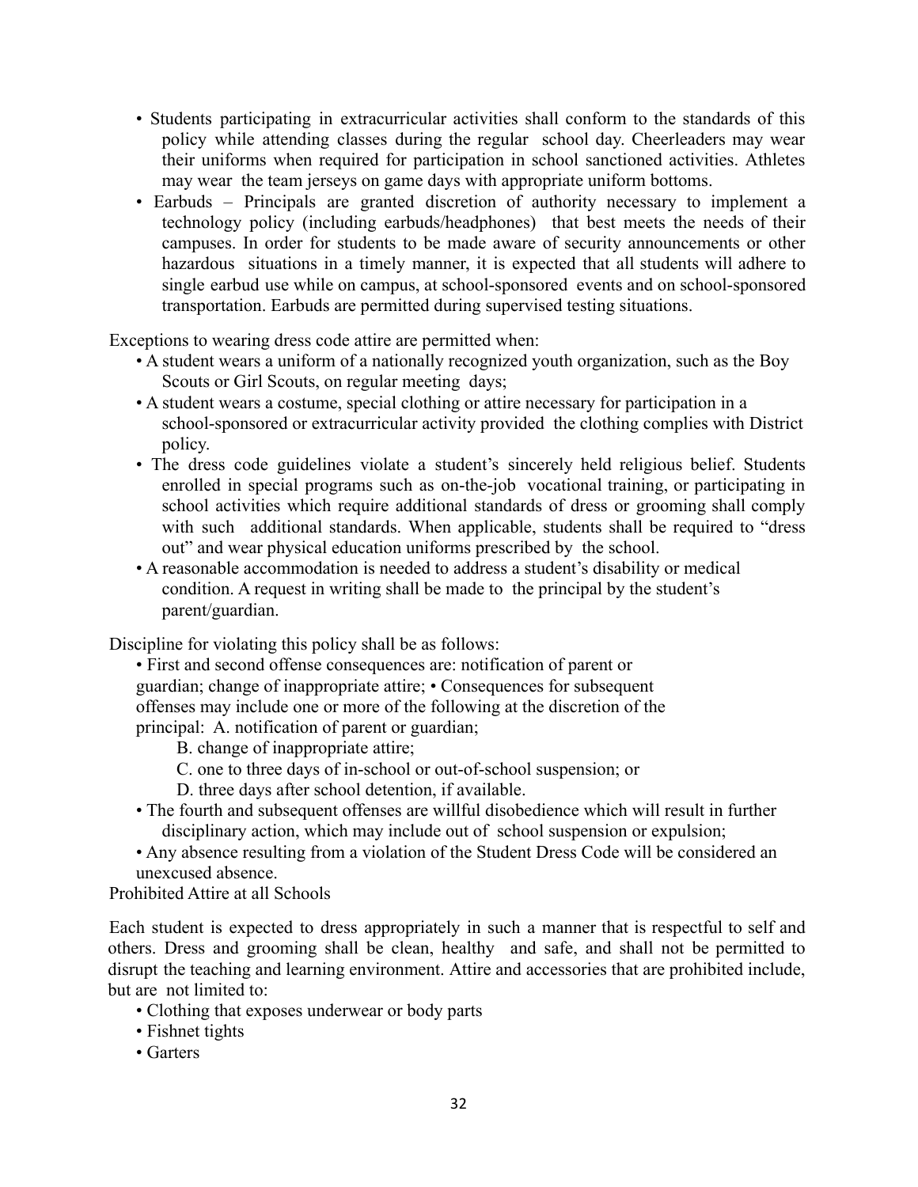- Students participating in extracurricular activities shall conform to the standards of this policy while attending classes during the regular school day. Cheerleaders may wear their uniforms when required for participation in school sanctioned activities. Athletes may wear the team jerseys on game days with appropriate uniform bottoms.
- Earbuds – Principals are granted discretion of authority necessary to implement a technology policy (including earbuds/headphones) that best meets the needs of their campuses. In order for students to be made aware of security announcements or other hazardous situations in a timely manner, it is expected that all students will adhere to single earbud use while on campus, at school-sponsored events and on school-sponsored transportation. Earbuds are permitted during supervised testing situations.

Exceptions to wearing dress code attire are permitted when:

- A student wears a uniform of a nationally recognized youth organization, such as the Boy Scouts or Girl Scouts, on regular meeting days;
- A student wears a costume, special clothing or attire necessary for participation in a school-sponsored or extracurricular activity provided the clothing complies with District policy.
- The dress code guidelines violate a student's sincerely held religious belief. Students enrolled in special programs such as on-the-job vocational training, or participating in school activities which require additional standards of dress or grooming shall comply with such additional standards. When applicable, students shall be required to "dress out" and wear physical education uniforms prescribed by the school.
- A reasonable accommodation is needed to address a student's disability or medical condition. A request in writing shall be made to the principal by the student's parent/guardian.

Discipline for violating this policy shall be as follows:

- First and second offense consequences are: notification of parent or guardian; change of inappropriate attire;
- Consequences for subsequent offenses may include one or more of the following at the discretion of the principal:
  - A. notification of parent or guardian;
  - B. change of inappropriate attire;
  - C. one to three days of in-school or out-of-school suspension; or
  - D. three days after school detention, if available.
- The fourth and subsequent offenses are willful disobedience which will result in further disciplinary action, which may include out of school suspension or expulsion;
- Any absence resulting from a violation of the Student Dress Code will be considered an unexcused absence.

Prohibited Attire at all Schools

Each student is expected to dress appropriately in such a manner that is respectful to self and others. Dress and grooming shall be clean, healthy and safe, and shall not be permitted to disrupt the teaching and learning environment. Attire and accessories that are prohibited include, but are not limited to:

- Clothing that exposes underwear or body parts
- Fishnet tights
- Garters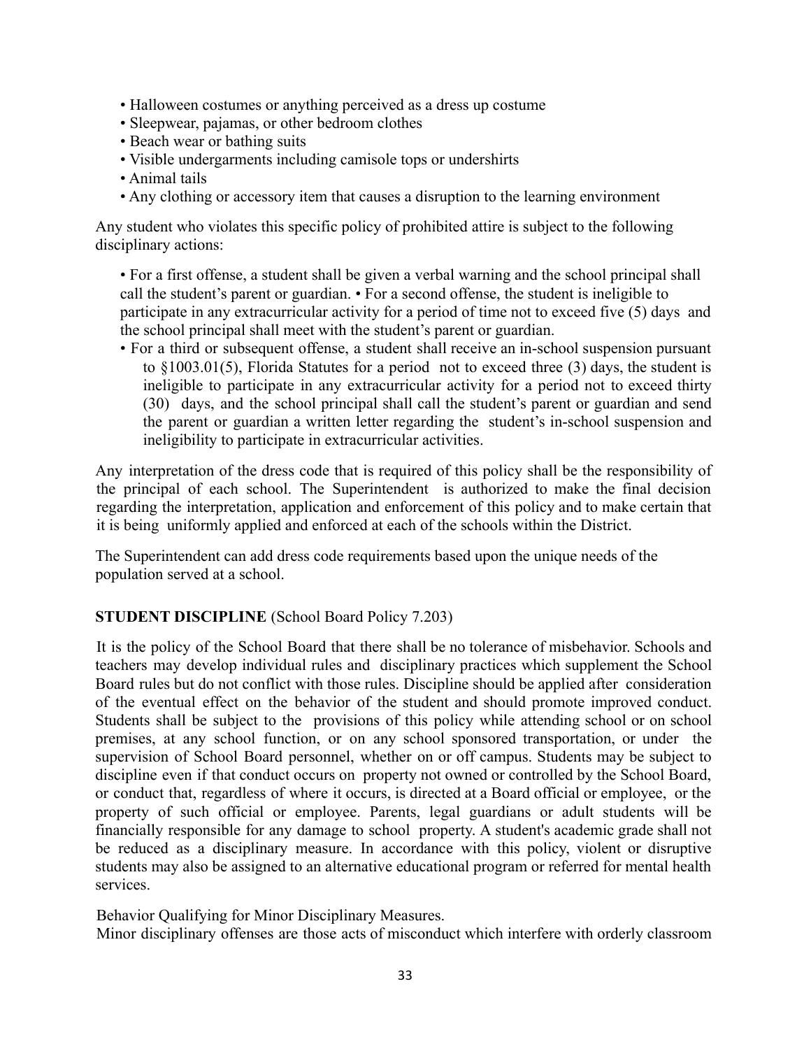- Halloween costumes or anything perceived as a dress up costume
- Sleepwear, pajamas, or other bedroom clothes
- Beach wear or bathing suits
- Visible undergarments including camisole tops or undershirts
- Animal tails
- Any clothing or accessory item that causes a disruption to the learning environment

Any student who violates this specific policy of prohibited attire is subject to the following disciplinary actions:

- For a first offense, a student shall be given a verbal warning and the school principal shall call the student's parent or guardian.
- For a second offense, the student is ineligible to participate in any extracurricular activity for a period of time not to exceed five (5) days and the school principal shall meet with the student's parent or guardian.
- For a third or subsequent offense, a student shall receive an in-school suspension pursuant to §1003.01(5), Florida Statutes for a period not to exceed three (3) days, the student is ineligible to participate in any extracurricular activity for a period not to exceed thirty (30) days, and the school principal shall call the student's parent or guardian and send the parent or guardian a written letter regarding the student's in-school suspension and ineligibility to participate in extracurricular activities.

Any interpretation of the dress code that is required of this policy shall be the responsibility of the principal of each school. The Superintendent is authorized to make the final decision regarding the interpretation, application and enforcement of this policy and to make certain that it is being uniformly applied and enforced at each of the schools within the District.

The Superintendent can add dress code requirements based upon the unique needs of the population served at a school.

**STUDENT DISCIPLINE** (School Board Policy 7.203)

It is the policy of the School Board that there shall be no tolerance of misbehavior. Schools and teachers may develop individual rules and disciplinary practices which supplement the School Board rules but do not conflict with those rules. Discipline should be applied after consideration of the eventual effect on the behavior of the student and should promote improved conduct. Students shall be subject to the provisions of this policy while attending school or on school premises, at any school function, or on any school sponsored transportation, or under the supervision of School Board personnel, whether on or off campus. Students may be subject to discipline even if that conduct occurs on property not owned or controlled by the School Board, or conduct that, regardless of where it occurs, is directed at a Board official or employee, or the property of such official or employee. Parents, legal guardians or adult students will be financially responsible for any damage to school property. A student's academic grade shall not be reduced as a disciplinary measure. In accordance with this policy, violent or disruptive students may also be assigned to an alternative educational program or referred for mental health services.

Behavior Qualifying for Minor Disciplinary Measures.

Minor disciplinary offenses are those acts of misconduct which interfere with orderly classroom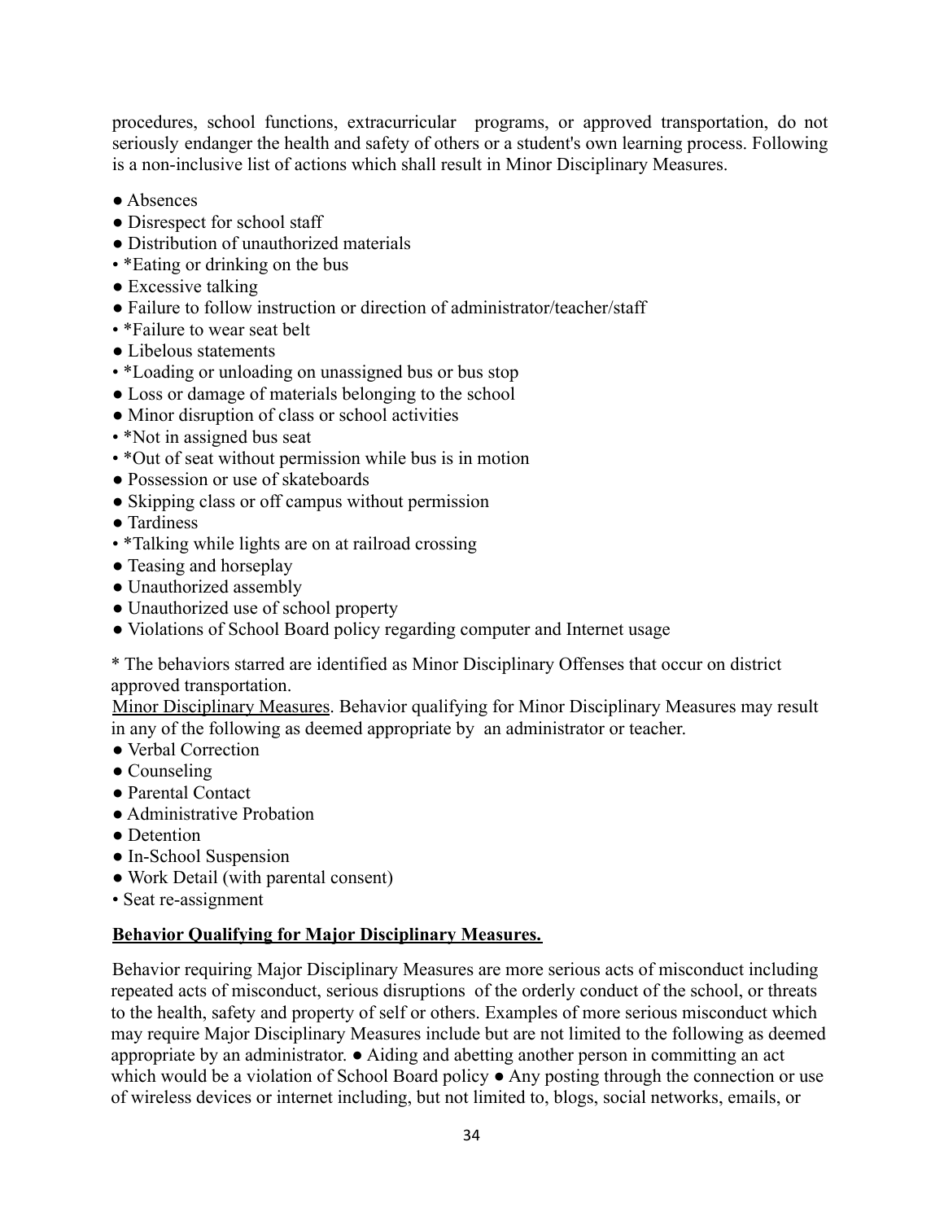procedures, school functions, extracurricular programs, or approved transportation, do not seriously endanger the health and safety of others or a student's own learning process. Following is a non-inclusive list of actions which shall result in Minor Disciplinary Measures.

- Absences
- Disrespect for school staff
- Distribution of unauthorized materials
- *Eating or drinking on the bus
- Excessive talking
- Failure to follow instruction or direction of administrator/teacher/staff
- *Failure to wear seat belt
- Libelous statements
- *Loading or unloading on unassigned bus or bus stop
- Loss or damage of materials belonging to the school
- Minor disruption of class or school activities
- *Not in assigned bus seat
- *Out of seat without permission while bus is in motion
- Possession or use of skateboards
- Skipping class or off campus without permission
- Tardiness
- *Talking while lights are on at railroad crossing
- Teasing and horseplay
- Unauthorized assembly
- Unauthorized use of school property
- Violations of School Board policy regarding computer and Internet usage

* The behaviors starred are identified as Minor Disciplinary Offenses that occur on district approved transportation.

Minor Disciplinary Measures. Behavior qualifying for Minor Disciplinary Measures may result in any of the following as deemed appropriate by an administrator or teacher.

- Verbal Correction
- Counseling
- Parental Contact
- Administrative Probation
- Detention
- In-School Suspension
- Work Detail (with parental consent)
- Seat re-assignment

**Behavior Qualifying for Major Disciplinary Measures.**

Behavior requiring Major Disciplinary Measures are more serious acts of misconduct including repeated acts of misconduct, serious disruptions of the orderly conduct of the school, or threats to the health, safety and property of self or others. Examples of more serious misconduct which may require Major Disciplinary Measures include but are not limited to the following as deemed appropriate by an administrator. ● Aiding and abetting another person in committing an act which would be a violation of School Board policy ● Any posting through the connection or use of wireless devices or internet including, but not limited to, blogs, social networks, emails, or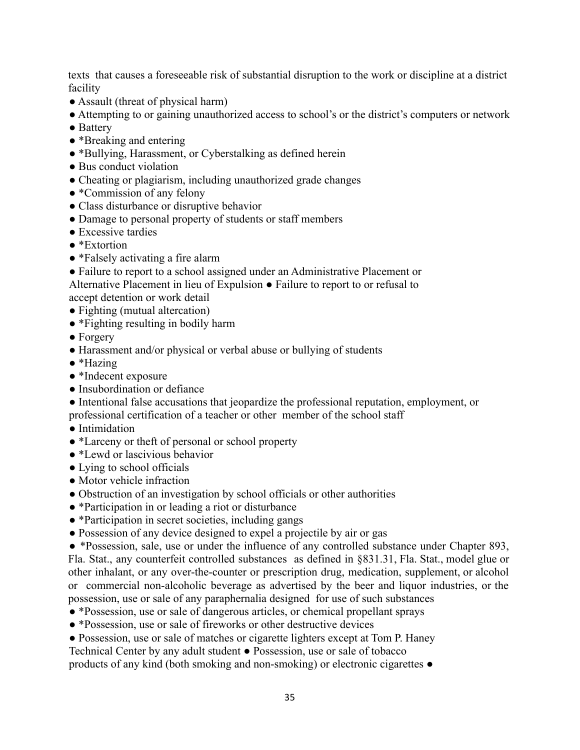texts that causes a foreseeable risk of substantial disruption to the work or discipline at a district facility

- Assault (threat of physical harm)
- Attempting to or gaining unauthorized access to school's or the district's computers or network
- Battery
- *Breaking and entering
- *Bullying, Harassment, or Cyberstalking as defined herein
- Bus conduct violation
- Cheating or plagiarism, including unauthorized grade changes
- *Commission of any felony
- Class disturbance or disruptive behavior
- Damage to personal property of students or staff members
- Excessive tardies
- *Extortion
- *Falsely activating a fire alarm
- Failure to report to a school assigned under an Administrative Placement or Alternative Placement in lieu of Expulsion
- Failure to report to or refusal to accept detention or work detail
- Fighting (mutual altercation)
- *Fighting resulting in bodily harm
- Forgery
- Harassment and/or physical or verbal abuse or bullying of students
- *Hazing
- *Indecent exposure
- Insubordination or defiance
- Intentional false accusations that jeopardize the professional reputation, employment, or professional certification of a teacher or other member of the school staff
- Intimidation
- *Larceny or theft of personal or school property
- *Lewd or lascivious behavior
- Lying to school officials
- Motor vehicle infraction
- Obstruction of an investigation by school officials or other authorities
- *Participation in or leading a riot or disturbance
- *Participation in secret societies, including gangs
- Possession of any device designed to expel a projectile by air or gas
- *Possession, sale, use or under the influence of any controlled substance under Chapter 893, Fla. Stat., any counterfeit controlled substances as defined in §831.31, Fla. Stat., model glue or other inhalant, or any over-the-counter or prescription drug, medication, supplement, or alcohol or commercial non-alcoholic beverage as advertised by the beer and liquor industries, or the possession, use or sale of any paraphernalia designed for use of such substances
- *Possession, use or sale of dangerous articles, or chemical propellant sprays
- *Possession, use or sale of fireworks or other destructive devices
- Possession, use or sale of matches or cigarette lighters except at Tom P. Haney Technical Center by any adult student
- Possession, use or sale of tobacco products of any kind (both smoking and non-smoking) or electronic cigarettes
-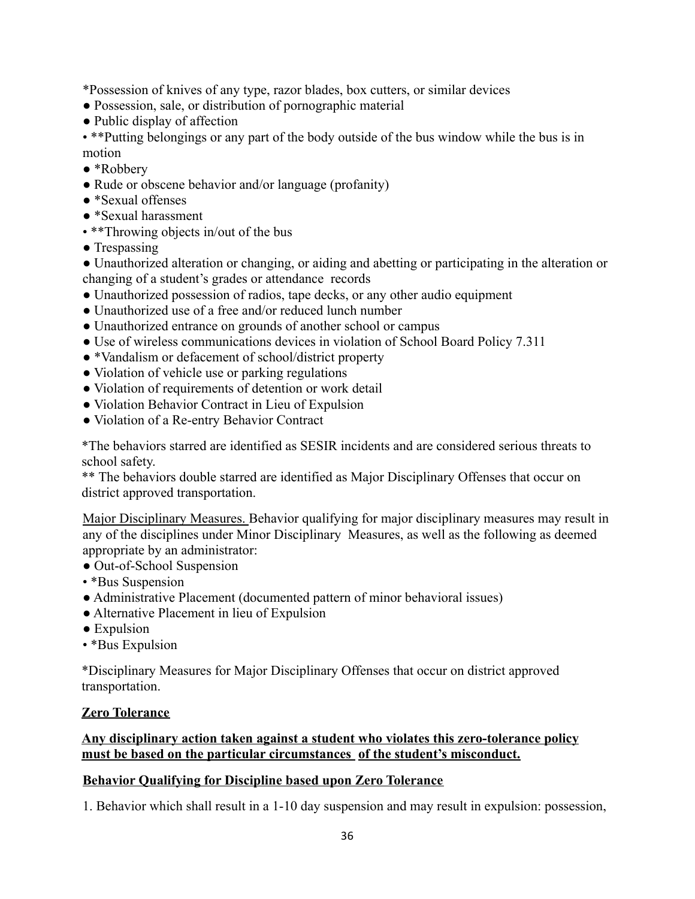*Possession of knives of any type, razor blades, box cutters, or similar devices

- Possession, sale, or distribution of pornographic material
- Public display of affection
- **Putting belongings or any part of the body outside of the bus window while the bus is in motion
- *Robbery
- Rude or obscene behavior and/or language (profanity)
- *Sexual offenses
- *Sexual harassment
- **Throwing objects in/out of the bus
- Trespassing
- Unauthorized alteration or changing, or aiding and abetting or participating in the alteration or changing of a student's grades or attendance records
- Unauthorized possession of radios, tape decks, or any other audio equipment
- Unauthorized use of a free and/or reduced lunch number
- Unauthorized entrance on grounds of another school or campus
- Use of wireless communications devices in violation of School Board Policy 7.311
- *Vandalism or defacement of school/district property
- Violation of vehicle use or parking regulations
- Violation of requirements of detention or work detail
- Violation Behavior Contract in Lieu of Expulsion
- Violation of a Re-entry Behavior Contract

*The behaviors starred are identified as SESIR incidents and are considered serious threats to school safety.

** The behaviors double starred are identified as Major Disciplinary Offenses that occur on district approved transportation.

Major Disciplinary Measures. Behavior qualifying for major disciplinary measures may result in any of the disciplines under Minor Disciplinary Measures, as well as the following as deemed appropriate by an administrator:

- Out-of-School Suspension
- *Bus Suspension
- Administrative Placement (documented pattern of minor behavioral issues)
- Alternative Placement in lieu of Expulsion
- Expulsion
- *Bus Expulsion

*Disciplinary Measures for Major Disciplinary Offenses that occur on district approved transportation.

**Zero Tolerance**

**Any disciplinary action taken against a student who violates this zero-tolerance policy must be based on the particular circumstances of the student's misconduct.**

**Behavior Qualifying for Discipline based upon Zero Tolerance**

1. Behavior which shall result in a 1-10 day suspension and may result in expulsion: possession,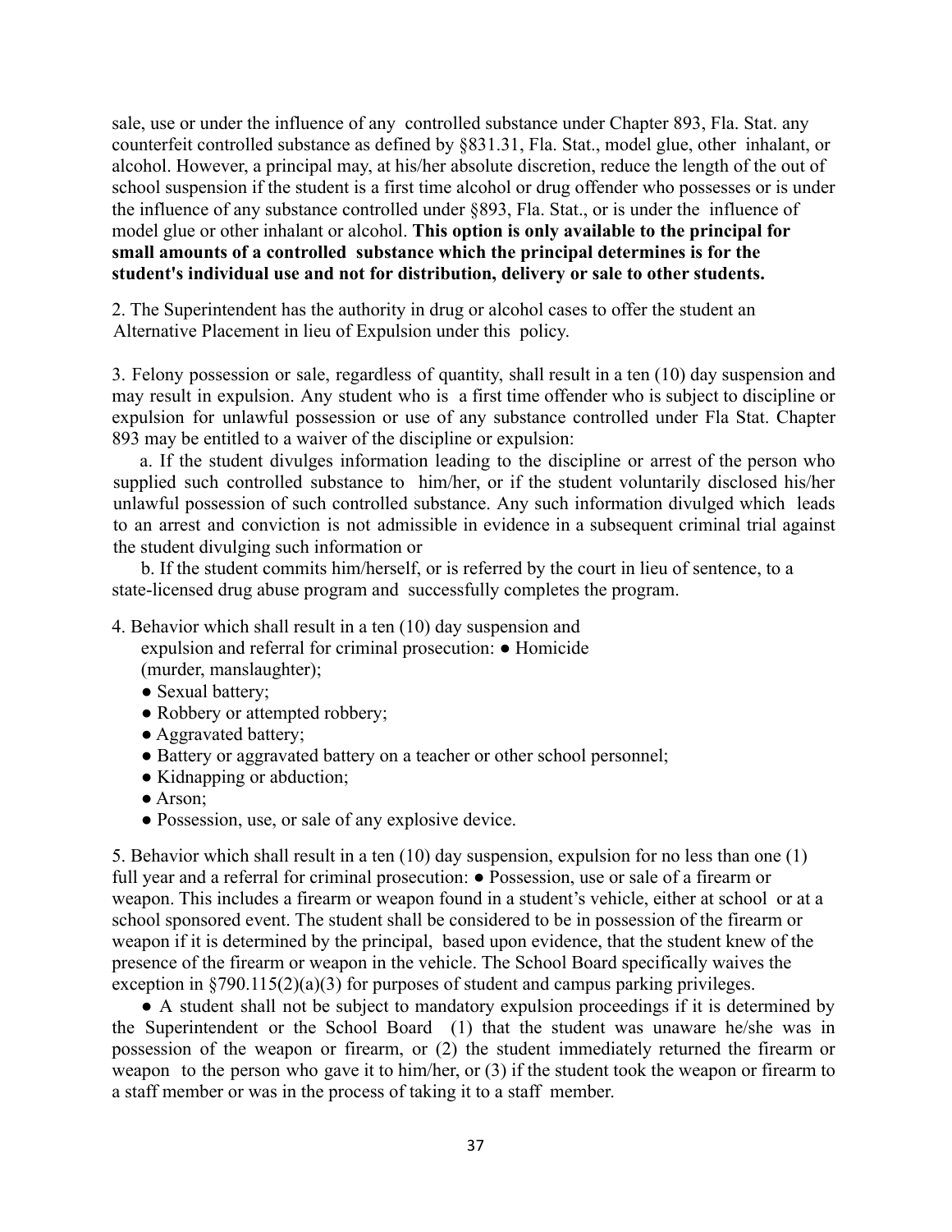sale, use or under the influence of any controlled substance under Chapter 893, Fla. Stat. any counterfeit controlled substance as defined by §831.31, Fla. Stat., model glue, other inhalant, or alcohol. However, a principal may, at his/her absolute discretion, reduce the length of the out of school suspension if the student is a first time alcohol or drug offender who possesses or is under the influence of any substance controlled under §893, Fla. Stat., or is under the influence of model glue or other inhalant or alcohol. **This option is only available to the principal for small amounts of a controlled substance which the principal determines is for the student's individual use and not for distribution, delivery or sale to other students.**

2. The Superintendent has the authority in drug or alcohol cases to offer the student an Alternative Placement in lieu of Expulsion under this policy.

3. Felony possession or sale, regardless of quantity, shall result in a ten (10) day suspension and may result in expulsion. Any student who is a first time offender who is subject to discipline or expulsion for unlawful possession or use of any substance controlled under Fla Stat. Chapter 893 may be entitled to a waiver of the discipline or expulsion:

a. If the student divulges information leading to the discipline or arrest of the person who supplied such controlled substance to him/her, or if the student voluntarily disclosed his/her unlawful possession of such controlled substance. Any such information divulged which leads to an arrest and conviction is not admissible in evidence in a subsequent criminal trial against the student divulging such information or

b. If the student commits him/herself, or is referred by the court in lieu of sentence, to a state-licensed drug abuse program and successfully completes the program.

4. Behavior which shall result in a ten (10) day suspension and expulsion and referral for criminal prosecution:
- Homicide (murder, manslaughter);
- Sexual battery;
- Robbery or attempted robbery;
- Aggravated battery;
- Battery or aggravated battery on a teacher or other school personnel;
- Kidnapping or abduction;
- Arson;
- Possession, use, or sale of any explosive device.

5. Behavior which shall result in a ten (10) day suspension, expulsion for no less than one (1) full year and a referral for criminal prosecution:
- Possession, use or sale of a firearm or weapon. This includes a firearm or weapon found in a student's vehicle, either at school or at a school sponsored event. The student shall be considered to be in possession of the firearm or weapon if it is determined by the principal, based upon evidence, that the student knew of the presence of the firearm or weapon in the vehicle. The School Board specifically waives the exception in §790.115(2)(a)(3) for purposes of student and campus parking privileges.
- A student shall not be subject to mandatory expulsion proceedings if it is determined by the Superintendent or the School Board (1) that the student was unaware he/she was in possession of the weapon or firearm, or (2) the student immediately returned the firearm or weapon to the person who gave it to him/her, or (3) if the student took the weapon or firearm to a staff member or was in the process of taking it to a staff member.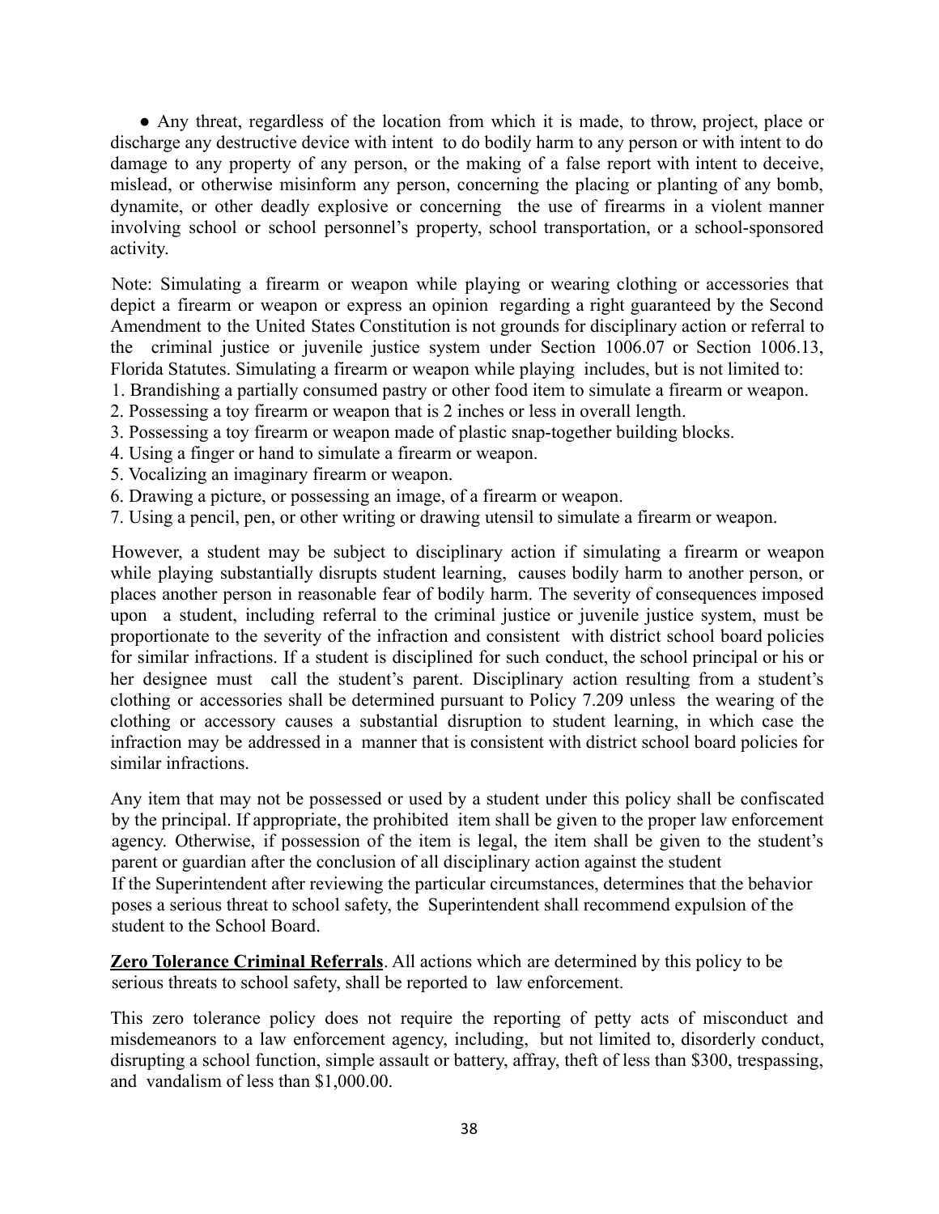- Any threat, regardless of the location from which it is made, to throw, project, place or discharge any destructive device with intent to do bodily harm to any person or with intent to do damage to any property of any person, or the making of a false report with intent to deceive, mislead, or otherwise misinform any person, concerning the placing or planting of any bomb, dynamite, or other deadly explosive or concerning the use of firearms in a violent manner involving school or school personnel's property, school transportation, or a school-sponsored activity.

Note: Simulating a firearm or weapon while playing or wearing clothing or accessories that depict a firearm or weapon or express an opinion regarding a right guaranteed by the Second Amendment to the United States Constitution is not grounds for disciplinary action or referral to the criminal justice or juvenile justice system under Section 1006.07 or Section 1006.13, Florida Statutes. Simulating a firearm or weapon while playing includes, but is not limited to:

1. Brandishing a partially consumed pastry or other food item to simulate a firearm or weapon.
2. Possessing a toy firearm or weapon that is 2 inches or less in overall length.
3. Possessing a toy firearm or weapon made of plastic snap-together building blocks.
4. Using a finger or hand to simulate a firearm or weapon.
5. Vocalizing an imaginary firearm or weapon.
6. Drawing a picture, or possessing an image, of a firearm or weapon.
7. Using a pencil, pen, or other writing or drawing utensil to simulate a firearm or weapon.

However, a student may be subject to disciplinary action if simulating a firearm or weapon while playing substantially disrupts student learning, causes bodily harm to another person, or places another person in reasonable fear of bodily harm. The severity of consequences imposed upon a student, including referral to the criminal justice or juvenile justice system, must be proportionate to the severity of the infraction and consistent with district school board policies for similar infractions. If a student is disciplined for such conduct, the school principal or his or her designee must call the student's parent. Disciplinary action resulting from a student's clothing or accessories shall be determined pursuant to Policy 7.209 unless the wearing of the clothing or accessory causes a substantial disruption to student learning, in which case the infraction may be addressed in a manner that is consistent with district school board policies for similar infractions.

Any item that may not be possessed or used by a student under this policy shall be confiscated by the principal. If appropriate, the prohibited item shall be given to the proper law enforcement agency. Otherwise, if possession of the item is legal, the item shall be given to the student's parent or guardian after the conclusion of all disciplinary action against the student
If the Superintendent after reviewing the particular circumstances, determines that the behavior poses a serious threat to school safety, the Superintendent shall recommend expulsion of the student to the School Board.

**Zero Tolerance Criminal Referrals**. All actions which are determined by this policy to be serious threats to school safety, shall be reported to law enforcement.

This zero tolerance policy does not require the reporting of petty acts of misconduct and misdemeanors to a law enforcement agency, including, but not limited to, disorderly conduct, disrupting a school function, simple assault or battery, affray, theft of less than $300, trespassing, and vandalism of less than $1,000.00.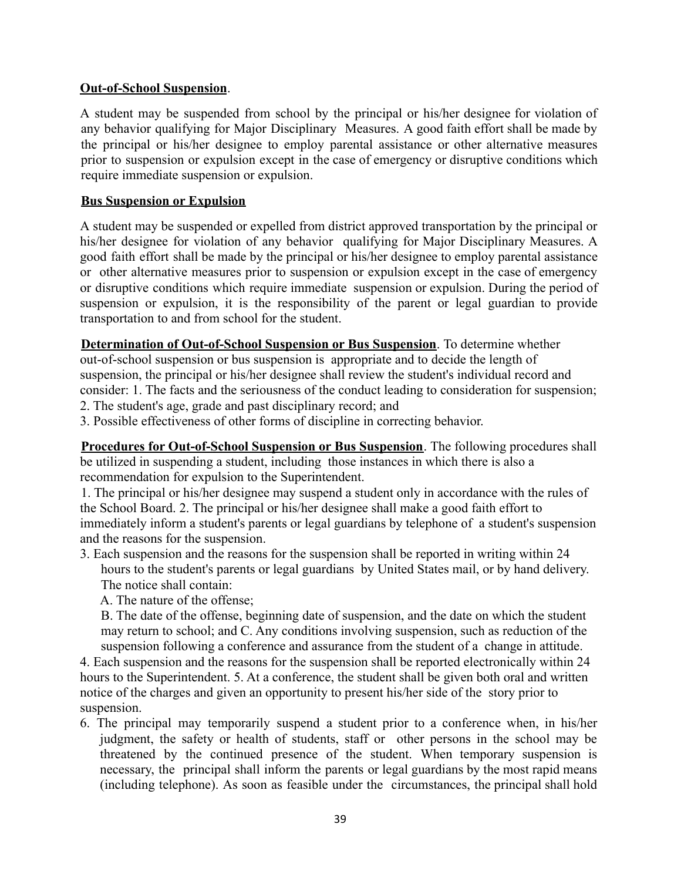**Out-of-School Suspension**.

A student may be suspended from school by the principal or his/her designee for violation of any behavior qualifying for Major Disciplinary Measures. A good faith effort shall be made by the principal or his/her designee to employ parental assistance or other alternative measures prior to suspension or expulsion except in the case of emergency or disruptive conditions which require immediate suspension or expulsion.

**Bus Suspension or Expulsion**

A student may be suspended or expelled from district approved transportation by the principal or his/her designee for violation of any behavior qualifying for Major Disciplinary Measures. A good faith effort shall be made by the principal or his/her designee to employ parental assistance or other alternative measures prior to suspension or expulsion except in the case of emergency or disruptive conditions which require immediate suspension or expulsion. During the period of suspension or expulsion, it is the responsibility of the parent or legal guardian to provide transportation to and from school for the student.

**Determination of Out-of-School Suspension or Bus Suspension**. To determine whether out-of-school suspension or bus suspension is appropriate and to decide the length of suspension, the principal or his/her designee shall review the student's individual record and consider: 1. The facts and the seriousness of the conduct leading to consideration for suspension;
2. The student's age, grade and past disciplinary record; and
3. Possible effectiveness of other forms of discipline in correcting behavior.

**Procedures for Out-of-School Suspension or Bus Suspension**. The following procedures shall be utilized in suspending a student, including those instances in which there is also a recommendation for expulsion to the Superintendent.

1. The principal or his/her designee may suspend a student only in accordance with the rules of the School Board. 2. The principal or his/her designee shall make a good faith effort to immediately inform a student's parents or legal guardians by telephone of a student's suspension and the reasons for the suspension.
3. Each suspension and the reasons for the suspension shall be reported in writing within 24 hours to the student's parents or legal guardians by United States mail, or by hand delivery. The notice shall contain:
   A. The nature of the offense;
   B. The date of the offense, beginning date of suspension, and the date on which the student may return to school; and C. Any conditions involving suspension, such as reduction of the suspension following a conference and assurance from the student of a change in attitude.
4. Each suspension and the reasons for the suspension shall be reported electronically within 24 hours to the Superintendent. 5. At a conference, the student shall be given both oral and written notice of the charges and given an opportunity to present his/her side of the story prior to suspension.
6. The principal may temporarily suspend a student prior to a conference when, in his/her judgment, the safety or health of students, staff or other persons in the school may be threatened by the continued presence of the student. When temporary suspension is necessary, the principal shall inform the parents or legal guardians by the most rapid means (including telephone). As soon as feasible under the circumstances, the principal shall hold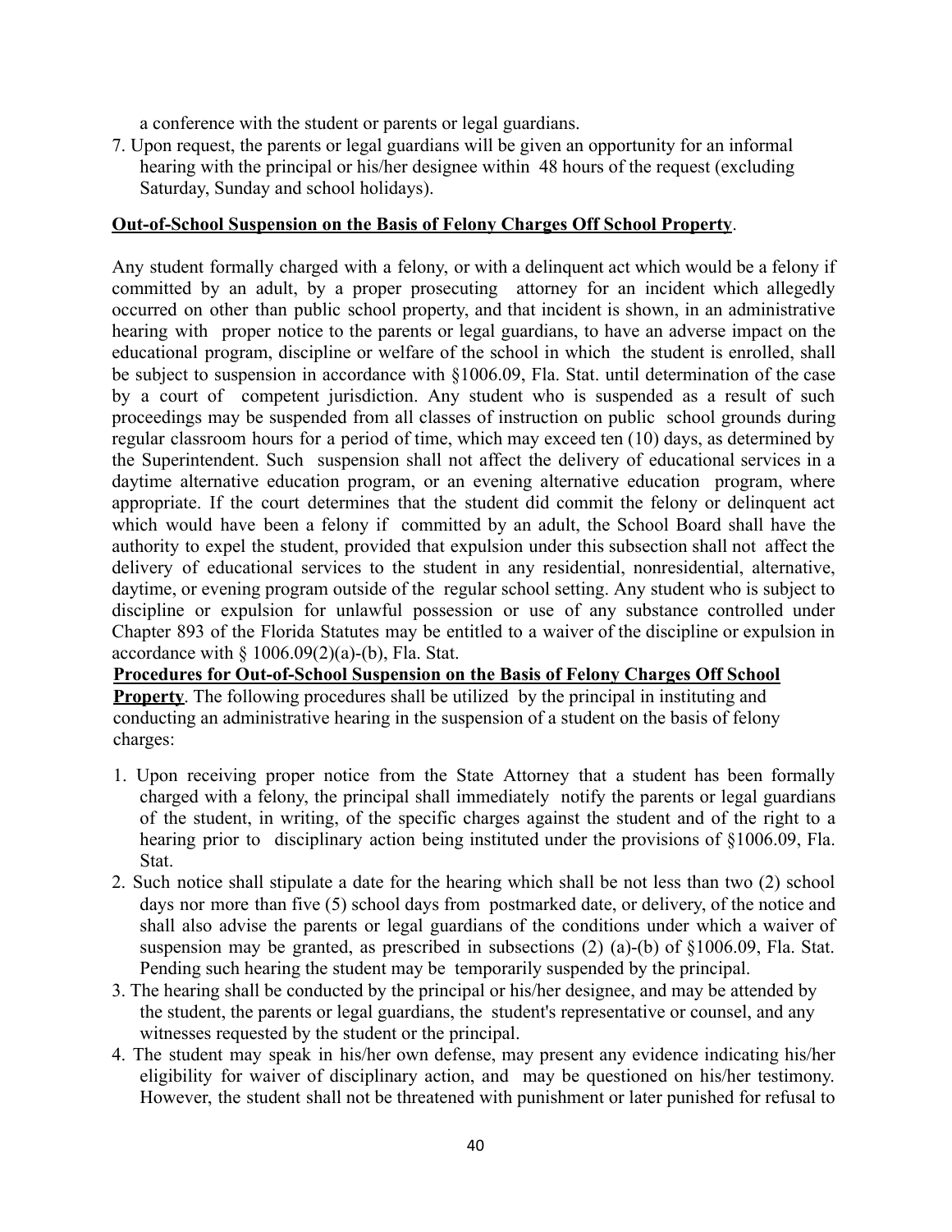a conference with the student or parents or legal guardians.

7. Upon request, the parents or legal guardians will be given an opportunity for an informal hearing with the principal or his/her designee within 48 hours of the request (excluding Saturday, Sunday and school holidays).

**Out-of-School Suspension on the Basis of Felony Charges Off School Property**.

Any student formally charged with a felony, or with a delinquent act which would be a felony if committed by an adult, by a proper prosecuting attorney for an incident which allegedly occurred on other than public school property, and that incident is shown, in an administrative hearing with proper notice to the parents or legal guardians, to have an adverse impact on the educational program, discipline or welfare of the school in which the student is enrolled, shall be subject to suspension in accordance with §1006.09, Fla. Stat. until determination of the case by a court of competent jurisdiction. Any student who is suspended as a result of such proceedings may be suspended from all classes of instruction on public school grounds during regular classroom hours for a period of time, which may exceed ten (10) days, as determined by the Superintendent. Such suspension shall not affect the delivery of educational services in a daytime alternative education program, or an evening alternative education program, where appropriate. If the court determines that the student did commit the felony or delinquent act which would have been a felony if committed by an adult, the School Board shall have the authority to expel the student, provided that expulsion under this subsection shall not affect the delivery of educational services to the student in any residential, nonresidential, alternative, daytime, or evening program outside of the regular school setting. Any student who is subject to discipline or expulsion for unlawful possession or use of any substance controlled under Chapter 893 of the Florida Statutes may be entitled to a waiver of the discipline or expulsion in accordance with § 1006.09(2)(a)-(b), Fla. Stat.

**Procedures for Out-of-School Suspension on the Basis of Felony Charges Off School Property**. The following procedures shall be utilized by the principal in instituting and conducting an administrative hearing in the suspension of a student on the basis of felony charges:

1. Upon receiving proper notice from the State Attorney that a student has been formally charged with a felony, the principal shall immediately notify the parents or legal guardians of the student, in writing, of the specific charges against the student and of the right to a hearing prior to disciplinary action being instituted under the provisions of §1006.09, Fla. Stat.
2. Such notice shall stipulate a date for the hearing which shall be not less than two (2) school days nor more than five (5) school days from postmarked date, or delivery, of the notice and shall also advise the parents or legal guardians of the conditions under which a waiver of suspension may be granted, as prescribed in subsections (2) (a)-(b) of §1006.09, Fla. Stat. Pending such hearing the student may be temporarily suspended by the principal.
3. The hearing shall be conducted by the principal or his/her designee, and may be attended by the student, the parents or legal guardians, the student's representative or counsel, and any witnesses requested by the student or the principal.
4. The student may speak in his/her own defense, may present any evidence indicating his/her eligibility for waiver of disciplinary action, and may be questioned on his/her testimony. However, the student shall not be threatened with punishment or later punished for refusal to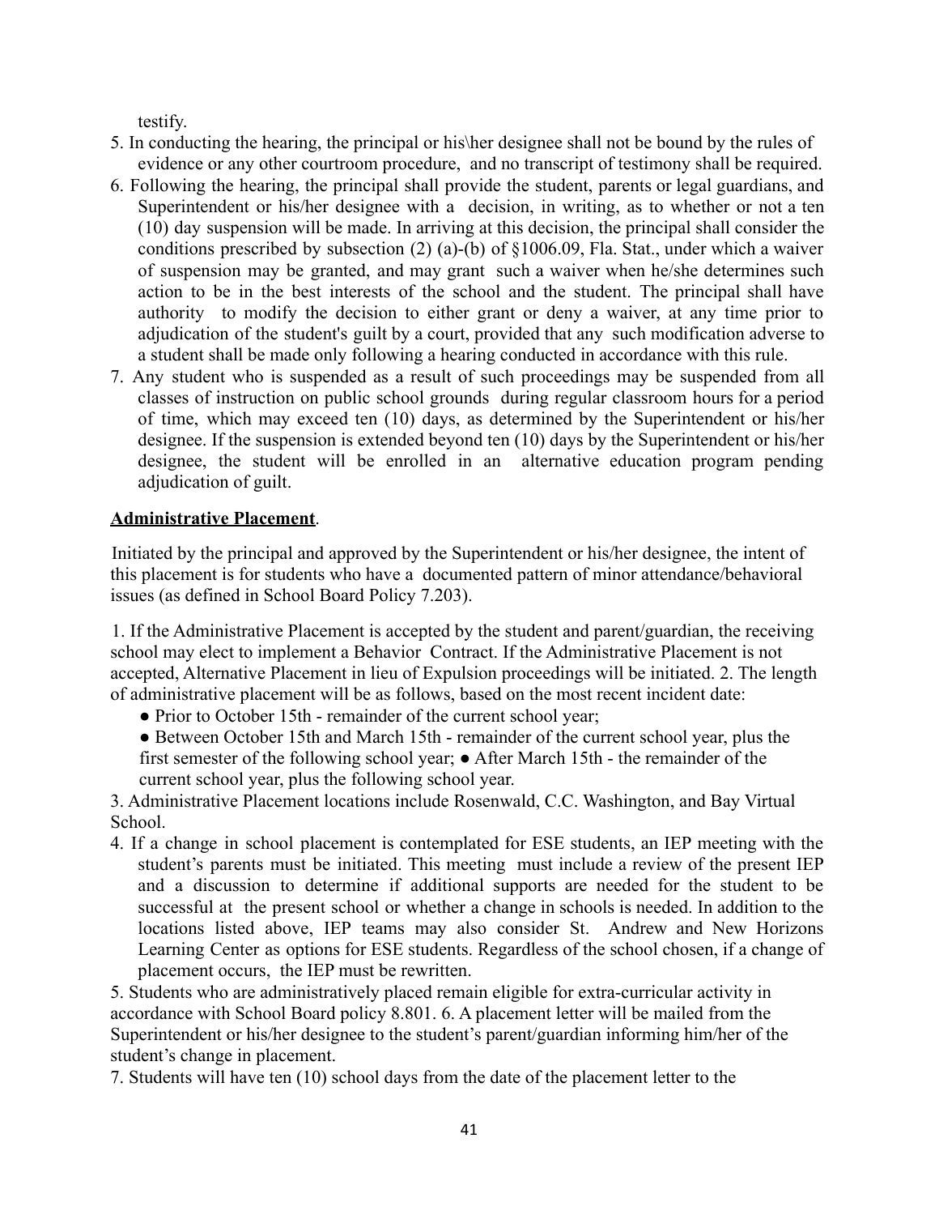testify.

5. In conducting the hearing, the principal or his\her designee shall not be bound by the rules of evidence or any other courtroom procedure, and no transcript of testimony shall be required.
6. Following the hearing, the principal shall provide the student, parents or legal guardians, and Superintendent or his/her designee with a decision, in writing, as to whether or not a ten (10) day suspension will be made. In arriving at this decision, the principal shall consider the conditions prescribed by subsection (2) (a)-(b) of §1006.09, Fla. Stat., under which a waiver of suspension may be granted, and may grant such a waiver when he/she determines such action to be in the best interests of the school and the student. The principal shall have authority to modify the decision to either grant or deny a waiver, at any time prior to adjudication of the student's guilt by a court, provided that any such modification adverse to a student shall be made only following a hearing conducted in accordance with this rule.
7. Any student who is suspended as a result of such proceedings may be suspended from all classes of instruction on public school grounds during regular classroom hours for a period of time, which may exceed ten (10) days, as determined by the Superintendent or his/her designee. If the suspension is extended beyond ten (10) days by the Superintendent or his/her designee, the student will be enrolled in an alternative education program pending adjudication of guilt.

**Administrative Placement**.

Initiated by the principal and approved by the Superintendent or his/her designee, the intent of this placement is for students who have a documented pattern of minor attendance/behavioral issues (as defined in School Board Policy 7.203).

1. If the Administrative Placement is accepted by the student and parent/guardian, the receiving school may elect to implement a Behavior Contract. If the Administrative Placement is not accepted, Alternative Placement in lieu of Expulsion proceedings will be initiated.
2. The length of administrative placement will be as follows, based on the most recent incident date:
   - Prior to October 15th - remainder of the current school year;
   - Between October 15th and March 15th - remainder of the current school year, plus the first semester of the following school year;
   - After March 15th - the remainder of the current school year, plus the following school year.
3. Administrative Placement locations include Rosenwald, C.C. Washington, and Bay Virtual School.
4. If a change in school placement is contemplated for ESE students, an IEP meeting with the student's parents must be initiated. This meeting must include a review of the present IEP and a discussion to determine if additional supports are needed for the student to be successful at the present school or whether a change in schools is needed. In addition to the locations listed above, IEP teams may also consider St. Andrew and New Horizons Learning Center as options for ESE students. Regardless of the school chosen, if a change of placement occurs, the IEP must be rewritten.
5. Students who are administratively placed remain eligible for extra-curricular activity in accordance with School Board policy 8.801.
6. A placement letter will be mailed from the Superintendent or his/her designee to the student's parent/guardian informing him/her of the student's change in placement.
7. Students will have ten (10) school days from the date of the placement letter to the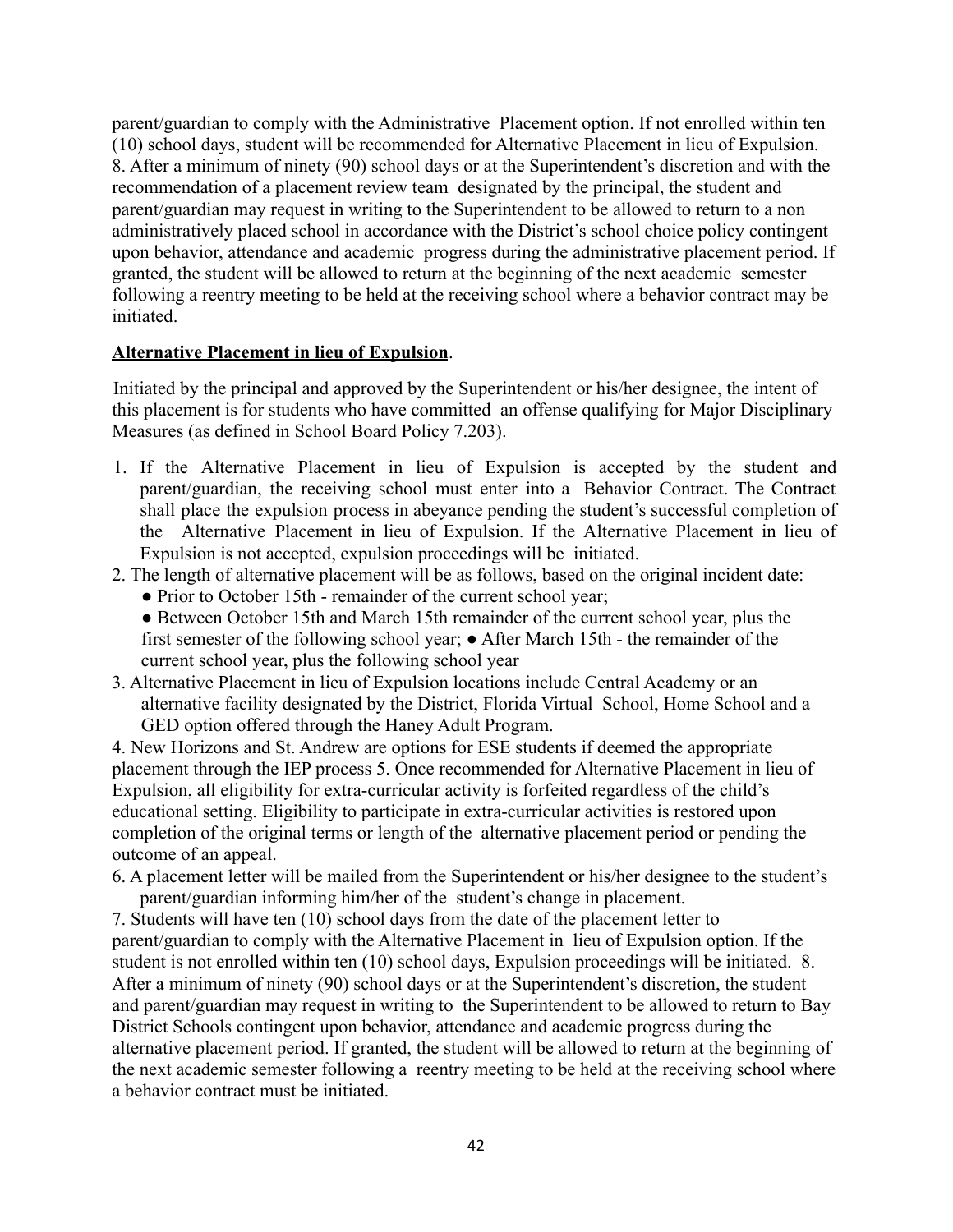parent/guardian to comply with the Administrative Placement option. If not enrolled within ten (10) school days, student will be recommended for Alternative Placement in lieu of Expulsion. 8. After a minimum of ninety (90) school days or at the Superintendent's discretion and with the recommendation of a placement review team designated by the principal, the student and parent/guardian may request in writing to the Superintendent to be allowed to return to a non administratively placed school in accordance with the District's school choice policy contingent upon behavior, attendance and academic progress during the administrative placement period. If granted, the student will be allowed to return at the beginning of the next academic semester following a reentry meeting to be held at the receiving school where a behavior contract may be initiated.

**Alternative Placement in lieu of Expulsion**.

Initiated by the principal and approved by the Superintendent or his/her designee, the intent of this placement is for students who have committed an offense qualifying for Major Disciplinary Measures (as defined in School Board Policy 7.203).

1. If the Alternative Placement in lieu of Expulsion is accepted by the student and parent/guardian, the receiving school must enter into a Behavior Contract. The Contract shall place the expulsion process in abeyance pending the student's successful completion of the Alternative Placement in lieu of Expulsion. If the Alternative Placement in lieu of Expulsion is not accepted, expulsion proceedings will be initiated.
2. The length of alternative placement will be as follows, based on the original incident date:
   - Prior to October 15th - remainder of the current school year;
   - Between October 15th and March 15th remainder of the current school year, plus the first semester of the following school year;
   - After March 15th - the remainder of the current school year, plus the following school year
3. Alternative Placement in lieu of Expulsion locations include Central Academy or an alternative facility designated by the District, Florida Virtual School, Home School and a GED option offered through the Haney Adult Program.
4. New Horizons and St. Andrew are options for ESE students if deemed the appropriate placement through the IEP process
5. Once recommended for Alternative Placement in lieu of Expulsion, all eligibility for extra-curricular activity is forfeited regardless of the child's educational setting. Eligibility to participate in extra-curricular activities is restored upon completion of the original terms or length of the alternative placement period or pending the outcome of an appeal.
6. A placement letter will be mailed from the Superintendent or his/her designee to the student's parent/guardian informing him/her of the student's change in placement.
7. Students will have ten (10) school days from the date of the placement letter to parent/guardian to comply with the Alternative Placement in lieu of Expulsion option. If the student is not enrolled within ten (10) school days, Expulsion proceedings will be initiated.
8. After a minimum of ninety (90) school days or at the Superintendent's discretion, the student and parent/guardian may request in writing to the Superintendent to be allowed to return to Bay District Schools contingent upon behavior, attendance and academic progress during the alternative placement period. If granted, the student will be allowed to return at the beginning of the next academic semester following a reentry meeting to be held at the receiving school where a behavior contract must be initiated.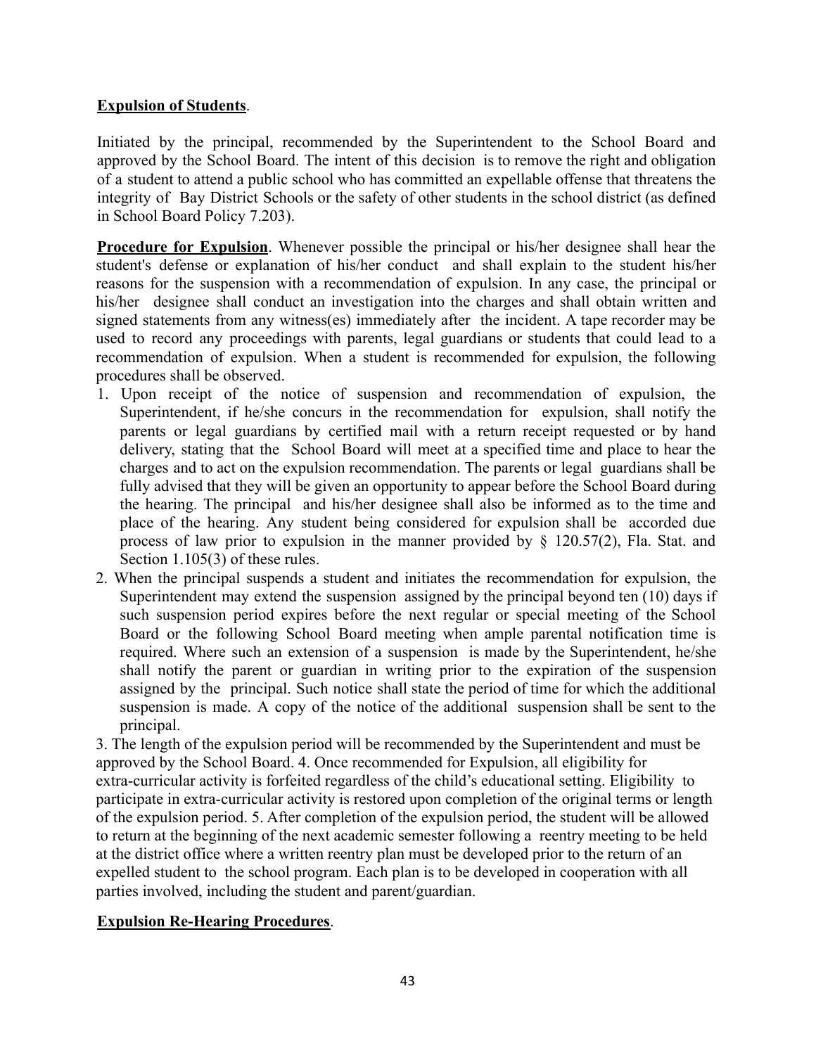**Expulsion of Students**.

Initiated by the principal, recommended by the Superintendent to the School Board and approved by the School Board. The intent of this decision is to remove the right and obligation of a student to attend a public school who has committed an expellable offense that threatens the integrity of Bay District Schools or the safety of other students in the school district (as defined in School Board Policy 7.203).

**Procedure for Expulsion**. Whenever possible the principal or his/her designee shall hear the student's defense or explanation of his/her conduct and shall explain to the student his/her reasons for the suspension with a recommendation of expulsion. In any case, the principal or his/her designee shall conduct an investigation into the charges and shall obtain written and signed statements from any witness(es) immediately after the incident. A tape recorder may be used to record any proceedings with parents, legal guardians or students that could lead to a recommendation of expulsion. When a student is recommended for expulsion, the following procedures shall be observed.

1. Upon receipt of the notice of suspension and recommendation of expulsion, the Superintendent, if he/she concurs in the recommendation for expulsion, shall notify the parents or legal guardians by certified mail with a return receipt requested or by hand delivery, stating that the School Board will meet at a specified time and place to hear the charges and to act on the expulsion recommendation. The parents or legal guardians shall be fully advised that they will be given an opportunity to appear before the School Board during the hearing. The principal and his/her designee shall also be informed as to the time and place of the hearing. Any student being considered for expulsion shall be accorded due process of law prior to expulsion in the manner provided by § 120.57(2), Fla. Stat. and Section 1.105(3) of these rules.
2. When the principal suspends a student and initiates the recommendation for expulsion, the Superintendent may extend the suspension assigned by the principal beyond ten (10) days if such suspension period expires before the next regular or special meeting of the School Board or the following School Board meeting when ample parental notification time is required. Where such an extension of a suspension is made by the Superintendent, he/she shall notify the parent or guardian in writing prior to the expiration of the suspension assigned by the principal. Such notice shall state the period of time for which the additional suspension is made. A copy of the notice of the additional suspension shall be sent to the principal.

3. The length of the expulsion period will be recommended by the Superintendent and must be approved by the School Board. 4. Once recommended for Expulsion, all eligibility for extra-curricular activity is forfeited regardless of the child's educational setting. Eligibility to participate in extra-curricular activity is restored upon completion of the original terms or length of the expulsion period. 5. After completion of the expulsion period, the student will be allowed to return at the beginning of the next academic semester following a reentry meeting to be held at the district office where a written reentry plan must be developed prior to the return of an expelled student to the school program. Each plan is to be developed in cooperation with all parties involved, including the student and parent/guardian.

**Expulsion Re-Hearing Procedures**.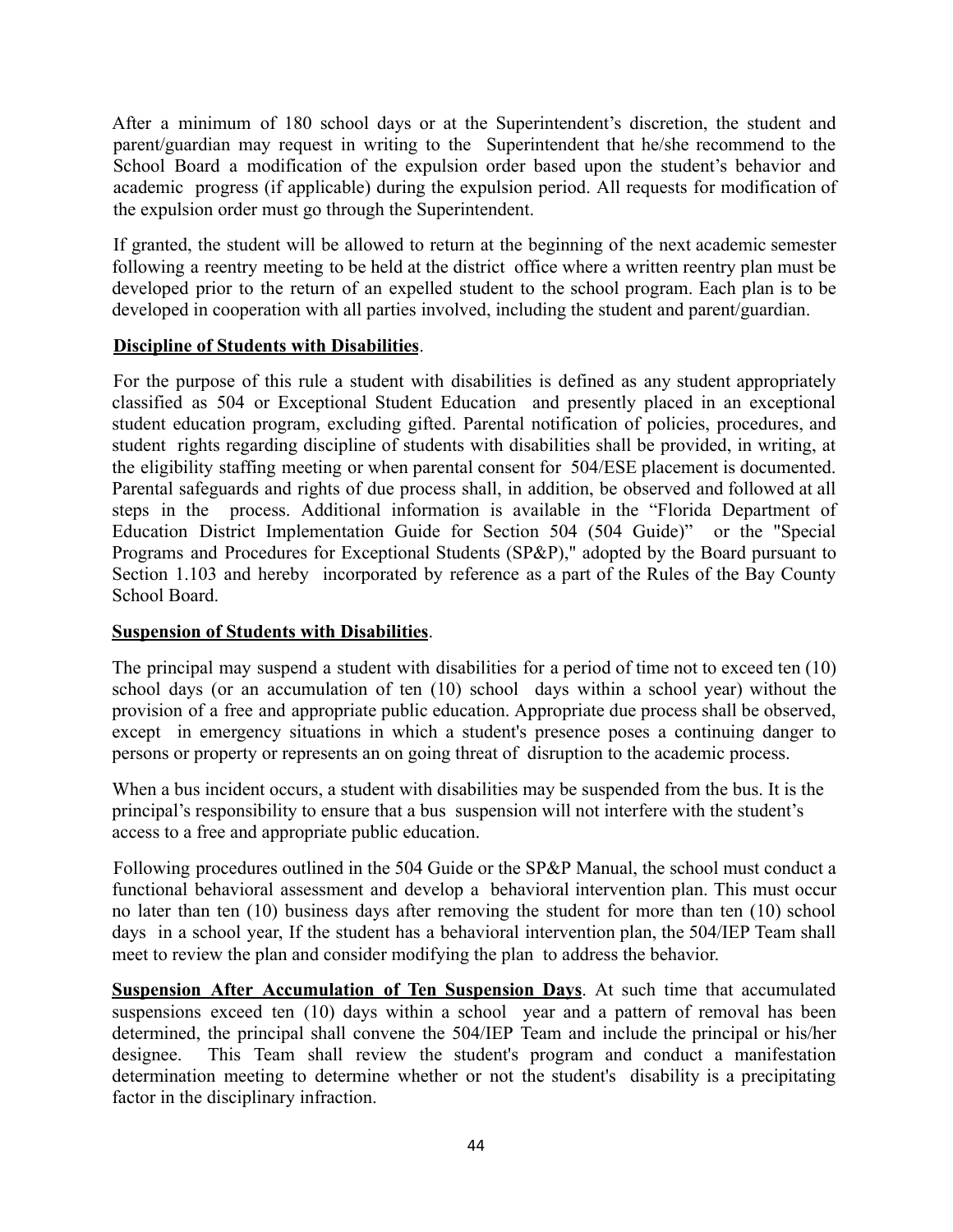After a minimum of 180 school days or at the Superintendent's discretion, the student and parent/guardian may request in writing to the Superintendent that he/she recommend to the School Board a modification of the expulsion order based upon the student's behavior and academic progress (if applicable) during the expulsion period. All requests for modification of the expulsion order must go through the Superintendent.

If granted, the student will be allowed to return at the beginning of the next academic semester following a reentry meeting to be held at the district office where a written reentry plan must be developed prior to the return of an expelled student to the school program. Each plan is to be developed in cooperation with all parties involved, including the student and parent/guardian.

**Discipline of Students with Disabilities**.

For the purpose of this rule a student with disabilities is defined as any student appropriately classified as 504 or Exceptional Student Education and presently placed in an exceptional student education program, excluding gifted. Parental notification of policies, procedures, and student rights regarding discipline of students with disabilities shall be provided, in writing, at the eligibility staffing meeting or when parental consent for 504/ESE placement is documented. Parental safeguards and rights of due process shall, in addition, be observed and followed at all steps in the process. Additional information is available in the "Florida Department of Education District Implementation Guide for Section 504 (504 Guide)" or the "Special Programs and Procedures for Exceptional Students (SP&P)," adopted by the Board pursuant to Section 1.103 and hereby incorporated by reference as a part of the Rules of the Bay County School Board.

**Suspension of Students with Disabilities**.

The principal may suspend a student with disabilities for a period of time not to exceed ten (10) school days (or an accumulation of ten (10) school days within a school year) without the provision of a free and appropriate public education. Appropriate due process shall be observed, except in emergency situations in which a student's presence poses a continuing danger to persons or property or represents an on going threat of disruption to the academic process.

When a bus incident occurs, a student with disabilities may be suspended from the bus. It is the principal's responsibility to ensure that a bus suspension will not interfere with the student's access to a free and appropriate public education.

Following procedures outlined in the 504 Guide or the SP&P Manual, the school must conduct a functional behavioral assessment and develop a behavioral intervention plan. This must occur no later than ten (10) business days after removing the student for more than ten (10) school days in a school year, If the student has a behavioral intervention plan, the 504/IEP Team shall meet to review the plan and consider modifying the plan to address the behavior.

**Suspension After Accumulation of Ten Suspension Days**. At such time that accumulated suspensions exceed ten (10) days within a school year and a pattern of removal has been determined, the principal shall convene the 504/IEP Team and include the principal or his/her designee. This Team shall review the student's program and conduct a manifestation determination meeting to determine whether or not the student's disability is a precipitating factor in the disciplinary infraction.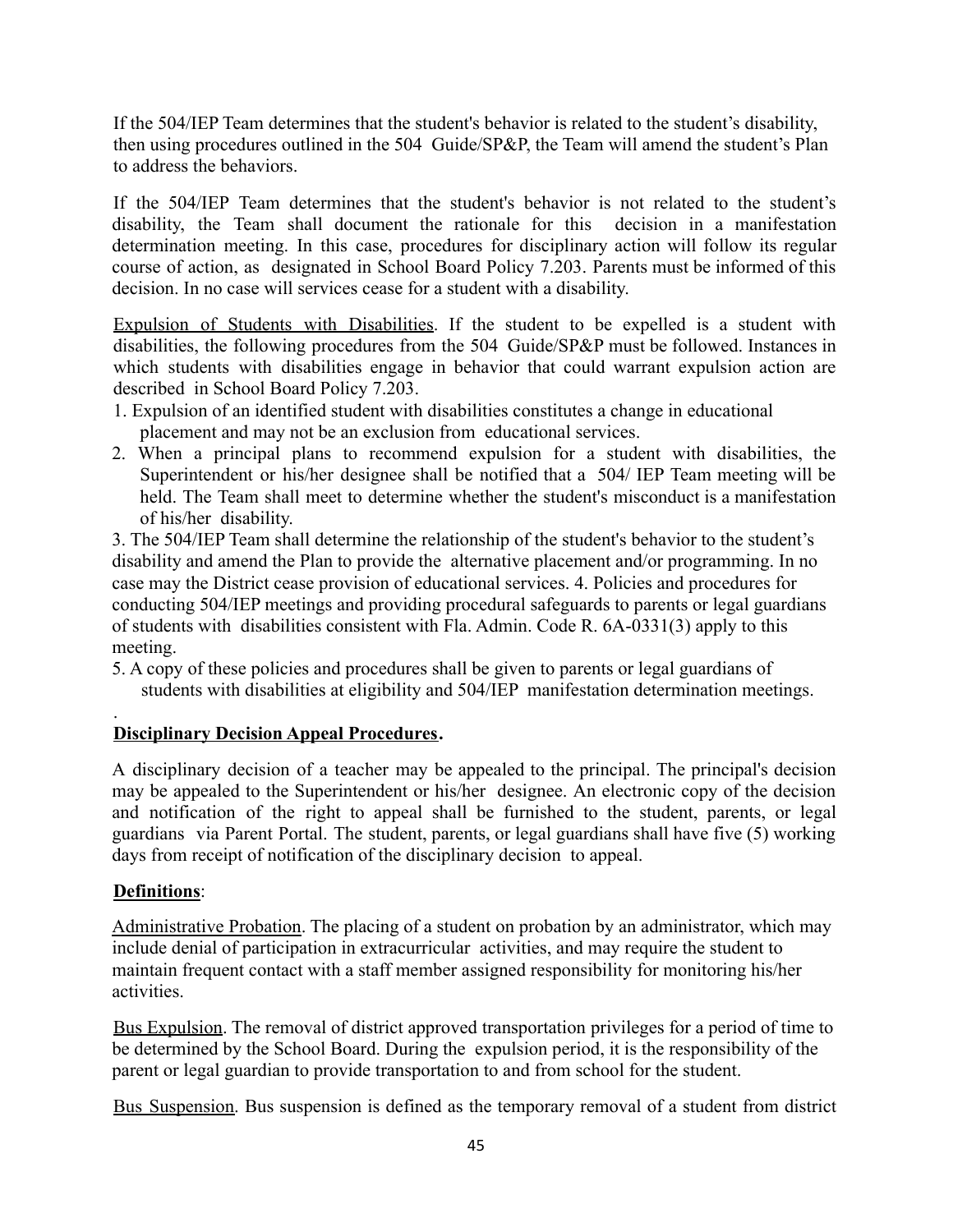If the 504/IEP Team determines that the student's behavior is related to the student's disability, then using procedures outlined in the 504 Guide/SP&P, the Team will amend the student's Plan to address the behaviors.

If the 504/IEP Team determines that the student's behavior is not related to the student's disability, the Team shall document the rationale for this decision in a manifestation determination meeting. In this case, procedures for disciplinary action will follow its regular course of action, as designated in School Board Policy 7.203. Parents must be informed of this decision. In no case will services cease for a student with a disability.

Expulsion of Students with Disabilities. If the student to be expelled is a student with disabilities, the following procedures from the 504 Guide/SP&P must be followed. Instances in which students with disabilities engage in behavior that could warrant expulsion action are described in School Board Policy 7.203.

1. Expulsion of an identified student with disabilities constitutes a change in educational placement and may not be an exclusion from educational services.
2. When a principal plans to recommend expulsion for a student with disabilities, the Superintendent or his/her designee shall be notified that a 504/ IEP Team meeting will be held. The Team shall meet to determine whether the student's misconduct is a manifestation of his/her disability.

3. The 504/IEP Team shall determine the relationship of the student's behavior to the student's disability and amend the Plan to provide the alternative placement and/or programming. In no case may the District cease provision of educational services. 4. Policies and procedures for conducting 504/IEP meetings and providing procedural safeguards to parents or legal guardians of students with disabilities consistent with Fla. Admin. Code R. 6A-0331(3) apply to this meeting.

5. A copy of these policies and procedures shall be given to parents or legal guardians of students with disabilities at eligibility and 504/IEP manifestation determination meetings.

.

**Disciplinary Decision Appeal Procedures.**

A disciplinary decision of a teacher may be appealed to the principal. The principal's decision may be appealed to the Superintendent or his/her designee. An electronic copy of the decision and notification of the right to appeal shall be furnished to the student, parents, or legal guardians via Parent Portal. The student, parents, or legal guardians shall have five (5) working days from receipt of notification of the disciplinary decision to appeal.

**Definitions**:

Administrative Probation. The placing of a student on probation by an administrator, which may include denial of participation in extracurricular activities, and may require the student to maintain frequent contact with a staff member assigned responsibility for monitoring his/her activities.

Bus Expulsion. The removal of district approved transportation privileges for a period of time to be determined by the School Board. During the expulsion period, it is the responsibility of the parent or legal guardian to provide transportation to and from school for the student.

Bus Suspension. Bus suspension is defined as the temporary removal of a student from district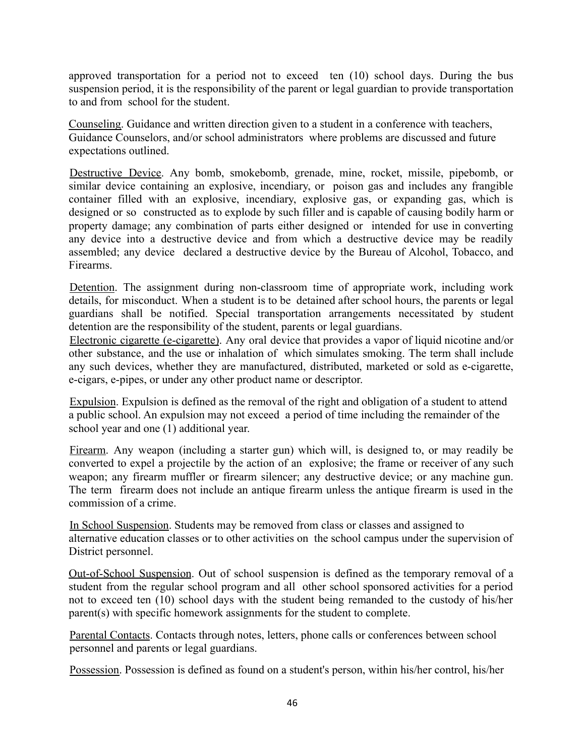approved transportation for a period not to exceed ten (10) school days. During the bus suspension period, it is the responsibility of the parent or legal guardian to provide transportation to and from school for the student.

Counseling. Guidance and written direction given to a student in a conference with teachers, Guidance Counselors, and/or school administrators where problems are discussed and future expectations outlined.

Destructive Device. Any bomb, smokebomb, grenade, mine, rocket, missile, pipebomb, or similar device containing an explosive, incendiary, or poison gas and includes any frangible container filled with an explosive, incendiary, explosive gas, or expanding gas, which is designed or so constructed as to explode by such filler and is capable of causing bodily harm or property damage; any combination of parts either designed or intended for use in converting any device into a destructive device and from which a destructive device may be readily assembled; any device declared a destructive device by the Bureau of Alcohol, Tobacco, and Firearms.

Detention. The assignment during non-classroom time of appropriate work, including work details, for misconduct. When a student is to be detained after school hours, the parents or legal guardians shall be notified. Special transportation arrangements necessitated by student detention are the responsibility of the student, parents or legal guardians.

Electronic cigarette (e-cigarette). Any oral device that provides a vapor of liquid nicotine and/or other substance, and the use or inhalation of which simulates smoking. The term shall include any such devices, whether they are manufactured, distributed, marketed or sold as e-cigarette, e-cigars, e-pipes, or under any other product name or descriptor.

Expulsion. Expulsion is defined as the removal of the right and obligation of a student to attend a public school. An expulsion may not exceed a period of time including the remainder of the school year and one (1) additional year.

Firearm. Any weapon (including a starter gun) which will, is designed to, or may readily be converted to expel a projectile by the action of an explosive; the frame or receiver of any such weapon; any firearm muffler or firearm silencer; any destructive device; or any machine gun. The term firearm does not include an antique firearm unless the antique firearm is used in the commission of a crime.

In School Suspension. Students may be removed from class or classes and assigned to alternative education classes or to other activities on the school campus under the supervision of District personnel.

Out-of-School Suspension. Out of school suspension is defined as the temporary removal of a student from the regular school program and all other school sponsored activities for a period not to exceed ten (10) school days with the student being remanded to the custody of his/her parent(s) with specific homework assignments for the student to complete.

Parental Contacts. Contacts through notes, letters, phone calls or conferences between school personnel and parents or legal guardians.

Possession. Possession is defined as found on a student's person, within his/her control, his/her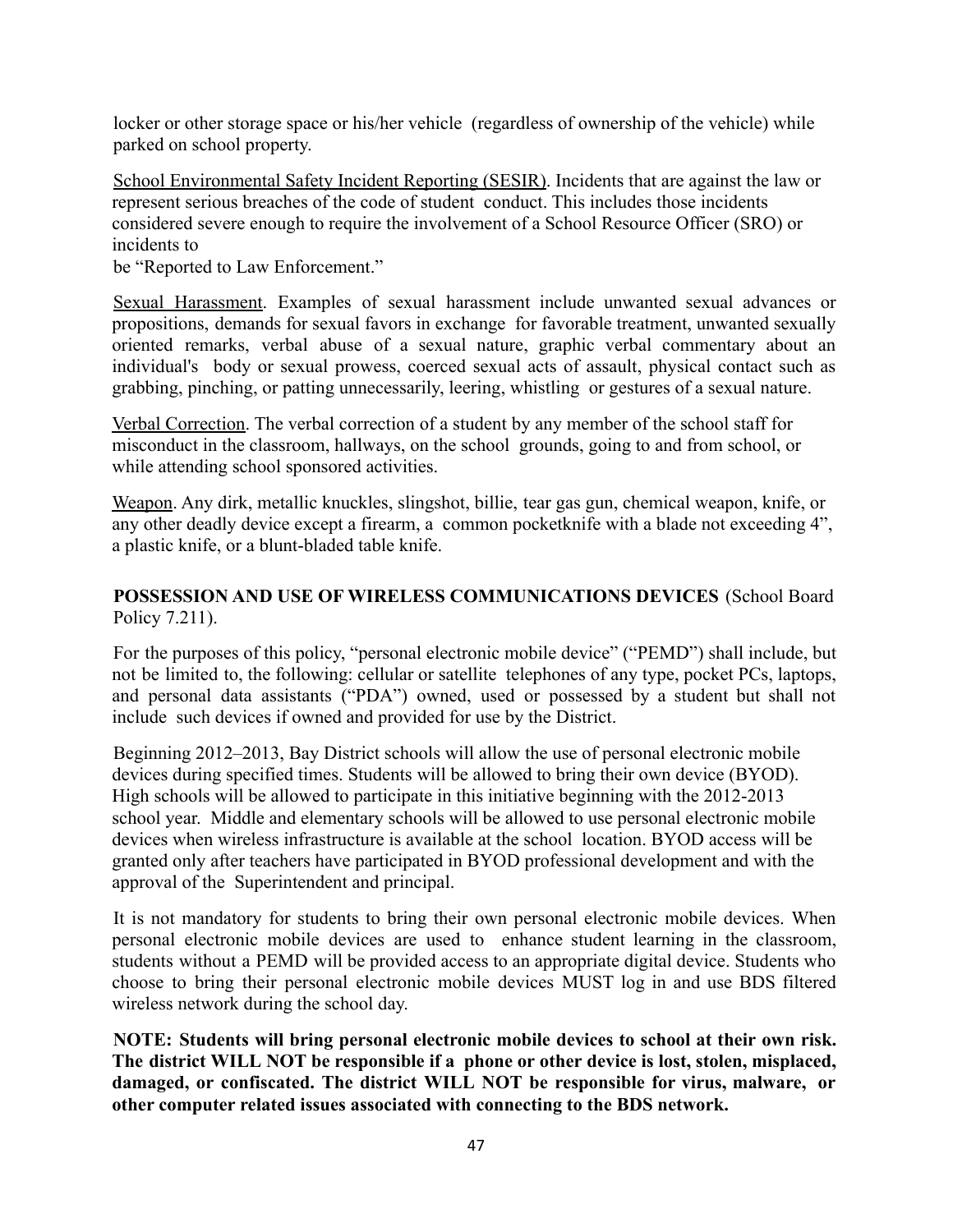locker or other storage space or his/her vehicle (regardless of ownership of the vehicle) while parked on school property.

School Environmental Safety Incident Reporting (SESIR). Incidents that are against the law or represent serious breaches of the code of student conduct. This includes those incidents considered severe enough to require the involvement of a School Resource Officer (SRO) or incidents to be "Reported to Law Enforcement."

Sexual Harassment. Examples of sexual harassment include unwanted sexual advances or propositions, demands for sexual favors in exchange for favorable treatment, unwanted sexually oriented remarks, verbal abuse of a sexual nature, graphic verbal commentary about an individual's body or sexual prowess, coerced sexual acts of assault, physical contact such as grabbing, pinching, or patting unnecessarily, leering, whistling or gestures of a sexual nature.

Verbal Correction. The verbal correction of a student by any member of the school staff for misconduct in the classroom, hallways, on the school grounds, going to and from school, or while attending school sponsored activities.

Weapon. Any dirk, metallic knuckles, slingshot, billie, tear gas gun, chemical weapon, knife, or any other deadly device except a firearm, a common pocketknife with a blade not exceeding 4", a plastic knife, or a blunt-bladed table knife.

**POSSESSION AND USE OF WIRELESS COMMUNICATIONS DEVICES** (School Board Policy 7.211).

For the purposes of this policy, "personal electronic mobile device" ("PEMD") shall include, but not be limited to, the following: cellular or satellite telephones of any type, pocket PCs, laptops, and personal data assistants ("PDA") owned, used or possessed by a student but shall not include such devices if owned and provided for use by the District.

Beginning 2012–2013, Bay District schools will allow the use of personal electronic mobile devices during specified times. Students will be allowed to bring their own device (BYOD). High schools will be allowed to participate in this initiative beginning with the 2012-2013 school year. Middle and elementary schools will be allowed to use personal electronic mobile devices when wireless infrastructure is available at the school location. BYOD access will be granted only after teachers have participated in BYOD professional development and with the approval of the Superintendent and principal.

It is not mandatory for students to bring their own personal electronic mobile devices. When personal electronic mobile devices are used to enhance student learning in the classroom, students without a PEMD will be provided access to an appropriate digital device. Students who choose to bring their personal electronic mobile devices MUST log in and use BDS filtered wireless network during the school day.

**NOTE: Students will bring personal electronic mobile devices to school at their own risk. The district WILL NOT be responsible if a phone or other device is lost, stolen, misplaced, damaged, or confiscated. The district WILL NOT be responsible for virus, malware, or other computer related issues associated with connecting to the BDS network.**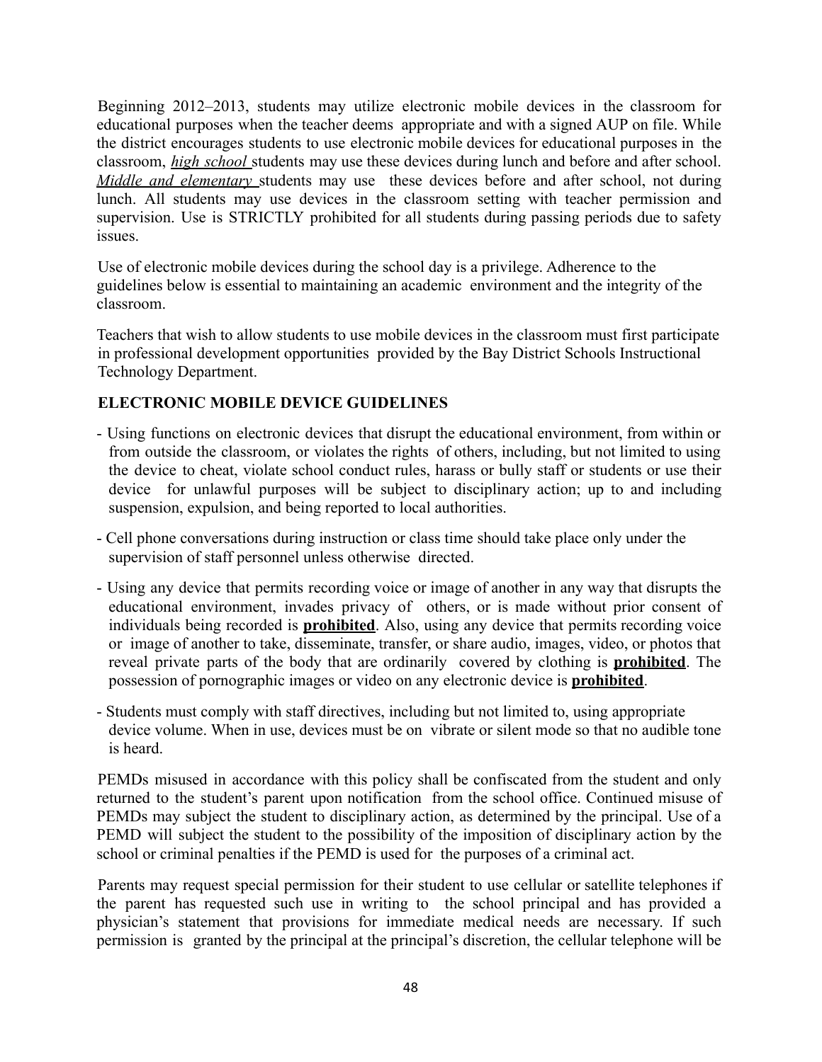Beginning 2012–2013, students may utilize electronic mobile devices in the classroom for educational purposes when the teacher deems appropriate and with a signed AUP on file. While the district encourages students to use electronic mobile devices for educational purposes in the classroom, ***high school*** students may use these devices during lunch and before and after school. ***Middle and elementary*** students may use these devices before and after school, not during lunch. All students may use devices in the classroom setting with teacher permission and supervision. Use is STRICTLY prohibited for all students during passing periods due to safety issues.

Use of electronic mobile devices during the school day is a privilege. Adherence to the guidelines below is essential to maintaining an academic environment and the integrity of the classroom.

Teachers that wish to allow students to use mobile devices in the classroom must first participate in professional development opportunities provided by the Bay District Schools Instructional Technology Department.

## ELECTRONIC MOBILE DEVICE GUIDELINES

- Using functions on electronic devices that disrupt the educational environment, from within or from outside the classroom, or violates the rights of others, including, but not limited to using the device to cheat, violate school conduct rules, harass or bully staff or students or use their device for unlawful purposes will be subject to disciplinary action; up to and including suspension, expulsion, and being reported to local authorities.
- Cell phone conversations during instruction or class time should take place only under the supervision of staff personnel unless otherwise directed.
- Using any device that permits recording voice or image of another in any way that disrupts the educational environment, invades privacy of others, or is made without prior consent of individuals being recorded is **prohibited**. Also, using any device that permits recording voice or image of another to take, disseminate, transfer, or share audio, images, video, or photos that reveal private parts of the body that are ordinarily covered by clothing is **prohibited**. The possession of pornographic images or video on any electronic device is **prohibited**.
- Students must comply with staff directives, including but not limited to, using appropriate device volume. When in use, devices must be on vibrate or silent mode so that no audible tone is heard.

PEMDs misused in accordance with this policy shall be confiscated from the student and only returned to the student's parent upon notification from the school office. Continued misuse of PEMDs may subject the student to disciplinary action, as determined by the principal. Use of a PEMD will subject the student to the possibility of the imposition of disciplinary action by the school or criminal penalties if the PEMD is used for the purposes of a criminal act.

Parents may request special permission for their student to use cellular or satellite telephones if the parent has requested such use in writing to the school principal and has provided a physician's statement that provisions for immediate medical needs are necessary. If such permission is granted by the principal at the principal's discretion, the cellular telephone will be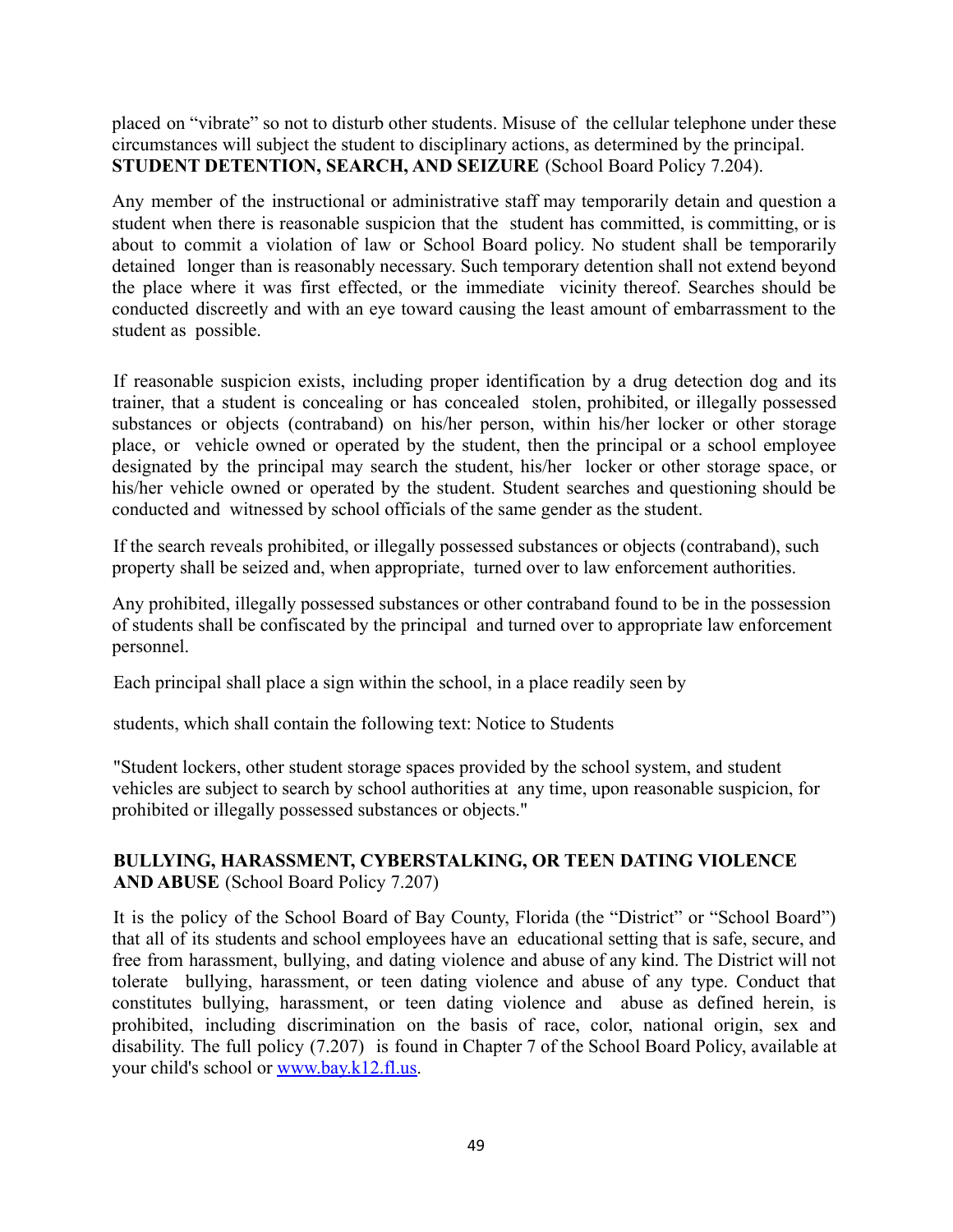placed on "vibrate" so not to disturb other students. Misuse of the cellular telephone under these circumstances will subject the student to disciplinary actions, as determined by the principal.

**STUDENT DETENTION, SEARCH, AND SEIZURE** (School Board Policy 7.204).

Any member of the instructional or administrative staff may temporarily detain and question a student when there is reasonable suspicion that the student has committed, is committing, or is about to commit a violation of law or School Board policy. No student shall be temporarily detained longer than is reasonably necessary. Such temporary detention shall not extend beyond the place where it was first effected, or the immediate vicinity thereof. Searches should be conducted discreetly and with an eye toward causing the least amount of embarrassment to the student as possible.

If reasonable suspicion exists, including proper identification by a drug detection dog and its trainer, that a student is concealing or has concealed stolen, prohibited, or illegally possessed substances or objects (contraband) on his/her person, within his/her locker or other storage place, or vehicle owned or operated by the student, then the principal or a school employee designated by the principal may search the student, his/her locker or other storage space, or his/her vehicle owned or operated by the student. Student searches and questioning should be conducted and witnessed by school officials of the same gender as the student.

If the search reveals prohibited, or illegally possessed substances or objects (contraband), such property shall be seized and, when appropriate, turned over to law enforcement authorities.

Any prohibited, illegally possessed substances or other contraband found to be in the possession of students shall be confiscated by the principal and turned over to appropriate law enforcement personnel.

Each principal shall place a sign within the school, in a place readily seen by

students, which shall contain the following text: Notice to Students

"Student lockers, other student storage spaces provided by the school system, and student vehicles are subject to search by school authorities at any time, upon reasonable suspicion, for prohibited or illegally possessed substances or objects."

**BULLYING, HARASSMENT, CYBERSTALKING, OR TEEN DATING VIOLENCE AND ABUSE** (School Board Policy 7.207)

It is the policy of the School Board of Bay County, Florida (the "District" or "School Board") that all of its students and school employees have an educational setting that is safe, secure, and free from harassment, bullying, and dating violence and abuse of any kind. The District will not tolerate bullying, harassment, or teen dating violence and abuse of any type. Conduct that constitutes bullying, harassment, or teen dating violence and abuse as defined herein, is prohibited, including discrimination on the basis of race, color, national origin, sex and disability. The full policy (7.207) is found in Chapter 7 of the School Board Policy, available at your child's school or www.bay.k12.fl.us.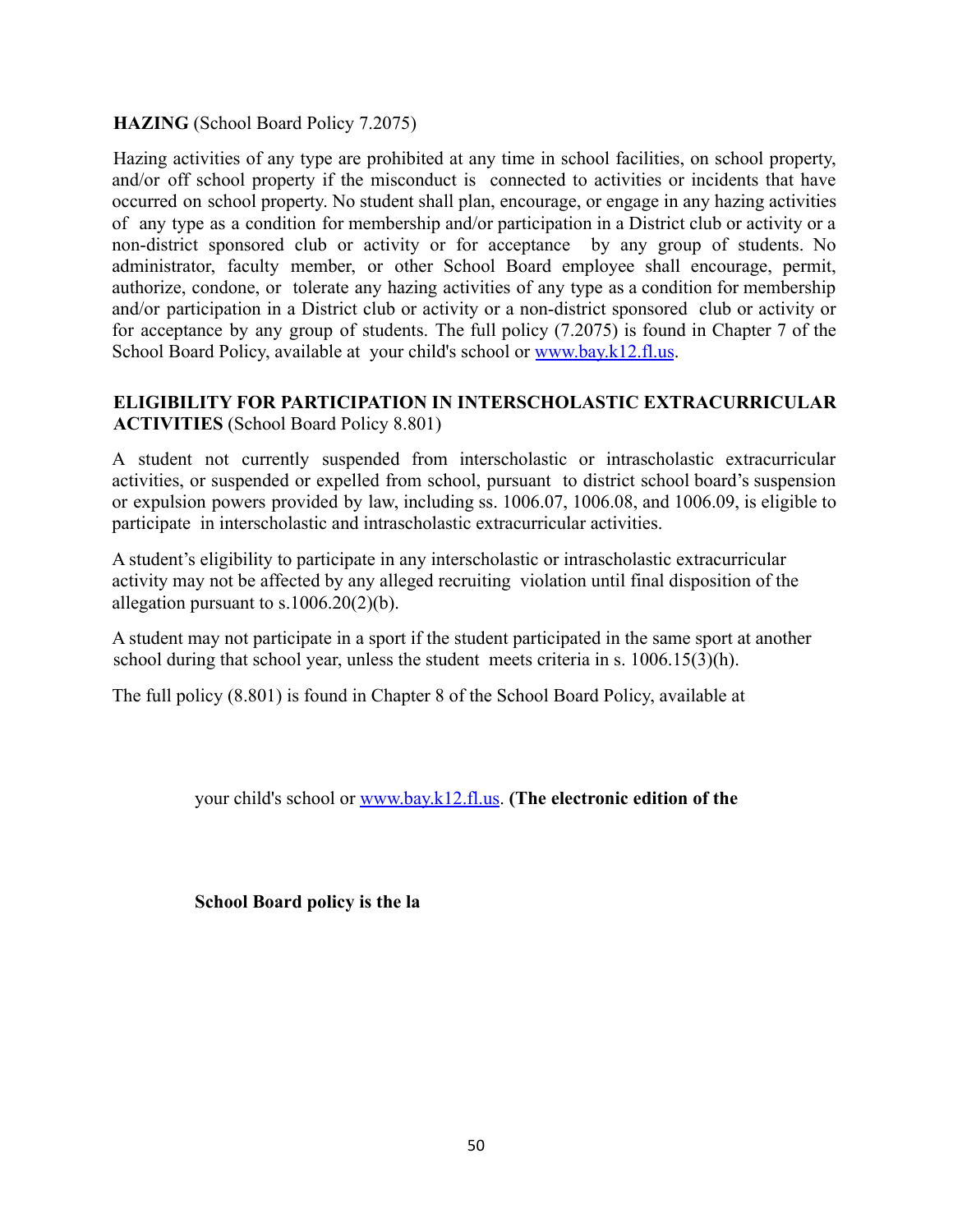**HAZING** (School Board Policy 7.2075)

Hazing activities of any type are prohibited at any time in school facilities, on school property, and/or off school property if the misconduct is connected to activities or incidents that have occurred on school property. No student shall plan, encourage, or engage in any hazing activities of any type as a condition for membership and/or participation in a District club or activity or a non-district sponsored club or activity or for acceptance by any group of students. No administrator, faculty member, or other School Board employee shall encourage, permit, authorize, condone, or tolerate any hazing activities of any type as a condition for membership and/or participation in a District club or activity or a non-district sponsored club or activity or for acceptance by any group of students. The full policy (7.2075) is found in Chapter 7 of the School Board Policy, available at your child's school or [www.bay.k12.fl.us](http://www.bay.k12.fl.us).

**ELIGIBILITY FOR PARTICIPATION IN INTERSCHOLASTIC EXTRACURRICULAR ACTIVITIES** (School Board Policy 8.801)

A student not currently suspended from interscholastic or intrascholastic extracurricular activities, or suspended or expelled from school, pursuant to district school board's suspension or expulsion powers provided by law, including ss. 1006.07, 1006.08, and 1006.09, is eligible to participate in interscholastic and intrascholastic extracurricular activities.

A student's eligibility to participate in any interscholastic or intrascholastic extracurricular activity may not be affected by any alleged recruiting violation until final disposition of the allegation pursuant to s.1006.20(2)(b).

A student may not participate in a sport if the student participated in the same sport at another school during that school year, unless the student meets criteria in s. 1006.15(3)(h).

The full policy (8.801) is found in Chapter 8 of the School Board Policy, available at

your child's school or [www.bay.k12.fl.us](http://www.bay.k12.fl.us). **(The electronic edition of the**

**School Board policy is the la**